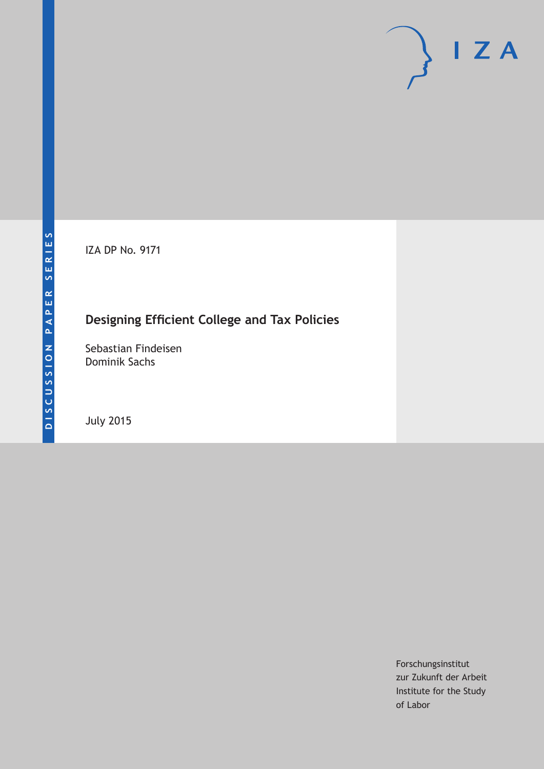DISCUSSION PAPER SERIES

IZA DP No. 9171

# Designing Efficient College and Tax Policies

Sebastian Findeisen
Dominik Sachs

July 2015

Forschungsinstitut
zur Zukunft der Arbeit
Institute for the Study
of Labor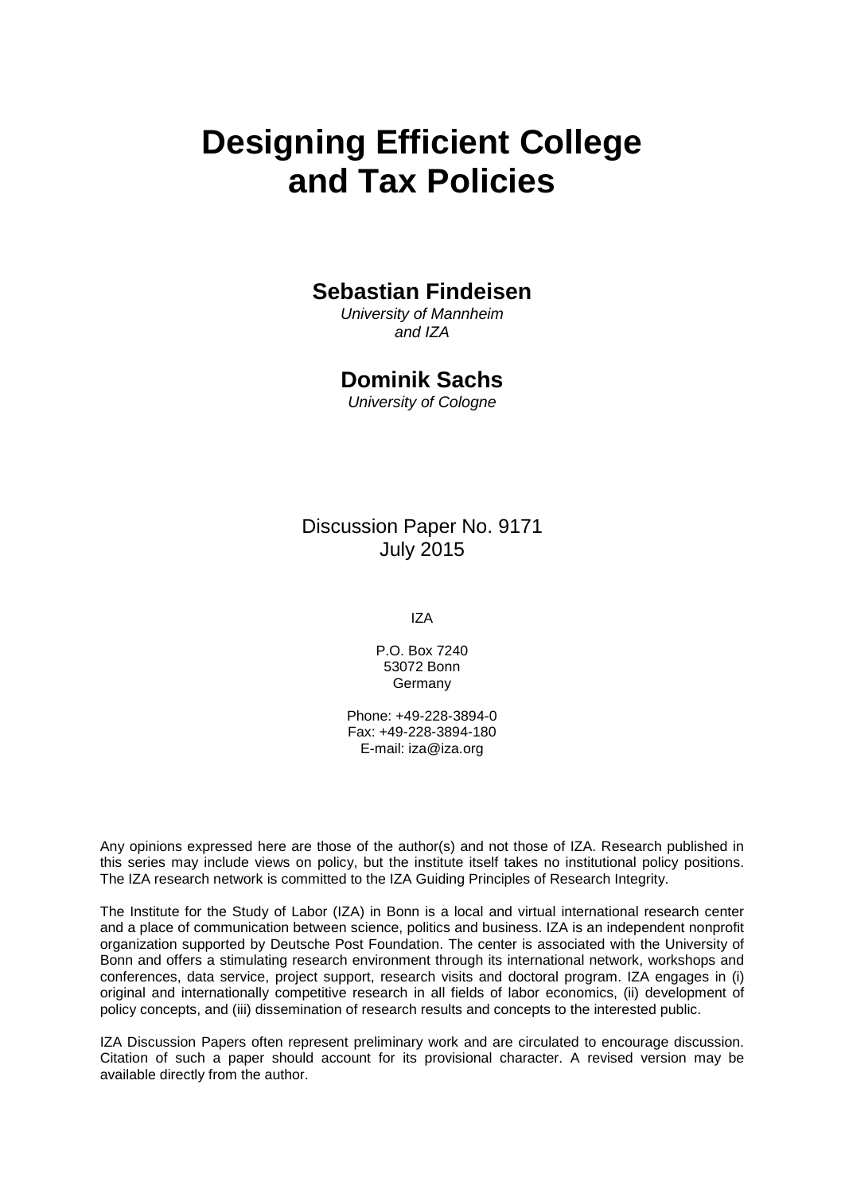# Designing Efficient College and Tax Policies

## Sebastian Findeisen

*University of Mannheim and IZA*

## Dominik Sachs

*University of Cologne*

Discussion Paper No. 9171
July 2015

IZA

P.O. Box 7240
53072 Bonn
Germany

Phone: +49-228-3894-0
Fax: +49-228-3894-180
E-mail: iza@iza.org

Any opinions expressed here are those of the author(s) and not those of IZA. Research published in this series may include views on policy, but the institute itself takes no institutional policy positions. The IZA research network is committed to the IZA Guiding Principles of Research Integrity.

The Institute for the Study of Labor (IZA) in Bonn is a local and virtual international research center and a place of communication between science, politics and business. IZA is an independent nonprofit organization supported by Deutsche Post Foundation. The center is associated with the University of Bonn and offers a stimulating research environment through its international network, workshops and conferences, data service, project support, research visits and doctoral program. IZA engages in (i) original and internationally competitive research in all fields of labor economics, (ii) development of policy concepts, and (iii) dissemination of research results and concepts to the interested public.

IZA Discussion Papers often represent preliminary work and are circulated to encourage discussion. Citation of such a paper should account for its provisional character. A revised version may be available directly from the author.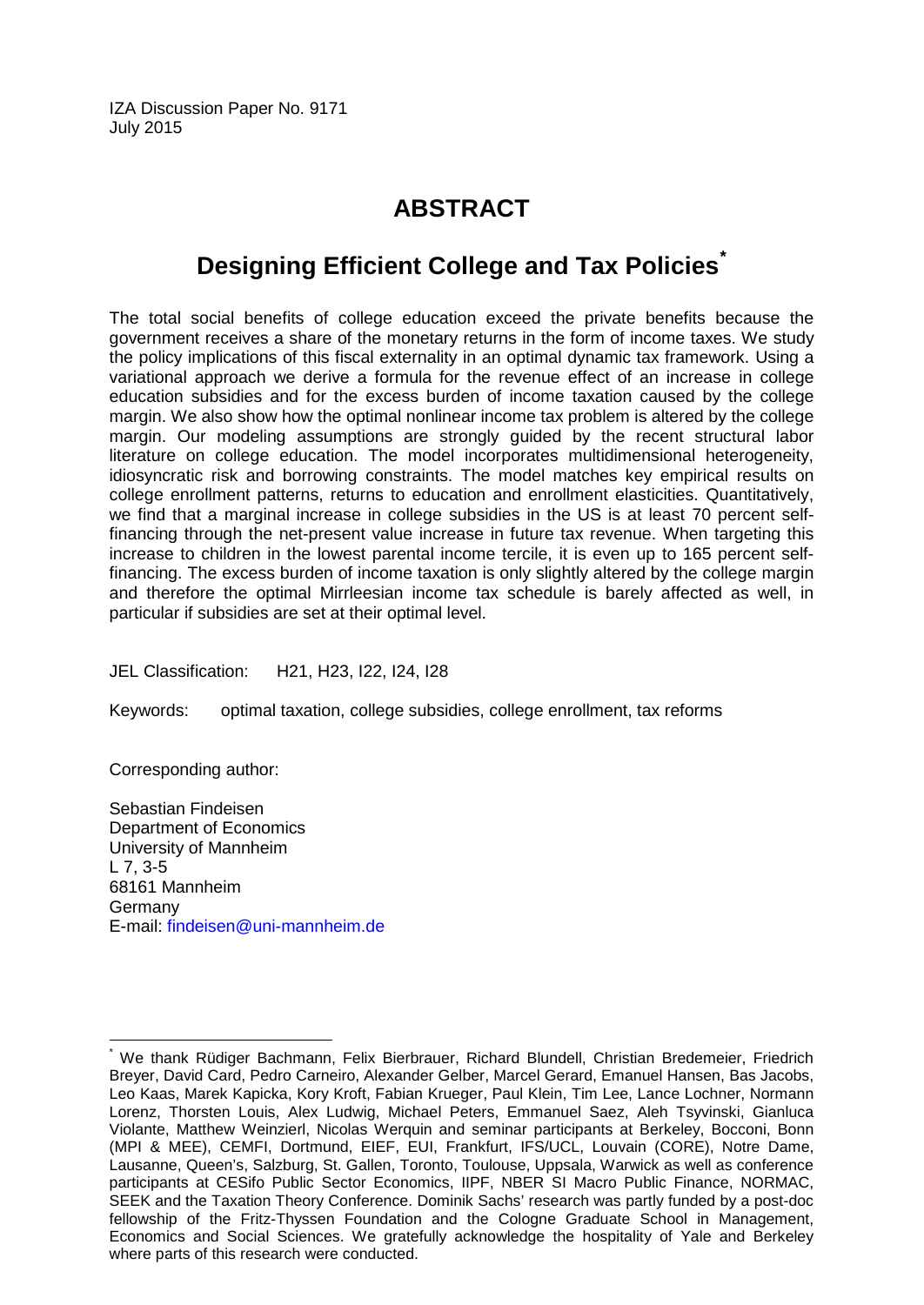IZA Discussion Paper No. 9171
July 2015

# ABSTRACT

## Designing Efficient College and Tax Policies[*]

The total social benefits of college education exceed the private benefits because the government receives a share of the monetary returns in the form of income taxes. We study the policy implications of this fiscal externality in an optimal dynamic tax framework. Using a variational approach we derive a formula for the revenue effect of an increase in college education subsidies and for the excess burden of income taxation caused by the college margin. We also show how the optimal nonlinear income tax problem is altered by the college margin. Our modeling assumptions are strongly guided by the recent structural labor literature on college education. The model incorporates multidimensional heterogeneity, idiosyncratic risk and borrowing constraints. The model matches key empirical results on college enrollment patterns, returns to education and enrollment elasticities. Quantitatively, we find that a marginal increase in college subsidies in the US is at least 70 percent self-financing through the net-present value increase in future tax revenue. When targeting this increase to children in the lowest parental income tercile, it is even up to 165 percent self-financing. The excess burden of income taxation is only slightly altered by the college margin and therefore the optimal Mirrleesian income tax schedule is barely affected as well, in particular if subsidies are set at their optimal level.

JEL Classification: H21, H23, I22, I24, I28

Keywords: optimal taxation, college subsidies, college enrollment, tax reforms

Corresponding author:

Sebastian Findeisen
Department of Economics
University of Mannheim
L 7, 3-5
68161 Mannheim
Germany
E-mail: findeisen@uni-mannheim.de

---

[*] We thank Rüdiger Bachmann, Felix Bierbrauer, Richard Blundell, Christian Bredemeier, Friedrich Breyer, David Card, Pedro Carneiro, Alexander Gelber, Marcel Gerard, Emanuel Hansen, Bas Jacobs, Leo Kaas, Marek Kapicka, Kory Kroft, Fabian Krueger, Paul Klein, Tim Lee, Lance Lochner, Normann Lorenz, Thorsten Louis, Alex Ludwig, Michael Peters, Emmanuel Saez, Aleh Tsyvinski, Gianluca Violante, Matthew Weinzierl, Nicolas Werquin and seminar participants at Berkeley, Bocconi, Bonn (MPI & MEE), CEMFI, Dortmund, EIEF, EUI, Frankfurt, IFS/UCL, Louvain (CORE), Notre Dame, Lausanne, Queen's, Salzburg, St. Gallen, Toronto, Toulouse, Uppsala, Warwick as well as conference participants at CESifo Public Sector Economics, IIPF, NBER SI Macro Public Finance, NORMAC, SEEK and the Taxation Theory Conference. Dominik Sachs' research was partly funded by a post-doc fellowship of the Fritz-Thyssen Foundation and the Cologne Graduate School in Management, Economics and Social Sciences. We gratefully acknowledge the hospitality of Yale and Berkeley where parts of this research were conducted.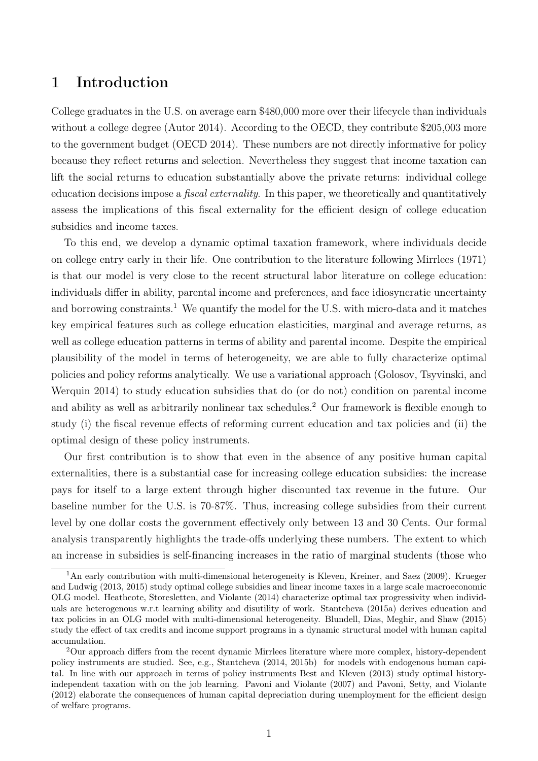# 1 Introduction

College graduates in the U.S. on average earn \$480,000 more over their lifecycle than individuals without a college degree (Autor 2014). According to the OECD, they contribute \$205,003 more to the government budget (OECD 2014). These numbers are not directly informative for policy because they reflect returns and selection. Nevertheless they suggest that income taxation can lift the social returns to education substantially above the private returns: individual college education decisions impose a *fiscal externality*. In this paper, we theoretically and quantitatively assess the implications of this fiscal externality for the efficient design of college education subsidies and income taxes.

To this end, we develop a dynamic optimal taxation framework, where individuals decide on college entry early in their life. One contribution to the literature following Mirrlees (1971) is that our model is very close to the recent structural labor literature on college education: individuals differ in ability, parental income and preferences, and face idiosyncratic uncertainty and borrowing constraints.[1] We quantify the model for the U.S. with micro-data and it matches key empirical features such as college education elasticities, marginal and average returns, as well as college education patterns in terms of ability and parental income. Despite the empirical plausibility of the model in terms of heterogeneity, we are able to fully characterize optimal policies and policy reforms analytically. We use a variational approach (Golosov, Tsyvinski, and Werquin 2014) to study education subsidies that do (or do not) condition on parental income and ability as well as arbitrarily nonlinear tax schedules.[2] Our framework is flexible enough to study (i) the fiscal revenue effects of reforming current education and tax policies and (ii) the optimal design of these policy instruments.

Our first contribution is to show that even in the absence of any positive human capital externalities, there is a substantial case for increasing college education subsidies: the increase pays for itself to a large extent through higher discounted tax revenue in the future. Our baseline number for the U.S. is 70-87%. Thus, increasing college subsidies from their current level by one dollar costs the government effectively only between 13 and 30 Cents. Our formal analysis transparently highlights the trade-offs underlying these numbers. The extent to which an increase in subsidies is self-financing increases in the ratio of marginal students (those who

---

[1] An early contribution with multi-dimensional heterogeneity is Kleven, Kreiner, and Saez (2009). Krueger and Ludwig (2013, 2015) study optimal college subsidies and linear income taxes in a large scale macroeconomic OLG model. Heathcote, Storesletten, and Violante (2014) characterize optimal tax progressivity when individuals are heterogenous w.r.t learning ability and disutility of work. Stantcheva (2015a) derives education and tax policies in an OLG model with multi-dimensional heterogeneity. Blundell, Dias, Meghir, and Shaw (2015) study the effect of tax credits and income support programs in a dynamic structural model with human capital accumulation.

[2] Our approach differs from the recent dynamic Mirrlees literature where more complex, history-dependent policy instruments are studied. See, e.g., Stantcheva (2014, 2015b) for models with endogenous human capital. In line with our approach in terms of policy instruments Best and Kleven (2013) study optimal history-independent taxation with on the job learning. Pavoni and Violante (2007) and Pavoni, Setty, and Violante (2012) elaborate the consequences of human capital depreciation during unemployment for the efficient design of welfare programs.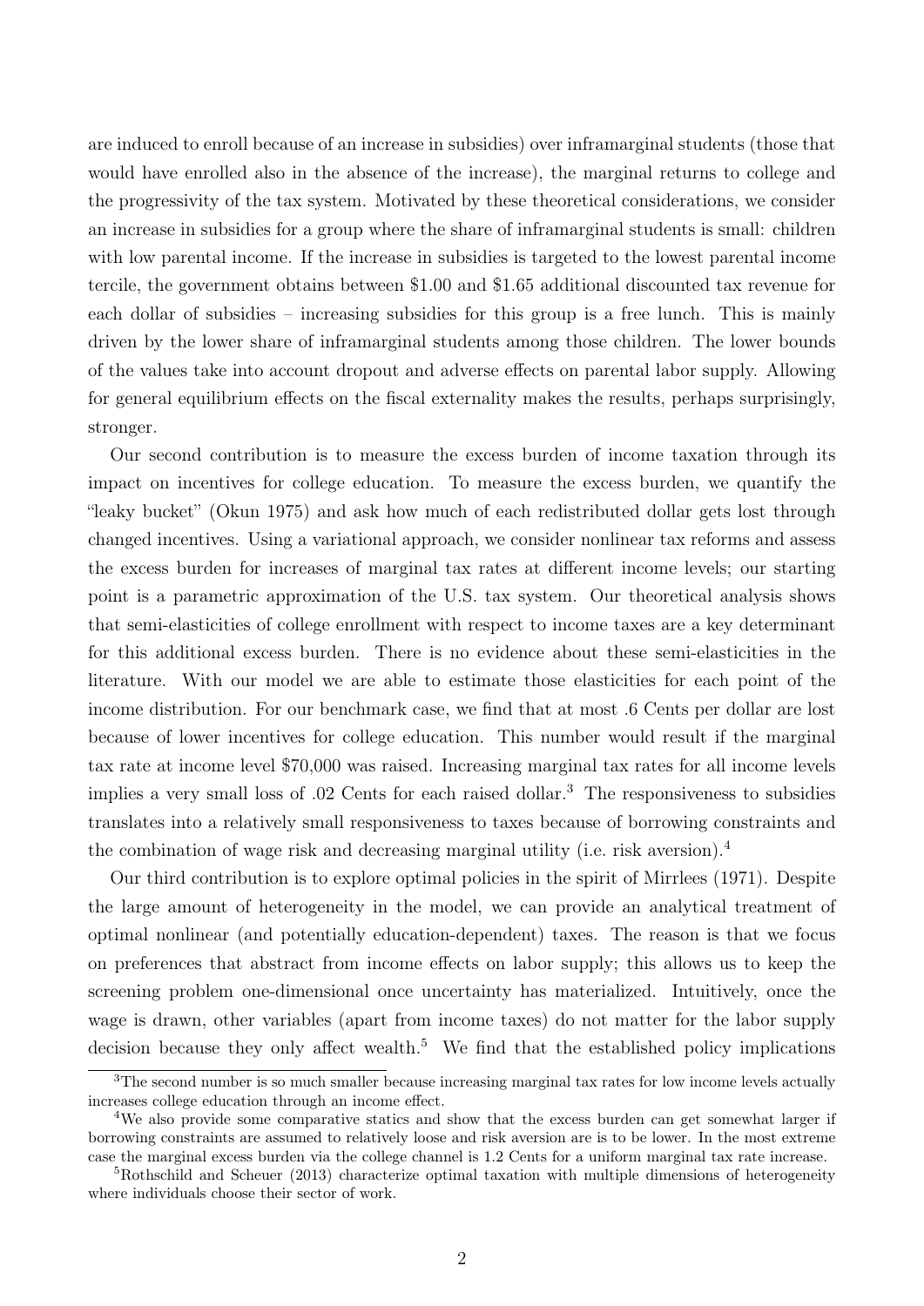are induced to enroll because of an increase in subsidies) over inframarginal students (those that would have enrolled also in the absence of the increase), the marginal returns to college and the progressivity of the tax system. Motivated by these theoretical considerations, we consider an increase in subsidies for a group where the share of inframarginal students is small: children with low parental income. If the increase in subsidies is targeted to the lowest parental income tercile, the government obtains between \$1.00 and \$1.65 additional discounted tax revenue for each dollar of subsidies – increasing subsidies for this group is a free lunch. This is mainly driven by the lower share of inframarginal students among those children. The lower bounds of the values take into account dropout and adverse effects on parental labor supply. Allowing for general equilibrium effects on the fiscal externality makes the results, perhaps surprisingly, stronger.

Our second contribution is to measure the excess burden of income taxation through its impact on incentives for college education. To measure the excess burden, we quantify the "leaky bucket" (Okun 1975) and ask how much of each redistributed dollar gets lost through changed incentives. Using a variational approach, we consider nonlinear tax reforms and assess the excess burden for increases of marginal tax rates at different income levels; our starting point is a parametric approximation of the U.S. tax system. Our theoretical analysis shows that semi-elasticities of college enrollment with respect to income taxes are a key determinant for this additional excess burden. There is no evidence about these semi-elasticities in the literature. With our model we are able to estimate those elasticities for each point of the income distribution. For our benchmark case, we find that at most .6 Cents per dollar are lost because of lower incentives for college education. This number would result if the marginal tax rate at income level \$70,000 was raised. Increasing marginal tax rates for all income levels implies a very small loss of .02 Cents for each raised dollar.[3] The responsiveness to subsidies translates into a relatively small responsiveness to taxes because of borrowing constraints and the combination of wage risk and decreasing marginal utility (i.e. risk aversion).[4]

Our third contribution is to explore optimal policies in the spirit of Mirrlees (1971). Despite the large amount of heterogeneity in the model, we can provide an analytical treatment of optimal nonlinear (and potentially education-dependent) taxes. The reason is that we focus on preferences that abstract from income effects on labor supply; this allows us to keep the screening problem one-dimensional once uncertainty has materialized. Intuitively, once the wage is drawn, other variables (apart from income taxes) do not matter for the labor supply decision because they only affect wealth.[5] We find that the established policy implications

---

[3] The second number is so much smaller because increasing marginal tax rates for low income levels actually increases college education through an income effect.

[4] We also provide some comparative statics and show that the excess burden can get somewhat larger if borrowing constraints are assumed to relatively loose and risk aversion are is to be lower. In the most extreme case the marginal excess burden via the college channel is 1.2 Cents for a uniform marginal tax rate increase.

[5] Rothschild and Scheuer (2013) characterize optimal taxation with multiple dimensions of heterogeneity where individuals choose their sector of work.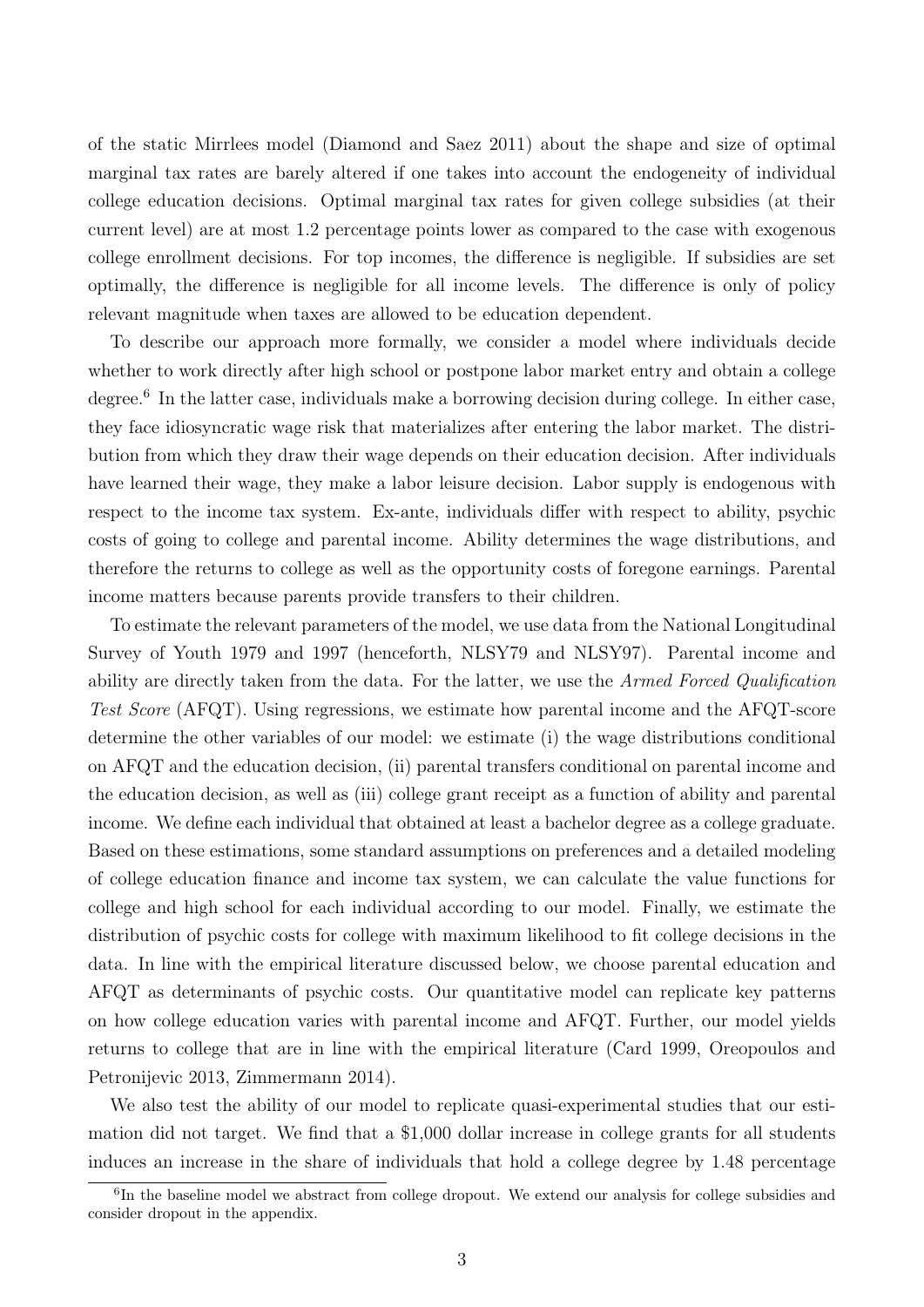of the static Mirrlees model (Diamond and Saez 2011) about the shape and size of optimal marginal tax rates are barely altered if one takes into account the endogeneity of individual college education decisions. Optimal marginal tax rates for given college subsidies (at their current level) are at most 1.2 percentage points lower as compared to the case with exogenous college enrollment decisions. For top incomes, the difference is negligible. If subsidies are set optimally, the difference is negligible for all income levels. The difference is only of policy relevant magnitude when taxes are allowed to be education dependent.

To describe our approach more formally, we consider a model where individuals decide whether to work directly after high school or postpone labor market entry and obtain a college degree.[6] In the latter case, individuals make a borrowing decision during college. In either case, they face idiosyncratic wage risk that materializes after entering the labor market. The distribution from which they draw their wage depends on their education decision. After individuals have learned their wage, they make a labor leisure decision. Labor supply is endogenous with respect to the income tax system. Ex-ante, individuals differ with respect to ability, psychic costs of going to college and parental income. Ability determines the wage distributions, and therefore the returns to college as well as the opportunity costs of foregone earnings. Parental income matters because parents provide transfers to their children.

To estimate the relevant parameters of the model, we use data from the National Longitudinal Survey of Youth 1979 and 1997 (henceforth, NLSY79 and NLSY97). Parental income and ability are directly taken from the data. For the latter, we use the *Armed Forced Qualification Test Score* (AFQT). Using regressions, we estimate how parental income and the AFQT-score determine the other variables of our model: we estimate (i) the wage distributions conditional on AFQT and the education decision, (ii) parental transfers conditional on parental income and the education decision, as well as (iii) college grant receipt as a function of ability and parental income. We define each individual that obtained at least a bachelor degree as a college graduate. Based on these estimations, some standard assumptions on preferences and a detailed modeling of college education finance and income tax system, we can calculate the value functions for college and high school for each individual according to our model. Finally, we estimate the distribution of psychic costs for college with maximum likelihood to fit college decisions in the data. In line with the empirical literature discussed below, we choose parental education and AFQT as determinants of psychic costs. Our quantitative model can replicate key patterns on how college education varies with parental income and AFQT. Further, our model yields returns to college that are in line with the empirical literature (Card 1999, Oreopoulos and Petronijevic 2013, Zimmermann 2014).

We also test the ability of our model to replicate quasi-experimental studies that our estimation did not target. We find that a \$1,000 dollar increase in college grants for all students induces an increase in the share of individuals that hold a college degree by 1.48 percentage

[6] In the baseline model we abstract from college dropout. We extend our analysis for college subsidies and consider dropout in the appendix.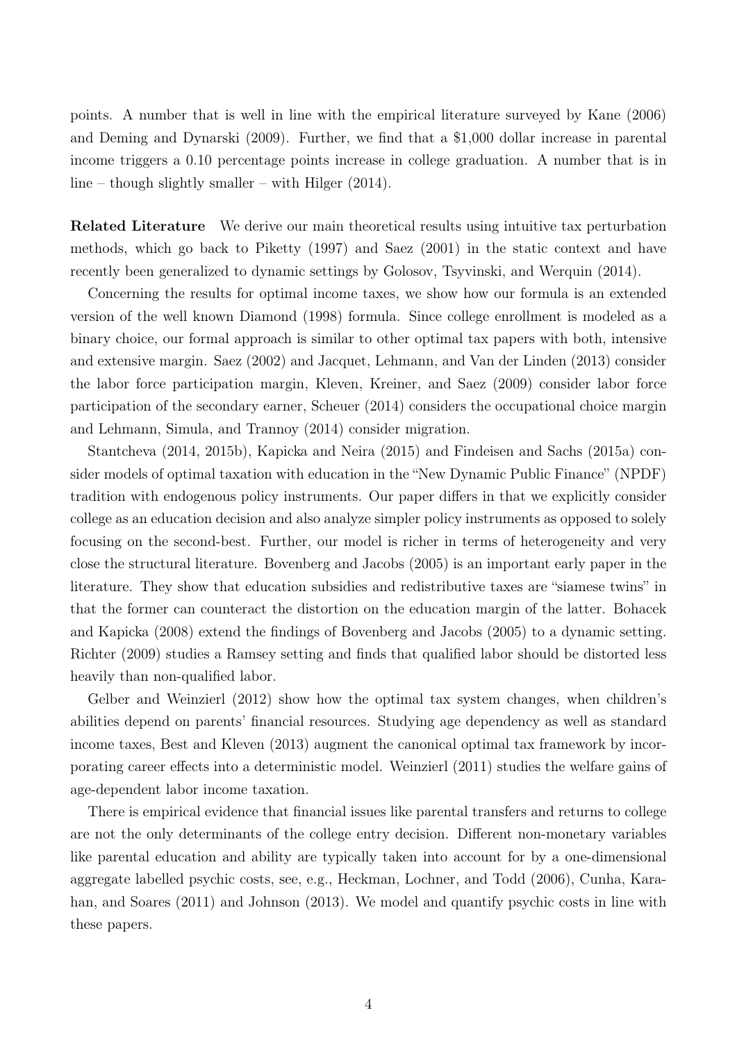points. A number that is well in line with the empirical literature surveyed by Kane (2006) and Deming and Dynarski (2009). Further, we find that a $1,000 dollar increase in parental income triggers a 0.10 percentage points increase in college graduation. A number that is in line – though slightly smaller – with Hilger (2014).

**Related Literature** We derive our main theoretical results using intuitive tax perturbation methods, which go back to Piketty (1997) and Saez (2001) in the static context and have recently been generalized to dynamic settings by Golosov, Tsyvinski, and Werquin (2014).

Concerning the results for optimal income taxes, we show how our formula is an extended version of the well known Diamond (1998) formula. Since college enrollment is modeled as a binary choice, our formal approach is similar to other optimal tax papers with both, intensive and extensive margin. Saez (2002) and Jacquet, Lehmann, and Van der Linden (2013) consider the labor force participation margin, Kleven, Kreiner, and Saez (2009) consider labor force participation of the secondary earner, Scheuer (2014) considers the occupational choice margin and Lehmann, Simula, and Trannoy (2014) consider migration.

Stantcheva (2014, 2015b), Kapicka and Neira (2015) and Findeisen and Sachs (2015a) consider models of optimal taxation with education in the "New Dynamic Public Finance" (NPDF) tradition with endogenous policy instruments. Our paper differs in that we explicitly consider college as an education decision and also analyze simpler policy instruments as opposed to solely focusing on the second-best. Further, our model is richer in terms of heterogeneity and very close the structural literature. Bovenberg and Jacobs (2005) is an important early paper in the literature. They show that education subsidies and redistributive taxes are "siamese twins" in that the former can counteract the distortion on the education margin of the latter. Bohacek and Kapicka (2008) extend the findings of Bovenberg and Jacobs (2005) to a dynamic setting. Richter (2009) studies a Ramsey setting and finds that qualified labor should be distorted less heavily than non-qualified labor.

Gelber and Weinzierl (2012) show how the optimal tax system changes, when children's abilities depend on parents' financial resources. Studying age dependency as well as standard income taxes, Best and Kleven (2013) augment the canonical optimal tax framework by incorporating career effects into a deterministic model. Weinzierl (2011) studies the welfare gains of age-dependent labor income taxation.

There is empirical evidence that financial issues like parental transfers and returns to college are not the only determinants of the college entry decision. Different non-monetary variables like parental education and ability are typically taken into account for by a one-dimensional aggregate labelled psychic costs, see, e.g., Heckman, Lochner, and Todd (2006), Cunha, Karahan, and Soares (2011) and Johnson (2013). We model and quantify psychic costs in line with these papers.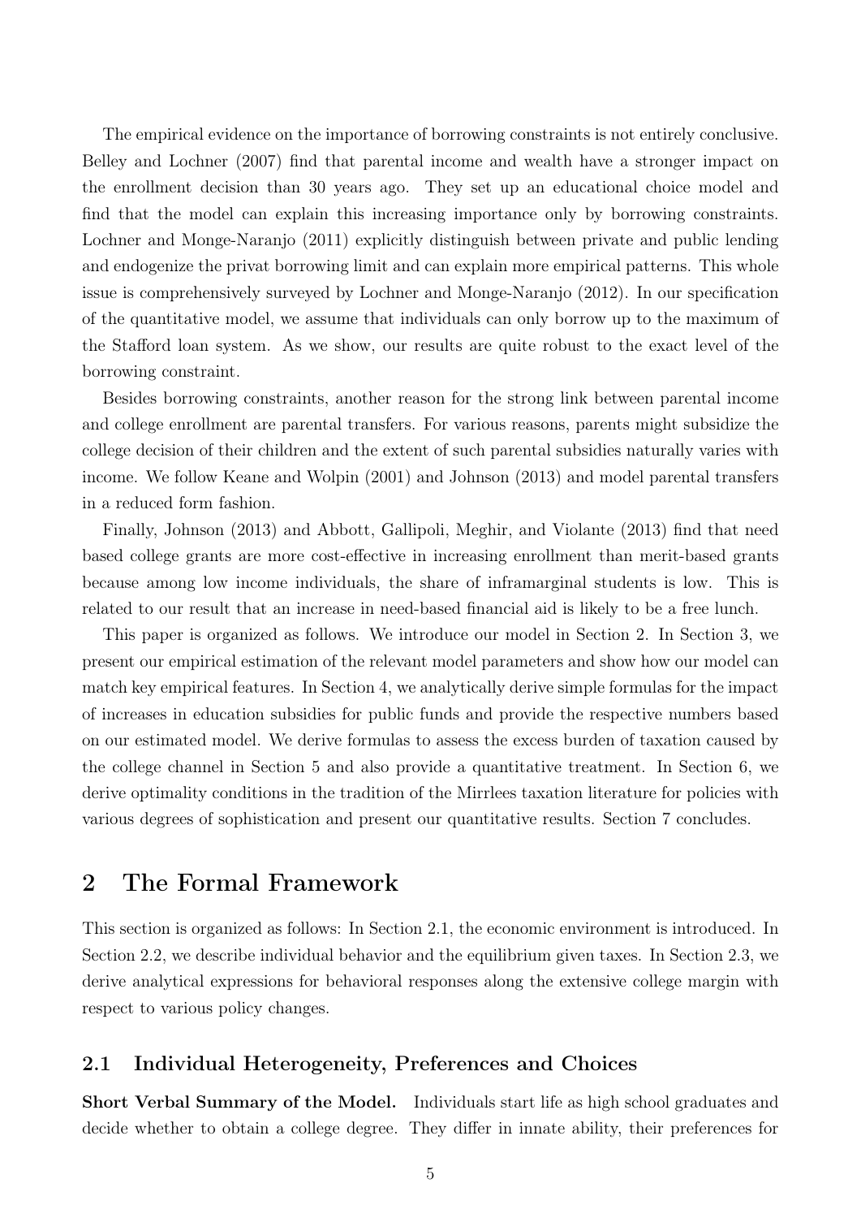The empirical evidence on the importance of borrowing constraints is not entirely conclusive. Belley and Lochner (2007) find that parental income and wealth have a stronger impact on the enrollment decision than 30 years ago. They set up an educational choice model and find that the model can explain this increasing importance only by borrowing constraints. Lochner and Monge-Naranjo (2011) explicitly distinguish between private and public lending and endogenize the privat borrowing limit and can explain more empirical patterns. This whole issue is comprehensively surveyed by Lochner and Monge-Naranjo (2012). In our specification of the quantitative model, we assume that individuals can only borrow up to the maximum of the Stafford loan system. As we show, our results are quite robust to the exact level of the borrowing constraint.

Besides borrowing constraints, another reason for the strong link between parental income and college enrollment are parental transfers. For various reasons, parents might subsidize the college decision of their children and the extent of such parental subsidies naturally varies with income. We follow Keane and Wolpin (2001) and Johnson (2013) and model parental transfers in a reduced form fashion.

Finally, Johnson (2013) and Abbott, Gallipoli, Meghir, and Violante (2013) find that need based college grants are more cost-effective in increasing enrollment than merit-based grants because among low income individuals, the share of inframarginal students is low. This is related to our result that an increase in need-based financial aid is likely to be a free lunch.

This paper is organized as follows. We introduce our model in Section 2. In Section 3, we present our empirical estimation of the relevant model parameters and show how our model can match key empirical features. In Section 4, we analytically derive simple formulas for the impact of increases in education subsidies for public funds and provide the respective numbers based on our estimated model. We derive formulas to assess the excess burden of taxation caused by the college channel in Section 5 and also provide a quantitative treatment. In Section 6, we derive optimality conditions in the tradition of the Mirrlees taxation literature for policies with various degrees of sophistication and present our quantitative results. Section 7 concludes.

# 2 The Formal Framework

This section is organized as follows: In Section 2.1, the economic environment is introduced. In Section 2.2, we describe individual behavior and the equilibrium given taxes. In Section 2.3, we derive analytical expressions for behavioral responses along the extensive college margin with respect to various policy changes.

## 2.1 Individual Heterogeneity, Preferences and Choices

**Short Verbal Summary of the Model.** Individuals start life as high school graduates and decide whether to obtain a college degree. They differ in innate ability, their preferences for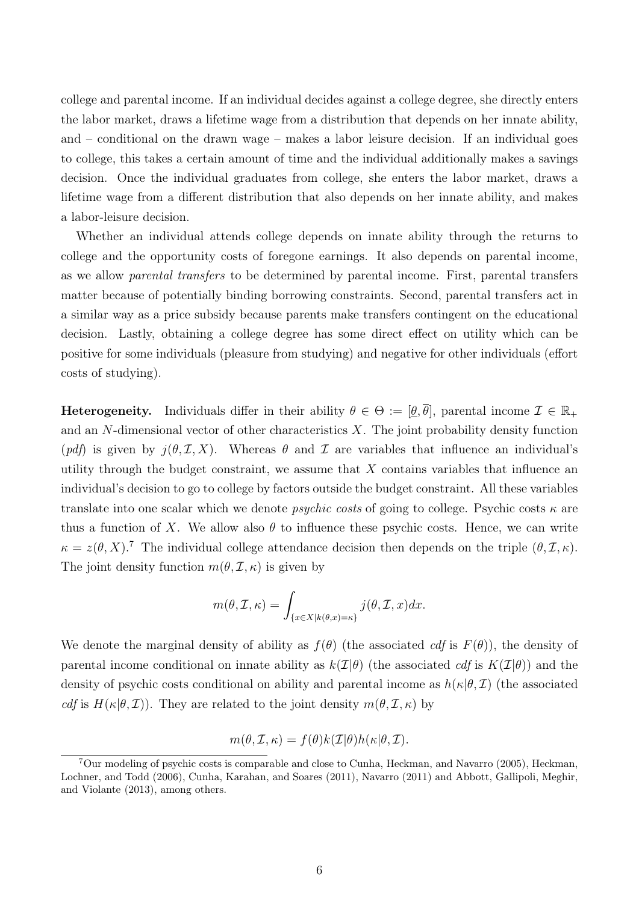college and parental income. If an individual decides against a college degree, she directly enters the labor market, draws a lifetime wage from a distribution that depends on her innate ability, and – conditional on the drawn wage – makes a labor leisure decision. If an individual goes to college, this takes a certain amount of time and the individual additionally makes a savings decision. Once the individual graduates from college, she enters the labor market, draws a lifetime wage from a different distribution that also depends on her innate ability, and makes a labor-leisure decision.

Whether an individual attends college depends on innate ability through the returns to college and the opportunity costs of foregone earnings. It also depends on parental income, as we allow *parental transfers* to be determined by parental income. First, parental transfers matter because of potentially binding borrowing constraints. Second, parental transfers act in a similar way as a price subsidy because parents make transfers contingent on the educational decision. Lastly, obtaining a college degree has some direct effect on utility which can be positive for some individuals (pleasure from studying) and negative for other individuals (effort costs of studying).

**Heterogeneity.** Individuals differ in their ability $\theta \in \Theta := [\underline{\theta}, \overline{\theta}]$, parental income $\mathcal{I} \in \mathbb{R}_+$ and an $N$-dimensional vector of other characteristics $X$. The joint probability density function (*pdf*) is given by $j(\theta, \mathcal{I}, X)$. Whereas $\theta$ and $\mathcal{I}$ are variables that influence an individual's utility through the budget constraint, we assume that $X$ contains variables that influence an individual's decision to go to college by factors outside the budget constraint. All these variables translate into one scalar which we denote *psychic costs* of going to college. Psychic costs $\kappa$ are thus a function of $X$. We allow also $\theta$ to influence these psychic costs. Hence, we can write $\kappa = z(\theta, X)$.[7] The individual college attendance decision then depends on the triple $(\theta, \mathcal{I}, \kappa)$. The joint density function $m(\theta, \mathcal{I}, \kappa)$ is given by

$$m(\theta, \mathcal{I}, \kappa) = \int_{\{x \in X | k(\theta, x) = \kappa\}} j(\theta, \mathcal{I}, x) dx.$$

We denote the marginal density of ability as $f(\theta)$ (the associated *cdf* is $F(\theta)$), the density of parental income conditional on innate ability as $k(\mathcal{I}|\theta)$ (the associated *cdf* is $K(\mathcal{I}|\theta)$) and the density of psychic costs conditional on ability and parental income as $h(\kappa|\theta, \mathcal{I})$ (the associated *cdf* is $H(\kappa|\theta, \mathcal{I})$). They are related to the joint density $m(\theta, \mathcal{I}, \kappa)$ by

$$m(\theta, \mathcal{I}, \kappa) = f(\theta) k(\mathcal{I}|\theta) h(\kappa|\theta, \mathcal{I}).$$

[7] Our modeling of psychic costs is comparable and close to Cunha, Heckman, and Navarro (2005), Heckman, Lochner, and Todd (2006), Cunha, Karahan, and Soares (2011), Navarro (2011) and Abbott, Gallipoli, Meghir, and Violante (2013), among others.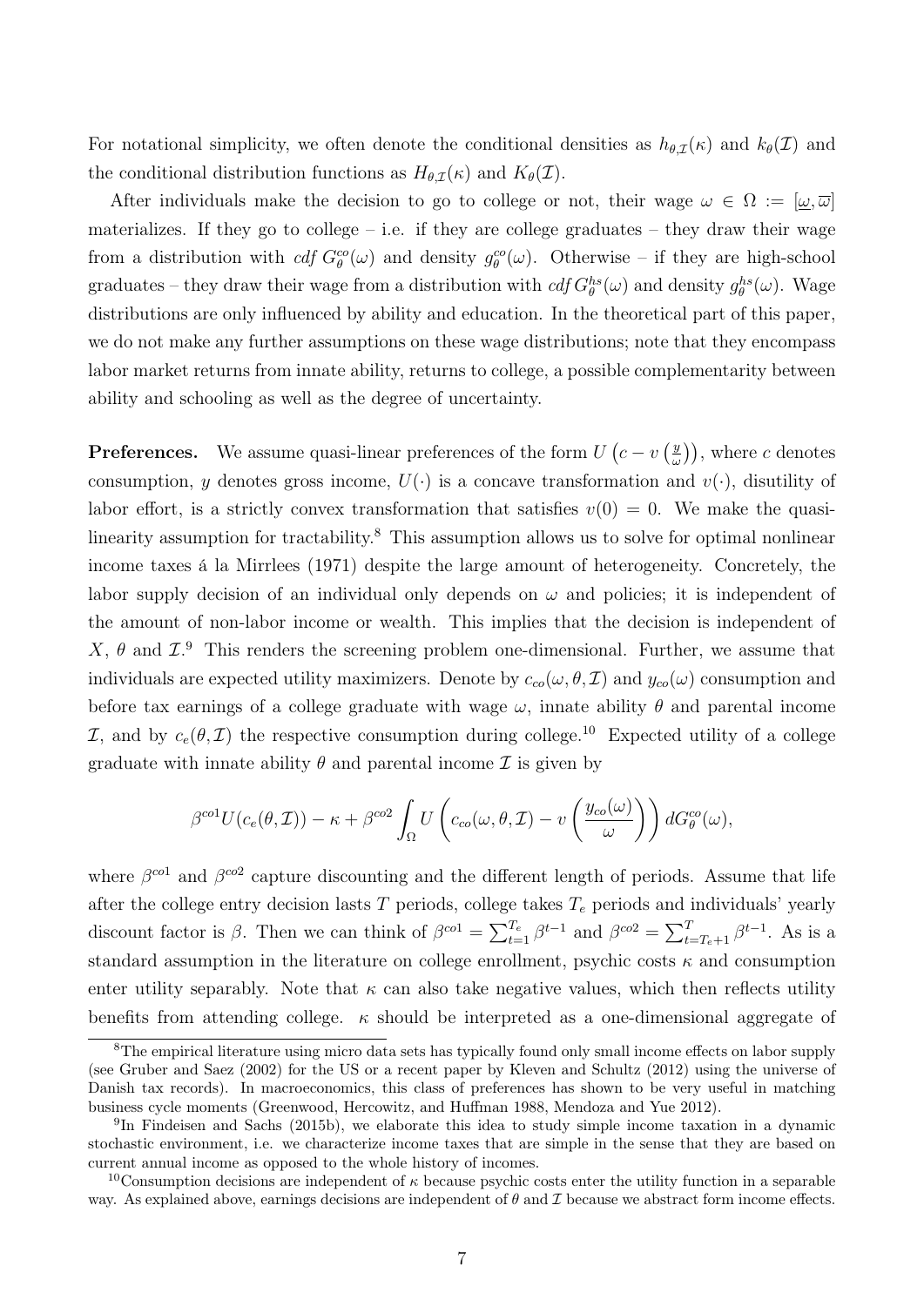For notational simplicity, we often denote the conditional densities as $h_{\theta,\mathcal{I}}(\kappa)$ and $k_\theta(\mathcal{I})$ and the conditional distribution functions as $H_{\theta,\mathcal{I}}(\kappa)$ and $K_\theta(\mathcal{I})$.

After individuals make the decision to go to college or not, their wage $\omega \in \Omega := [\underline{\omega}, \overline{\omega}]$ materializes. If they go to college – i.e. if they are college graduates – they draw their wage from a distribution with *cdf* $G^{co}_\theta(\omega)$ and density $g^{co}_\theta(\omega)$. Otherwise – if they are high-school graduates – they draw their wage from a distribution with *cdf* $G^{hs}_\theta(\omega)$ and density $g^{hs}_\theta(\omega)$. Wage distributions are only influenced by ability and education. In the theoretical part of this paper, we do not make any further assumptions on these wage distributions; note that they encompass labor market returns from innate ability, returns to college, a possible complementarity between ability and schooling as well as the degree of uncertainty.

**Preferences.** We assume quasi-linear preferences of the form $U\left(c - v\left(\frac{y}{\omega}\right)\right)$, where $c$ denotes consumption, $y$ denotes gross income, $U(\cdot)$ is a concave transformation and $v(\cdot)$, disutility of labor effort, is a strictly convex transformation that satisfies $v(0) = 0$. We make the quasi-linearity assumption for tractability.[8] This assumption allows us to solve for optimal nonlinear income taxes á la Mirrlees (1971) despite the large amount of heterogeneity. Concretely, the labor supply decision of an individual only depends on $\omega$ and policies; it is independent of the amount of non-labor income or wealth. This implies that the decision is independent of $X$, $\theta$ and $\mathcal{I}$.[9] This renders the screening problem one-dimensional. Further, we assume that individuals are expected utility maximizers. Denote by $c_{co}(\omega, \theta, \mathcal{I})$ and $y_{co}(\omega)$ consumption and before tax earnings of a college graduate with wage $\omega$, innate ability $\theta$ and parental income $\mathcal{I}$, and by $c_e(\theta, \mathcal{I})$ the respective consumption during college.[10] Expected utility of a college graduate with innate ability $\theta$ and parental income $\mathcal{I}$ is given by

$$\beta^{co1} U(c_e(\theta, \mathcal{I})) - \kappa + \beta^{co2} \int_\Omega U\left(c_{co}(\omega, \theta, \mathcal{I}) - v\left(\frac{y_{co}(\omega)}{\omega}\right)\right) dG^{co}_\theta(\omega),$$

where $\beta^{co1}$ and $\beta^{co2}$ capture discounting and the different length of periods. Assume that life after the college entry decision lasts $T$ periods, college takes $T_e$ periods and individuals' yearly discount factor is $\beta$. Then we can think of $\beta^{co1} = \sum_{t=1}^{T_e} \beta^{t-1}$ and $\beta^{co2} = \sum_{t=T_e+1}^{T} \beta^{t-1}$. As is a standard assumption in the literature on college enrollment, psychic costs $\kappa$ and consumption enter utility separably. Note that $\kappa$ can also take negative values, which then reflects utility benefits from attending college. $\kappa$ should be interpreted as a one-dimensional aggregate of

[8] The empirical literature using micro data sets has typically found only small income effects on labor supply (see Gruber and Saez (2002) for the US or a recent paper by Kleven and Schultz (2012) using the universe of Danish tax records). In macroeconomics, this class of preferences has shown to be very useful in matching business cycle moments (Greenwood, Hercowitz, and Huffman 1988, Mendoza and Yue 2012).

[9] In Findeisen and Sachs (2015b), we elaborate this idea to study simple income taxation in a dynamic stochastic environment, i.e. we characterize income taxes that are simple in the sense that they are based on current annual income as opposed to the whole history of incomes.

[10] Consumption decisions are independent of $\kappa$ because psychic costs enter the utility function in a separable way. As explained above, earnings decisions are independent of $\theta$ and $\mathcal{I}$ because we abstract form income effects.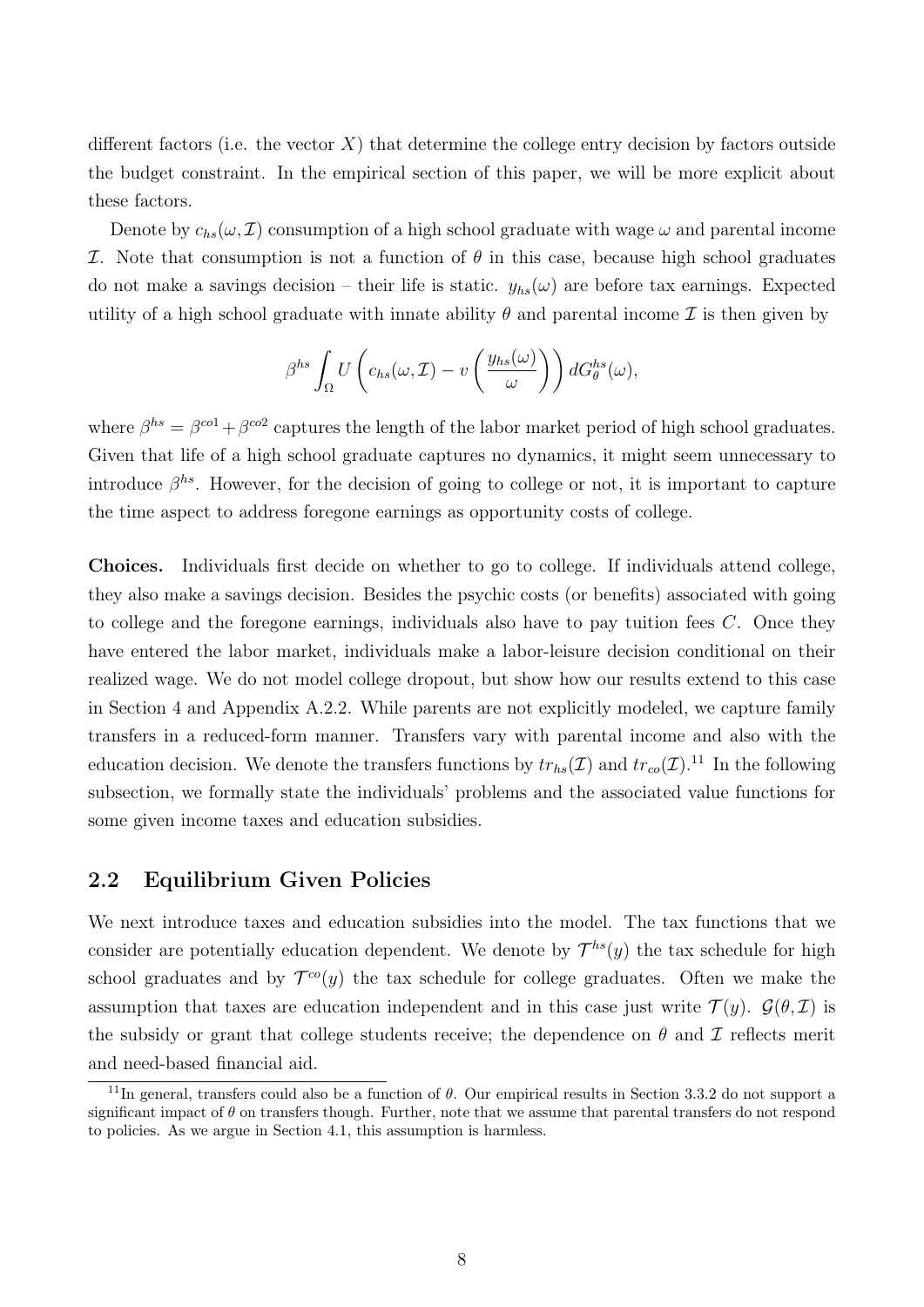different factors (i.e. the vector $X$) that determine the college entry decision by factors outside the budget constraint. In the empirical section of this paper, we will be more explicit about these factors.

Denote by $c_{hs}(\omega, \mathcal{I})$ consumption of a high school graduate with wage $\omega$ and parental income $\mathcal{I}$. Note that consumption is not a function of $\theta$ in this case, because high school graduates do not make a savings decision – their life is static. $y_{hs}(\omega)$ are before tax earnings. Expected utility of a high school graduate with innate ability $\theta$ and parental income $\mathcal{I}$ is then given by

$$\beta^{hs} \int_{\Omega} U\left(c_{hs}(\omega, \mathcal{I}) - v\left(\frac{y_{hs}(\omega)}{\omega}\right)\right) dG_{\theta}^{hs}(\omega),$$

where $\beta^{hs} = \beta^{co1} + \beta^{co2}$ captures the length of the labor market period of high school graduates. Given that life of a high school graduate captures no dynamics, it might seem unnecessary to introduce $\beta^{hs}$. However, for the decision of going to college or not, it is important to capture the time aspect to address foregone earnings as opportunity costs of college.

**Choices.** Individuals first decide on whether to go to college. If individuals attend college, they also make a savings decision. Besides the psychic costs (or benefits) associated with going to college and the foregone earnings, individuals also have to pay tuition fees $C$. Once they have entered the labor market, individuals make a labor-leisure decision conditional on their realized wage. We do not model college dropout, but show how our results extend to this case in Section 4 and Appendix A.2.2. While parents are not explicitly modeled, we capture family transfers in a reduced-form manner. Transfers vary with parental income and also with the education decision. We denote the transfers functions by $tr_{hs}(\mathcal{I})$ and $tr_{co}(\mathcal{I})$.[11] In the following subsection, we formally state the individuals' problems and the associated value functions for some given income taxes and education subsidies.

## 2.2 Equilibrium Given Policies

We next introduce taxes and education subsidies into the model. The tax functions that we consider are potentially education dependent. We denote by $\mathcal{T}^{hs}(y)$ the tax schedule for high school graduates and by $\mathcal{T}^{co}(y)$ the tax schedule for college graduates. Often we make the assumption that taxes are education independent and in this case just write $\mathcal{T}(y)$. $\mathcal{G}(\theta, \mathcal{I})$ is the subsidy or grant that college students receive; the dependence on $\theta$ and $\mathcal{I}$ reflects merit and need-based financial aid.

[11] In general, transfers could also be a function of $\theta$. Our empirical results in Section 3.3.2 do not support a significant impact of $\theta$ on transfers though. Further, note that we assume that parental transfers do not respond to policies. As we argue in Section 4.1, this assumption is harmless.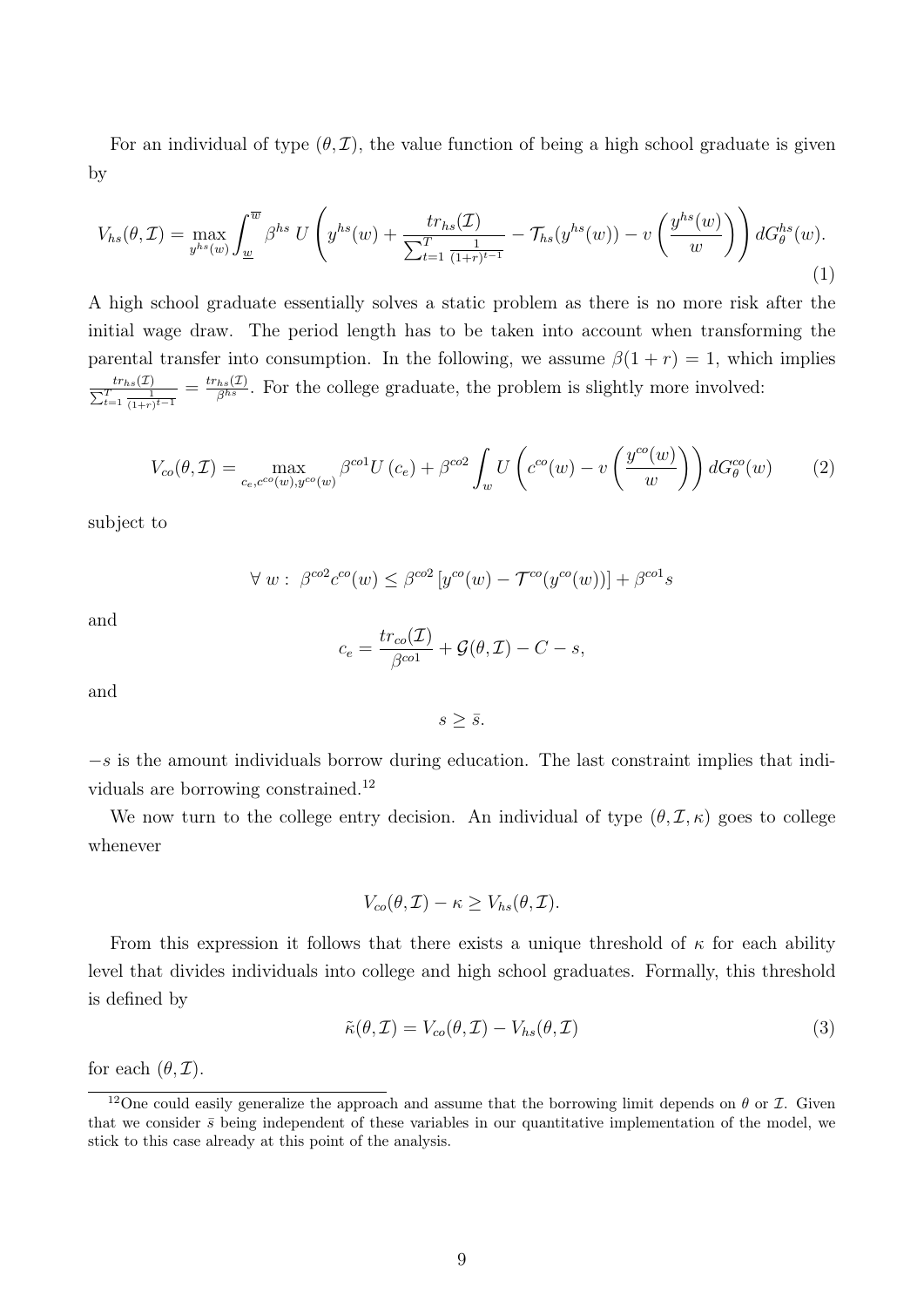For an individual of type $(\theta, \mathcal{I})$, the value function of being a high school graduate is given by

$$V_{hs}(\theta, \mathcal{I}) = \max_{y^{hs}(w)} \int_{\underline{w}}^{\overline{w}} \beta^{hs} \, U\left( y^{hs}(w) + \frac{tr_{hs}(\mathcal{I})}{\sum_{t=1}^{T} \frac{1}{(1+r)^{t-1}}} - \mathcal{T}_{hs}(y^{hs}(w)) - v\left(\frac{y^{hs}(w)}{w}\right)\right) dG_{\theta}^{hs}(w). \tag{1}$$

A high school graduate essentially solves a static problem as there is no more risk after the initial wage draw. The period length has to be taken into account when transforming the parental transfer into consumption. In the following, we assume $\beta(1+r) = 1$, which implies $\frac{tr_{hs}(\mathcal{I})}{\sum_{t=1}^{T} \frac{1}{(1+r)^{t-1}}} = \frac{tr_{hs}(\mathcal{I})}{\beta^{hs}}$. For the college graduate, the problem is slightly more involved:

$$V_{co}(\theta, \mathcal{I}) = \max_{c_e, c^{co}(w), y^{co}(w)} \beta^{co1} U\left(c_e\right) + \beta^{co2} \int_{w} U\left(c^{co}(w) - v\left(\frac{y^{co}(w)}{w}\right)\right) dG_{\theta}^{co}(w) \tag{2}$$

subject to

$$\forall \, w: \; \beta^{co2} c^{co}(w) \leq \beta^{co2}\left[y^{co}(w) - \mathcal{T}^{co}(y^{co}(w))\right] + \beta^{co1} s$$

and

$$c_e = \frac{tr_{co}(\mathcal{I})}{\beta^{co1}} + \mathcal{G}(\theta, \mathcal{I}) - C - s,$$

and

$$s \geq \bar{s}.$$

$-s$ is the amount individuals borrow during education. The last constraint implies that individuals are borrowing constrained.[12]

We now turn to the college entry decision. An individual of type $(\theta, \mathcal{I}, \kappa)$ goes to college whenever

$$V_{co}(\theta, \mathcal{I}) - \kappa \geq V_{hs}(\theta, \mathcal{I}).$$

From this expression it follows that there exists a unique threshold of $\kappa$ for each ability level that divides individuals into college and high school graduates. Formally, this threshold is defined by

$$\tilde{\kappa}(\theta, \mathcal{I}) = V_{co}(\theta, \mathcal{I}) - V_{hs}(\theta, \mathcal{I}) \tag{3}$$

for each $(\theta, \mathcal{I})$.

[12]One could easily generalize the approach and assume that the borrowing limit depends on $\theta$ or $\mathcal{I}$. Given that we consider $\bar{s}$ being independent of these variables in our quantitative implementation of the model, we stick to this case already at this point of the analysis.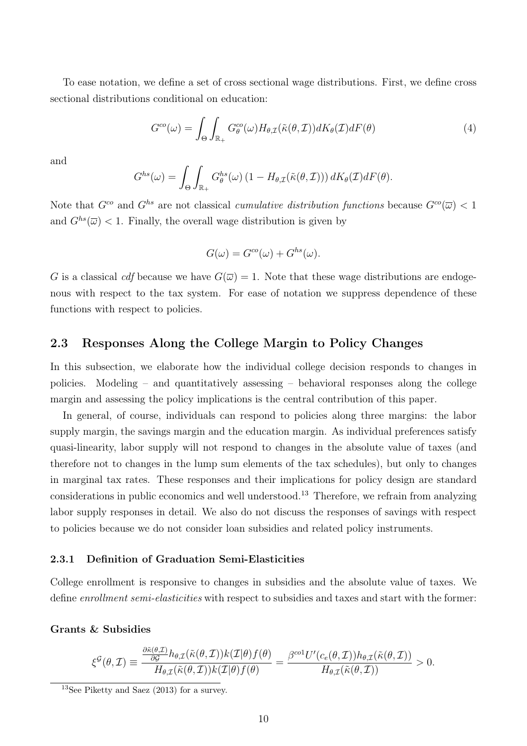To ease notation, we define a set of cross sectional wage distributions. First, we define cross sectional distributions conditional on education:

$$G^{co}(\omega) = \int_{\Theta} \int_{\mathbb{R}_+} G^{co}_{\theta}(\omega) H_{\theta,\mathcal{I}}(\tilde{\kappa}(\theta,\mathcal{I})) dK_{\theta}(\mathcal{I}) dF(\theta) \tag{4}$$

and

$$G^{hs}(\omega) = \int_{\Theta} \int_{\mathbb{R}_+} G^{hs}_{\theta}(\omega) \left(1 - H_{\theta,\mathcal{I}}(\tilde{\kappa}(\theta,\mathcal{I}))\right) dK_{\theta}(\mathcal{I}) dF(\theta).$$

Note that $G^{co}$ and $G^{hs}$ are not classical *cumulative distribution functions* because $G^{co}(\overline{\omega}) < 1$ and $G^{hs}(\overline{\omega}) < 1$. Finally, the overall wage distribution is given by

$$G(\omega) = G^{co}(\omega) + G^{hs}(\omega).$$

$G$ is a classical *cdf* because we have $G(\overline{\omega}) = 1$. Note that these wage distributions are endogenous with respect to the tax system. For ease of notation we suppress dependence of these functions with respect to policies.

## 2.3 Responses Along the College Margin to Policy Changes

In this subsection, we elaborate how the individual college decision responds to changes in policies. Modeling – and quantitatively assessing – behavioral responses along the college margin and assessing the policy implications is the central contribution of this paper.

In general, of course, individuals can respond to policies along three margins: the labor supply margin, the savings margin and the education margin. As individual preferences satisfy quasi-linearity, labor supply will not respond to changes in the absolute value of taxes (and therefore not to changes in the lump sum elements of the tax schedules), but only to changes in marginal tax rates. These responses and their implications for policy design are standard considerations in public economics and well understood.[13] Therefore, we refrain from analyzing labor supply responses in detail. We also do not discuss the responses of savings with respect to policies because we do not consider loan subsidies and related policy instruments.

### 2.3.1 Definition of Graduation Semi-Elasticities

College enrollment is responsive to changes in subsidies and the absolute value of taxes. We define *enrollment semi-elasticities* with respect to subsidies and taxes and start with the former:

**Grants & Subsidies**

$$\xi^{\mathcal{G}}(\theta,\mathcal{I}) \equiv \frac{\frac{\partial \tilde{\kappa}(\theta,\mathcal{I})}{\partial \mathcal{G}} h_{\theta,\mathcal{I}}(\tilde{\kappa}(\theta,\mathcal{I})) k(\mathcal{I}|\theta) f(\theta)}{H_{\theta,\mathcal{I}}(\tilde{\kappa}(\theta,\mathcal{I})) k(\mathcal{I}|\theta) f(\theta)} = \frac{\beta^{co1} U'(c_e(\theta,\mathcal{I})) h_{\theta,\mathcal{I}}(\tilde{\kappa}(\theta,\mathcal{I}))}{H_{\theta,\mathcal{I}}(\tilde{\kappa}(\theta,\mathcal{I}))} > 0.$$

[13] See Piketty and Saez (2013) for a survey.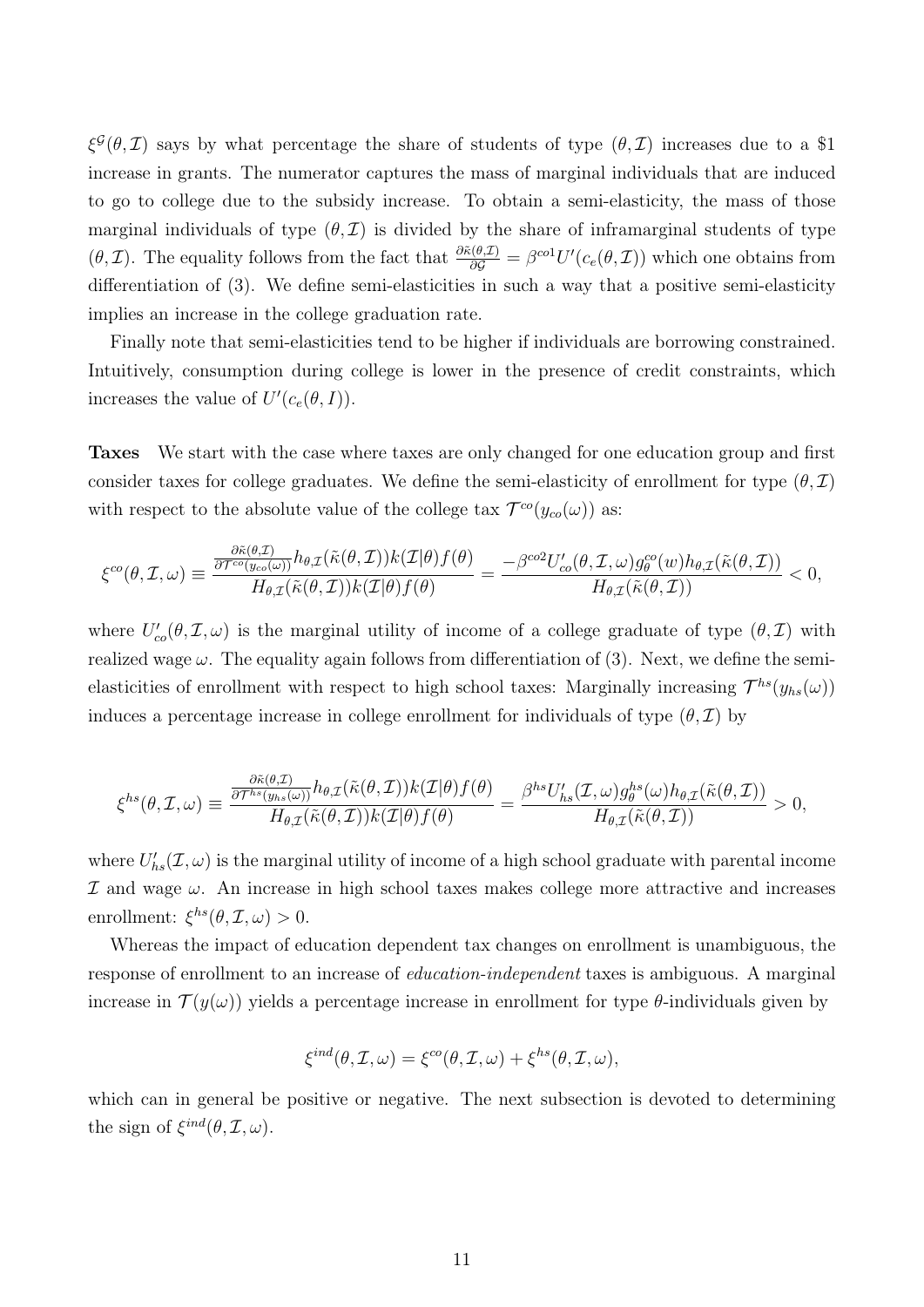$\xi^{\mathcal{G}}(\theta, \mathcal{I})$ says by what percentage the share of students of type $(\theta, \mathcal{I})$ increases due to a \$1 increase in grants. The numerator captures the mass of marginal individuals that are induced to go to college due to the subsidy increase. To obtain a semi-elasticity, the mass of those marginal individuals of type $(\theta, \mathcal{I})$ is divided by the share of inframarginal students of type $(\theta, \mathcal{I})$. The equality follows from the fact that $\frac{\partial \tilde{\kappa}(\theta, \mathcal{I})}{\partial \mathcal{G}} = \beta^{co1} U'(c_e(\theta, \mathcal{I}))$ which one obtains from differentiation of (3). We define semi-elasticities in such a way that a positive semi-elasticity implies an increase in the college graduation rate.

Finally note that semi-elasticities tend to be higher if individuals are borrowing constrained. Intuitively, consumption during college is lower in the presence of credit constraints, which increases the value of $U'(c_e(\theta, I))$.

**Taxes** We start with the case where taxes are only changed for one education group and first consider taxes for college graduates. We define the semi-elasticity of enrollment for type $(\theta, \mathcal{I})$ with respect to the absolute value of the college tax $\mathcal{T}^{co}(y_{co}(\omega))$ as:

$$\xi^{co}(\theta, \mathcal{I}, \omega) \equiv \frac{\frac{\partial \tilde{\kappa}(\theta, \mathcal{I})}{\partial \mathcal{T}^{co}(y_{co}(\omega))} h_{\theta, \mathcal{I}}(\tilde{\kappa}(\theta, \mathcal{I})) k(\mathcal{I}|\theta) f(\theta)}{H_{\theta, \mathcal{I}}(\tilde{\kappa}(\theta, \mathcal{I})) k(\mathcal{I}|\theta) f(\theta)} = \frac{-\beta^{co2} U'_{co}(\theta, \mathcal{I}, \omega) g^{co}_{\theta}(w) h_{\theta, \mathcal{I}}(\tilde{\kappa}(\theta, \mathcal{I}))}{H_{\theta, \mathcal{I}}(\tilde{\kappa}(\theta, \mathcal{I}))} < 0,$$

where $U'_{co}(\theta, \mathcal{I}, \omega)$ is the marginal utility of income of a college graduate of type $(\theta, \mathcal{I})$ with realized wage $\omega$. The equality again follows from differentiation of (3). Next, we define the semi-elasticities of enrollment with respect to high school taxes: Marginally increasing $\mathcal{T}^{hs}(y_{hs}(\omega))$ induces a percentage increase in college enrollment for individuals of type $(\theta, \mathcal{I})$ by

$$\xi^{hs}(\theta, \mathcal{I}, \omega) \equiv \frac{\frac{\partial \tilde{\kappa}(\theta, \mathcal{I})}{\partial \mathcal{T}^{hs}(y_{hs}(\omega))} h_{\theta, \mathcal{I}}(\tilde{\kappa}(\theta, \mathcal{I})) k(\mathcal{I}|\theta) f(\theta)}{H_{\theta, \mathcal{I}}(\tilde{\kappa}(\theta, \mathcal{I})) k(\mathcal{I}|\theta) f(\theta)} = \frac{\beta^{hs} U'_{hs}(\mathcal{I}, \omega) g^{hs}_{\theta}(\omega) h_{\theta, \mathcal{I}}(\tilde{\kappa}(\theta, \mathcal{I}))}{H_{\theta, \mathcal{I}}(\tilde{\kappa}(\theta, \mathcal{I}))} > 0,$$

where $U'_{hs}(\mathcal{I}, \omega)$ is the marginal utility of income of a high school graduate with parental income $\mathcal{I}$ and wage $\omega$. An increase in high school taxes makes college more attractive and increases enrollment: $\xi^{hs}(\theta, \mathcal{I}, \omega) > 0$.

Whereas the impact of education dependent tax changes on enrollment is unambiguous, the response of enrollment to an increase of *education-independent* taxes is ambiguous. A marginal increase in $\mathcal{T}(y(\omega))$ yields a percentage increase in enrollment for type $\theta$-individuals given by

$$\xi^{ind}(\theta, \mathcal{I}, \omega) = \xi^{co}(\theta, \mathcal{I}, \omega) + \xi^{hs}(\theta, \mathcal{I}, \omega),$$

which can in general be positive or negative. The next subsection is devoted to determining the sign of $\xi^{ind}(\theta, \mathcal{I}, \omega)$.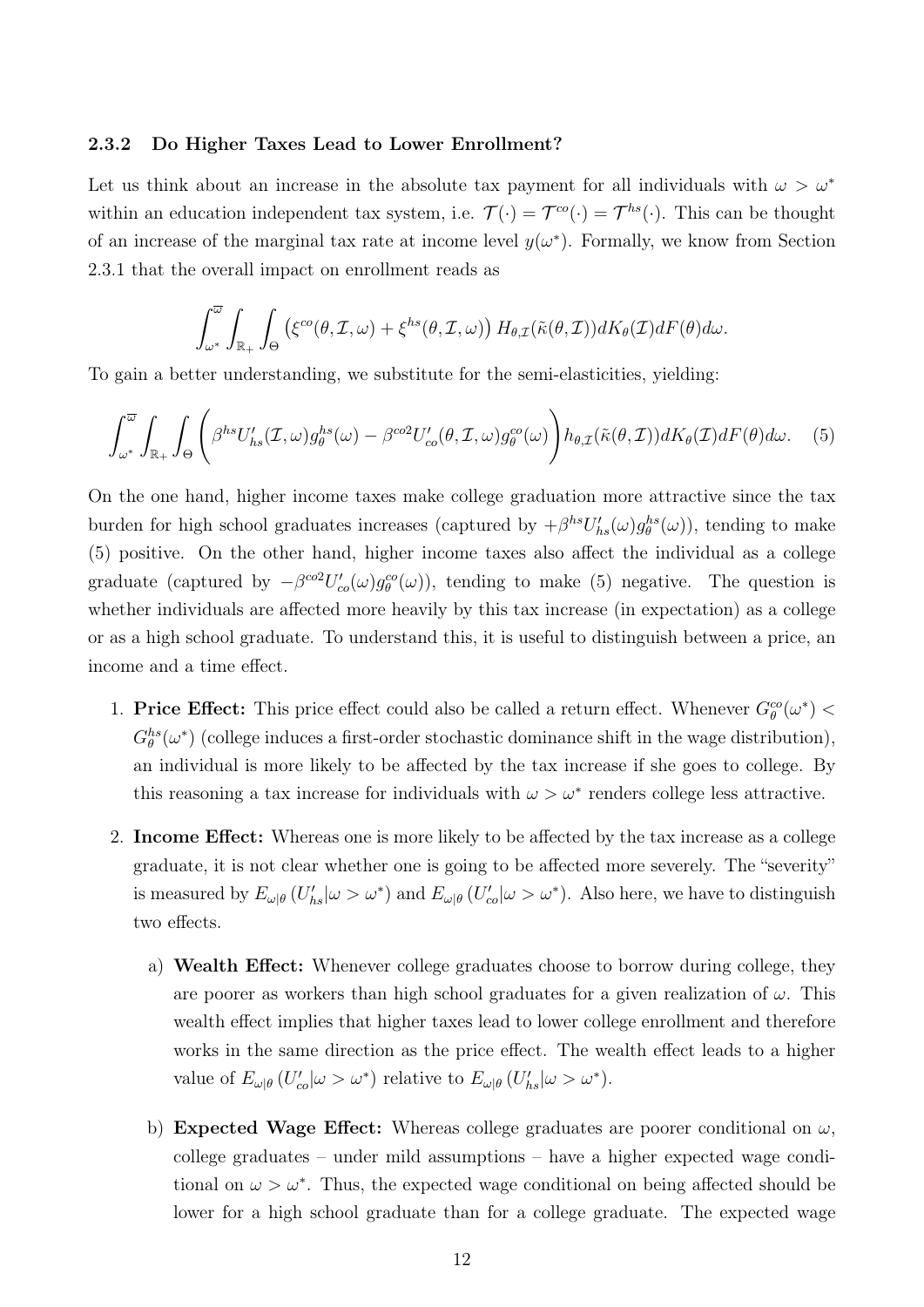### 2.3.2 Do Higher Taxes Lead to Lower Enrollment?

Let us think about an increase in the absolute tax payment for all individuals with $\omega > \omega^*$ within an education independent tax system, i.e. $\mathcal{T}(\cdot) = \mathcal{T}^{co}(\cdot) = \mathcal{T}^{hs}(\cdot)$. This can be thought of an increase of the marginal tax rate at income level $y(\omega^*)$. Formally, we know from Section 2.3.1 that the overall impact on enrollment reads as

$$\int_{\omega^*}^{\overline{\omega}} \int_{\mathbb{R}_+} \int_{\Theta} \left(\xi^{co}(\theta, \mathcal{I}, \omega) + \xi^{hs}(\theta, \mathcal{I}, \omega)\right) H_{\theta,\mathcal{I}}(\tilde{\kappa}(\theta, \mathcal{I})) dK_\theta(\mathcal{I}) dF(\theta) d\omega.$$

To gain a better understanding, we substitute for the semi-elasticities, yielding:

$$\int_{\omega^*}^{\overline{\omega}} \int_{\mathbb{R}_+} \int_{\Theta} \left( \beta^{hs} U'_{hs}(\mathcal{I}, \omega) g_\theta^{hs}(\omega) - \beta^{co2} U'_{co}(\theta, \mathcal{I}, \omega) g_\theta^{co}(\omega) \right) h_{\theta,\mathcal{I}}(\tilde{\kappa}(\theta, \mathcal{I})) dK_\theta(\mathcal{I}) dF(\theta) d\omega. \quad (5)$$

On the one hand, higher income taxes make college graduation more attractive since the tax burden for high school graduates increases (captured by $+\beta^{hs} U'_{hs}(\omega) g_\theta^{hs}(\omega)$), tending to make (5) positive. On the other hand, higher income taxes also affect the individual as a college graduate (captured by $-\beta^{co2} U'_{co}(\omega) g_\theta^{co}(\omega)$), tending to make (5) negative. The question is whether individuals are affected more heavily by this tax increase (in expectation) as a college or as a high school graduate. To understand this, it is useful to distinguish between a price, an income and a time effect.

1. **Price Effect:** This price effect could also be called a return effect. Whenever $G_\theta^{co}(\omega^*) < G_\theta^{hs}(\omega^*)$ (college induces a first-order stochastic dominance shift in the wage distribution), an individual is more likely to be affected by the tax increase if she goes to college. By this reasoning a tax increase for individuals with $\omega > \omega^*$ renders college less attractive.

2. **Income Effect:** Whereas one is more likely to be affected by the tax increase as a college graduate, it is not clear whether one is going to be affected more severely. The "severity" is measured by $E_{\omega|\theta}\left(U'_{hs}|\omega > \omega^*\right)$ and $E_{\omega|\theta}\left(U'_{co}|\omega > \omega^*\right)$. Also here, we have to distinguish two effects.

   a) **Wealth Effect:** Whenever college graduates choose to borrow during college, they are poorer as workers than high school graduates for a given realization of $\omega$. This wealth effect implies that higher taxes lead to lower college enrollment and therefore works in the same direction as the price effect. The wealth effect leads to a higher value of $E_{\omega|\theta}\left(U'_{co}|\omega > \omega^*\right)$ relative to $E_{\omega|\theta}\left(U'_{hs}|\omega > \omega^*\right)$.

   b) **Expected Wage Effect:** Whereas college graduates are poorer conditional on $\omega$, college graduates – under mild assumptions – have a higher expected wage conditional on $\omega > \omega^*$. Thus, the expected wage conditional on being affected should be lower for a high school graduate than for a college graduate. The expected wage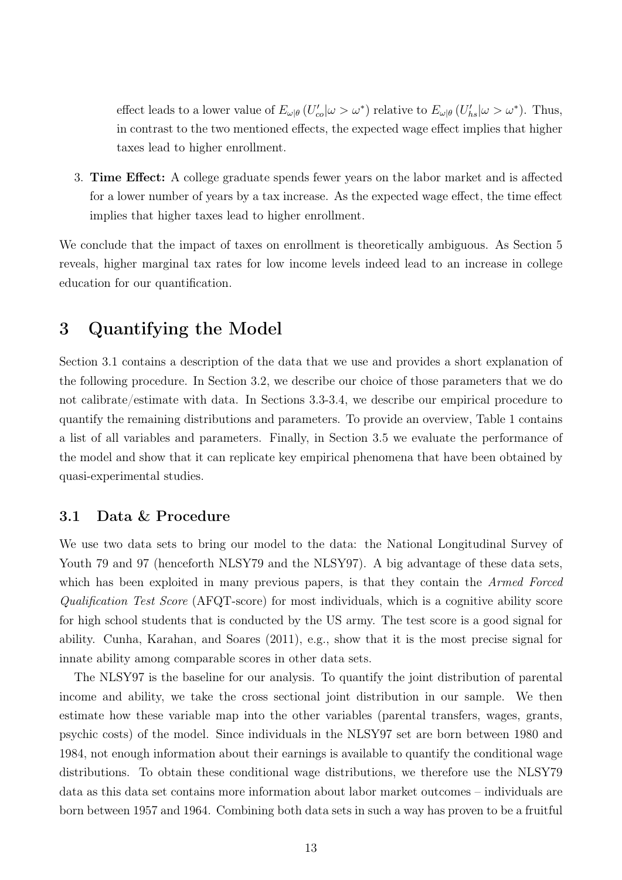effect leads to a lower value of $E_{\omega|\theta}\left(U'_{co}|\omega > \omega^*\right)$ relative to $E_{\omega|\theta}\left(U'_{hs}|\omega > \omega^*\right)$. Thus, in contrast to the two mentioned effects, the expected wage effect implies that higher taxes lead to higher enrollment.

3. **Time Effect:** A college graduate spends fewer years on the labor market and is affected for a lower number of years by a tax increase. As the expected wage effect, the time effect implies that higher taxes lead to higher enrollment.

We conclude that the impact of taxes on enrollment is theoretically ambiguous. As Section 5 reveals, higher marginal tax rates for low income levels indeed lead to an increase in college education for our quantification.

# 3 Quantifying the Model

Section 3.1 contains a description of the data that we use and provides a short explanation of the following procedure. In Section 3.2, we describe our choice of those parameters that we do not calibrate/estimate with data. In Sections 3.3-3.4, we describe our empirical procedure to quantify the remaining distributions and parameters. To provide an overview, Table 1 contains a list of all variables and parameters. Finally, in Section 3.5 we evaluate the performance of the model and show that it can replicate key empirical phenomena that have been obtained by quasi-experimental studies.

## 3.1 Data & Procedure

We use two data sets to bring our model to the data: the National Longitudinal Survey of Youth 79 and 97 (henceforth NLSY79 and the NLSY97). A big advantage of these data sets, which has been exploited in many previous papers, is that they contain the *Armed Forced Qualification Test Score* (AFQT-score) for most individuals, which is a cognitive ability score for high school students that is conducted by the US army. The test score is a good signal for ability. Cunha, Karahan, and Soares (2011), e.g., show that it is the most precise signal for innate ability among comparable scores in other data sets.

The NLSY97 is the baseline for our analysis. To quantify the joint distribution of parental income and ability, we take the cross sectional joint distribution in our sample. We then estimate how these variable map into the other variables (parental transfers, wages, grants, psychic costs) of the model. Since individuals in the NLSY97 set are born between 1980 and 1984, not enough information about their earnings is available to quantify the conditional wage distributions. To obtain these conditional wage distributions, we therefore use the NLSY79 data as this data set contains more information about labor market outcomes – individuals are born between 1957 and 1964. Combining both data sets in such a way has proven to be a fruitful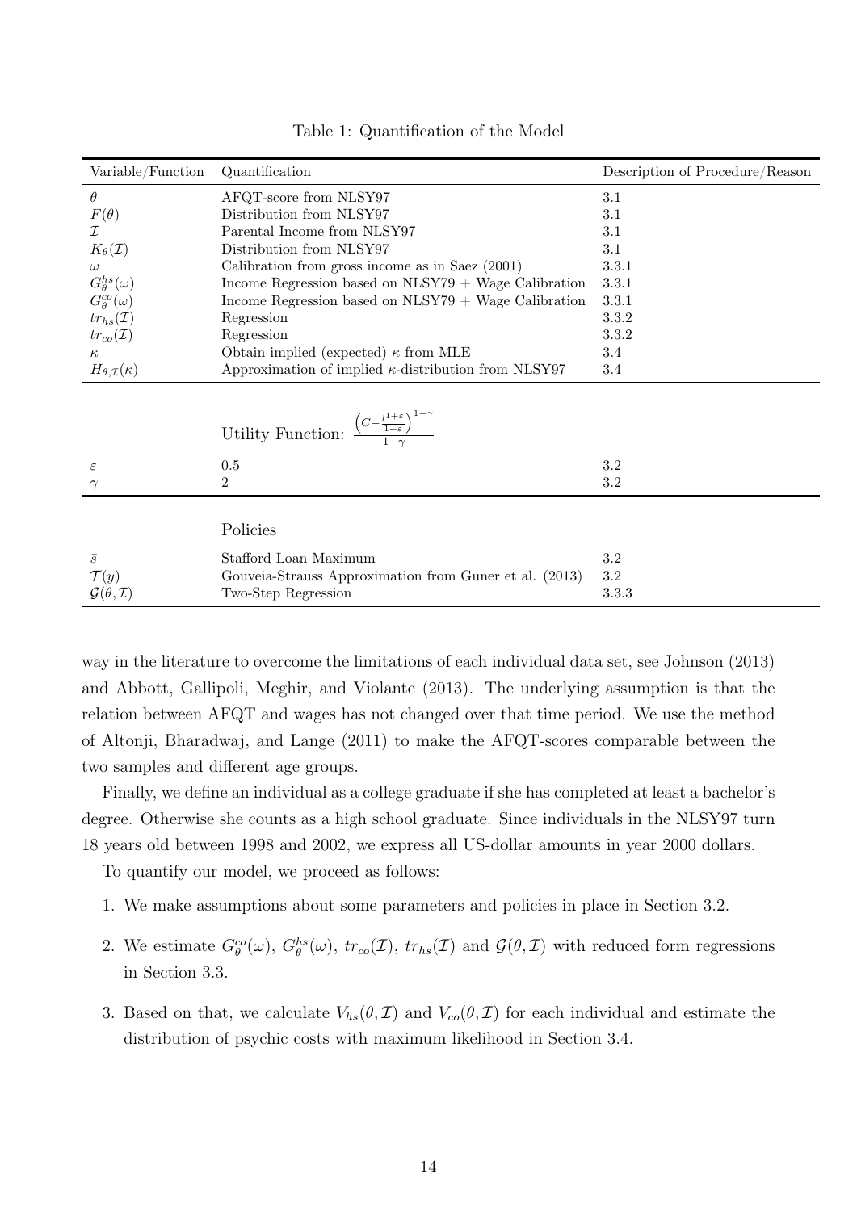Table 1: Quantification of the Model

| Variable/Function | Quantification | Description of Procedure/Reason |
|---|---|---|
| $\theta$ | AFQT-score from NLSY97 | 3.1 |
| $F(\theta)$ | Distribution from NLSY97 | 3.1 |
| $\mathcal{I}$ | Parental Income from NLSY97 | 3.1 |
| $K_\theta(\mathcal{I})$ | Distribution from NLSY97 | 3.1 |
| $\omega$ | Calibration from gross income as in Saez (2001) | 3.3.1 |
| $G_\theta^{hs}(\omega)$ | Income Regression based on NLSY79 + Wage Calibration | 3.3.1 |
| $G_\theta^{co}(\omega)$ | Income Regression based on NLSY79 + Wage Calibration | 3.3.1 |
| $tr_{hs}(\mathcal{I})$ | Regression | 3.3.2 |
| $tr_{co}(\mathcal{I})$ | Regression | 3.3.2 |
| $\kappa$ | Obtain implied (expected) $\kappa$ from MLE | 3.4 |
| $H_{\theta,\mathcal{I}}(\kappa)$ | Approximation of implied $\kappa$-distribution from NLSY97 | 3.4 |
| | Utility Function: $\frac{\left(C-\frac{l^{1+\varepsilon}}{1+\varepsilon}\right)^{1-\gamma}}{1-\gamma}$ | |
| $\varepsilon$ | 0.5 | 3.2 |
| $\gamma$ | 2 | 3.2 |
| | Policies | |
| $\bar{s}$ | Stafford Loan Maximum | 3.2 |
| $\mathcal{T}(y)$ | Gouveia-Strauss Approximation from Guner et al. (2013) | 3.2 |
| $\mathcal{G}(\theta,\mathcal{I})$ | Two-Step Regression | 3.3.3 |

way in the literature to overcome the limitations of each individual data set, see Johnson (2013) and Abbott, Gallipoli, Meghir, and Violante (2013). The underlying assumption is that the relation between AFQT and wages has not changed over that time period. We use the method of Altonji, Bharadwaj, and Lange (2011) to make the AFQT-scores comparable between the two samples and different age groups.

Finally, we define an individual as a college graduate if she has completed at least a bachelor's degree. Otherwise she counts as a high school graduate. Since individuals in the NLSY97 turn 18 years old between 1998 and 2002, we express all US-dollar amounts in year 2000 dollars.

To quantify our model, we proceed as follows:

1. We make assumptions about some parameters and policies in place in Section 3.2.
2. We estimate $G_\theta^{co}(\omega)$, $G_\theta^{hs}(\omega)$, $tr_{co}(\mathcal{I})$, $tr_{hs}(\mathcal{I})$ and $\mathcal{G}(\theta,\mathcal{I})$ with reduced form regressions in Section 3.3.
3. Based on that, we calculate $V_{hs}(\theta,\mathcal{I})$ and $V_{co}(\theta,\mathcal{I})$ for each individual and estimate the distribution of psychic costs with maximum likelihood in Section 3.4.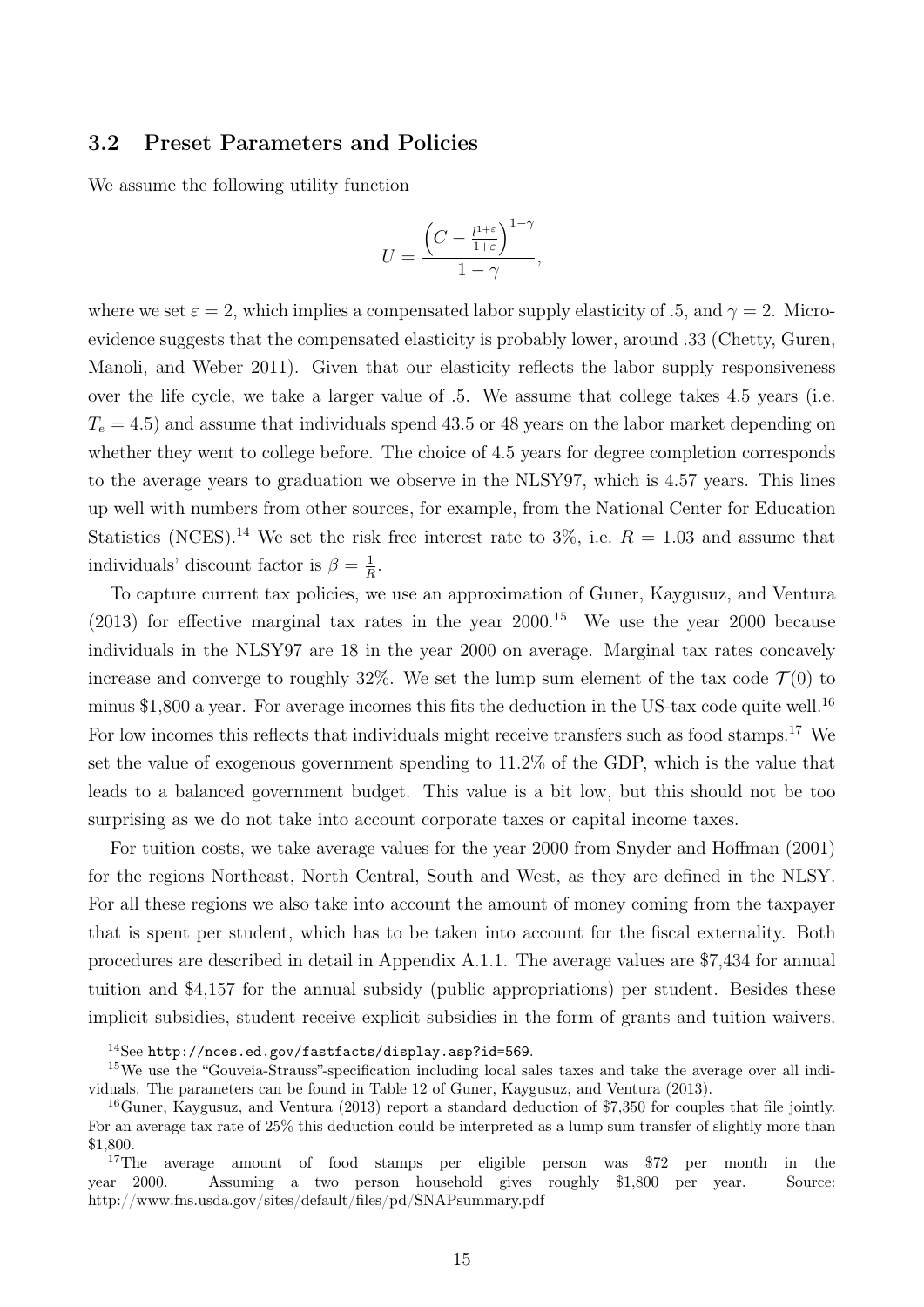### 3.2 Preset Parameters and Policies

We assume the following utility function

$$U = \frac{\left(C - \frac{l^{1+\varepsilon}}{1+\varepsilon}\right)^{1-\gamma}}{1-\gamma},$$

where we set $\varepsilon = 2$, which implies a compensated labor supply elasticity of .5, and $\gamma = 2$. Micro-evidence suggests that the compensated elasticity is probably lower, around .33 (Chetty, Guren, Manoli, and Weber 2011). Given that our elasticity reflects the labor supply responsiveness over the life cycle, we take a larger value of .5. We assume that college takes 4.5 years (i.e. $T_e = 4.5$) and assume that individuals spend 43.5 or 48 years on the labor market depending on whether they went to college before. The choice of 4.5 years for degree completion corresponds to the average years to graduation we observe in the NLSY97, which is 4.57 years. This lines up well with numbers from other sources, for example, from the National Center for Education Statistics (NCES).[14] We set the risk free interest rate to 3%, i.e. $R = 1.03$ and assume that individuals' discount factor is $\beta = \frac{1}{R}$.

To capture current tax policies, we use an approximation of Guner, Kaygusuz, and Ventura (2013) for effective marginal tax rates in the year 2000.[15] We use the year 2000 because individuals in the NLSY97 are 18 in the year 2000 on average. Marginal tax rates concavely increase and converge to roughly 32%. We set the lump sum element of the tax code $\mathcal{T}(0)$ to minus $1,800 a year. For average incomes this fits the deduction in the US-tax code quite well.[16] For low incomes this reflects that individuals might receive transfers such as food stamps.[17] We set the value of exogenous government spending to 11.2% of the GDP, which is the value that leads to a balanced government budget. This value is a bit low, but this should not be too surprising as we do not take into account corporate taxes or capital income taxes.

For tuition costs, we take average values for the year 2000 from Snyder and Hoffman (2001) for the regions Northeast, North Central, South and West, as they are defined in the NLSY. For all these regions we also take into account the amount of money coming from the taxpayer that is spent per student, which has to be taken into account for the fiscal externality. Both procedures are described in detail in Appendix A.1.1. The average values are $7,434 for annual tuition and $4,157 for the annual subsidy (public appropriations) per student. Besides these implicit subsidies, student receive explicit subsidies in the form of grants and tuition waivers.

---

[14] See http://nces.ed.gov/fastfacts/display.asp?id=569.

[15] We use the "Gouveia-Strauss"-specification including local sales taxes and take the average over all individuals. The parameters can be found in Table 12 of Guner, Kaygusuz, and Ventura (2013).

[16] Guner, Kaygusuz, and Ventura (2013) report a standard deduction of $7,350 for couples that file jointly. For an average tax rate of 25% this deduction could be interpreted as a lump sum transfer of slightly more than $1,800.

[17] The average amount of food stamps per eligible person was $72 per month in the year 2000. Assuming a two person household gives roughly $1,800 per year. Source: http://www.fns.usda.gov/sites/default/files/pd/SNAPsummary.pdf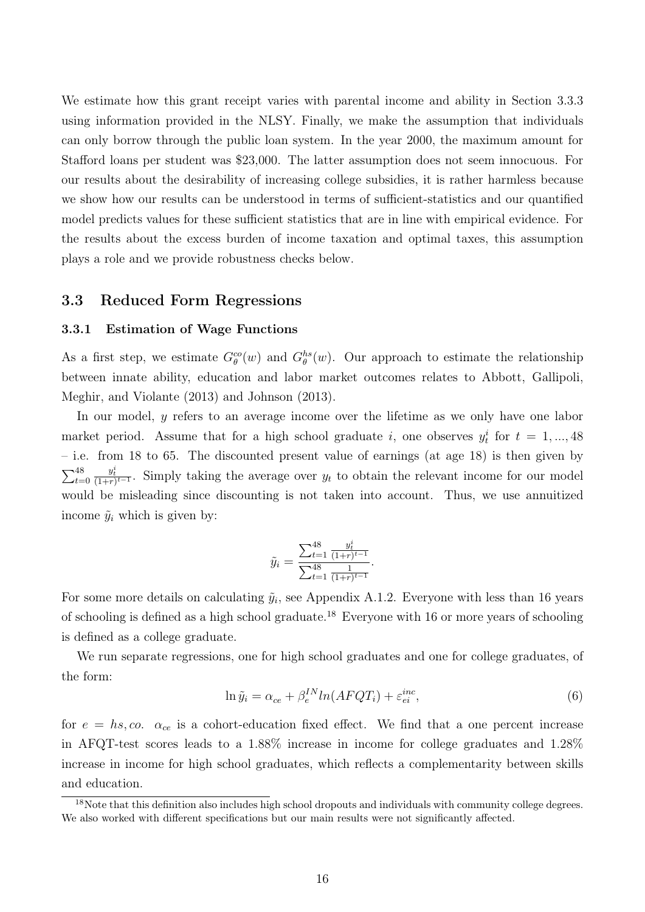We estimate how this grant receipt varies with parental income and ability in Section 3.3.3 using information provided in the NLSY. Finally, we make the assumption that individuals can only borrow through the public loan system. In the year 2000, the maximum amount for Stafford loans per student was \$23,000. The latter assumption does not seem innocuous. For our results about the desirability of increasing college subsidies, it is rather harmless because we show how our results can be understood in terms of sufficient-statistics and our quantified model predicts values for these sufficient statistics that are in line with empirical evidence. For the results about the excess burden of income taxation and optimal taxes, this assumption plays a role and we provide robustness checks below.

## 3.3 Reduced Form Regressions

### 3.3.1 Estimation of Wage Functions

As a first step, we estimate $G_\theta^{co}(w)$ and $G_\theta^{hs}(w)$. Our approach to estimate the relationship between innate ability, education and labor market outcomes relates to Abbott, Gallipoli, Meghir, and Violante (2013) and Johnson (2013).

In our model, $y$ refers to an average income over the lifetime as we only have one labor market period. Assume that for a high school graduate $i$, one observes $y_t^i$ for $t = 1, ..., 48$ – i.e. from 18 to 65. The discounted present value of earnings (at age 18) is then given by $\sum_{t=0}^{48} \frac{y_t^i}{(1+r)^{t-1}}$. Simply taking the average over $y_t$ to obtain the relevant income for our model would be misleading since discounting is not taken into account. Thus, we use annuitized income $\tilde{y}_i$ which is given by:

$$\tilde{y}_i = \frac{\sum_{t=1}^{48} \frac{y_t^i}{(1+r)^{t-1}}}{\sum_{t=1}^{48} \frac{1}{(1+r)^{t-1}}}.$$

For some more details on calculating $\tilde{y}_i$, see Appendix A.1.2. Everyone with less than 16 years of schooling is defined as a high school graduate.[18] Everyone with 16 or more years of schooling is defined as a college graduate.

We run separate regressions, one for high school graduates and one for college graduates, of the form:

$$\ln \tilde{y}_i = \alpha_{ce} + \beta_e^{IN} ln(AFQT_i) + \varepsilon_{ei}^{inc}, \tag{6}$$

for $e = hs, co$. $\alpha_{ce}$ is a cohort-education fixed effect. We find that a one percent increase in AFQT-test scores leads to a 1.88% increase in income for college graduates and 1.28% increase in income for high school graduates, which reflects a complementarity between skills and education.

[18] Note that this definition also includes high school dropouts and individuals with community college degrees. We also worked with different specifications but our main results were not significantly affected.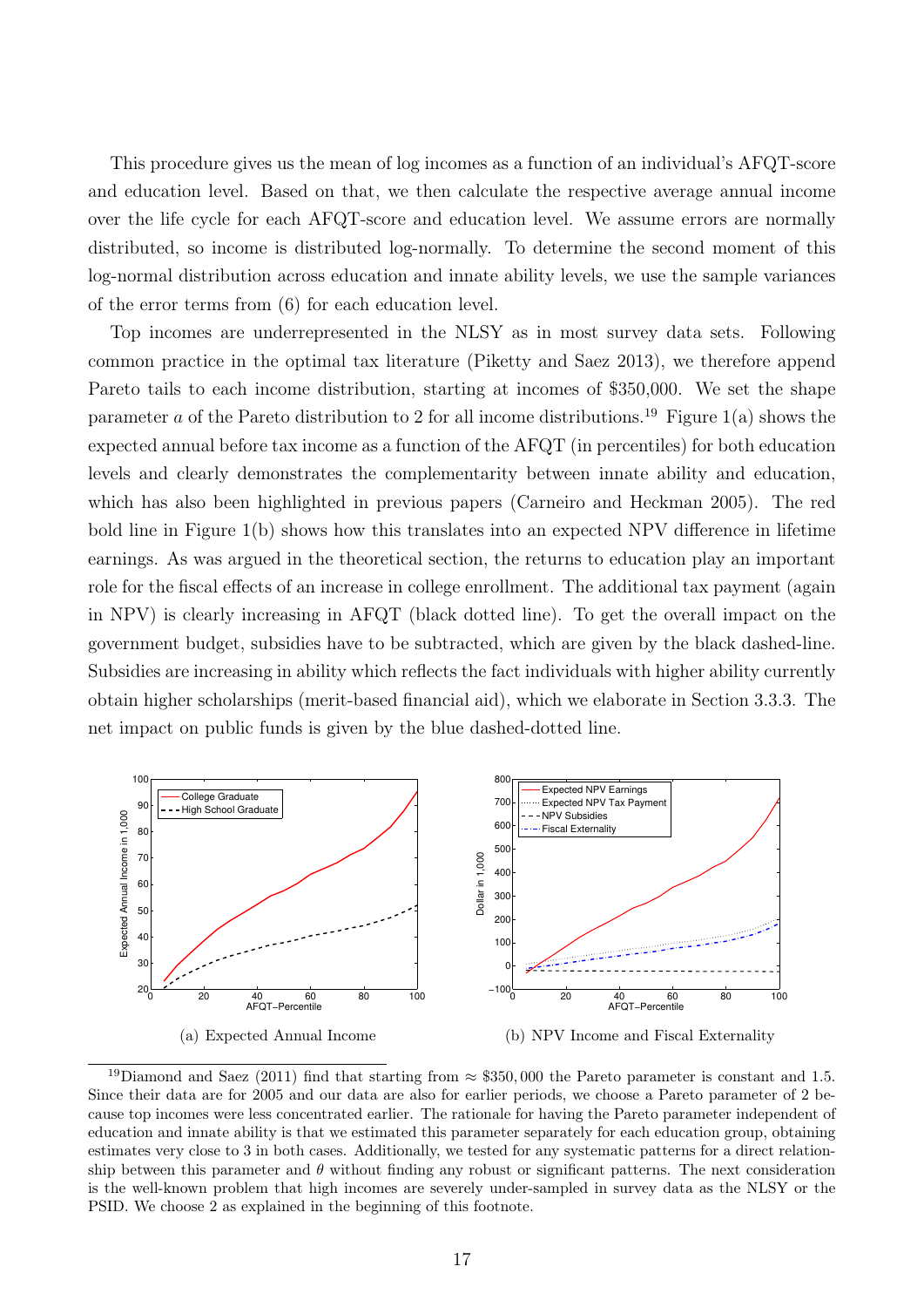This procedure gives us the mean of log incomes as a function of an individual's AFQT-score and education level. Based on that, we then calculate the respective average annual income over the life cycle for each AFQT-score and education level. We assume errors are normally distributed, so income is distributed log-normally. To determine the second moment of this log-normal distribution across education and innate ability levels, we use the sample variances of the error terms from (6) for each education level.

Top incomes are underrepresented in the NLSY as in most survey data sets. Following common practice in the optimal tax literature (Piketty and Saez 2013), we therefore append Pareto tails to each income distribution, starting at incomes of \$350,000. We set the shape parameter $a$ of the Pareto distribution to 2 for all income distributions.[19] Figure 1(a) shows the expected annual before tax income as a function of the AFQT (in percentiles) for both education levels and clearly demonstrates the complementarity between innate ability and education, which has also been highlighted in previous papers (Carneiro and Heckman 2005). The red bold line in Figure 1(b) shows how this translates into an expected NPV difference in lifetime earnings. As was argued in the theoretical section, the returns to education play an important role for the fiscal effects of an increase in college enrollment. The additional tax payment (again in NPV) is clearly increasing in AFQT (black dotted line). To get the overall impact on the government budget, subsidies have to be subtracted, which are given by the black dashed-line. Subsidies are increasing in ability which reflects the fact individuals with higher ability currently obtain higher scholarships (merit-based financial aid), which we elaborate in Section 3.3.3. The net impact on public funds is given by the blue dashed-dotted line.

(a) Expected Annual Income

(b) NPV Income and Fiscal Externality

[19] Diamond and Saez (2011) find that starting from $\approx$ \$350,000 the Pareto parameter is constant and 1.5. Since their data are for 2005 and our data are also for earlier periods, we choose a Pareto parameter of 2 because top incomes were less concentrated earlier. The rationale for having the Pareto parameter independent of education and innate ability is that we estimated this parameter separately for each education group, obtaining estimates very close to 3 in both cases. Additionally, we tested for any systematic patterns for a direct relationship between this parameter and $\theta$ without finding any robust or significant patterns. The next consideration is the well-known problem that high incomes are severely under-sampled in survey data as the NLSY or the PSID. We choose 2 as explained in the beginning of this footnote.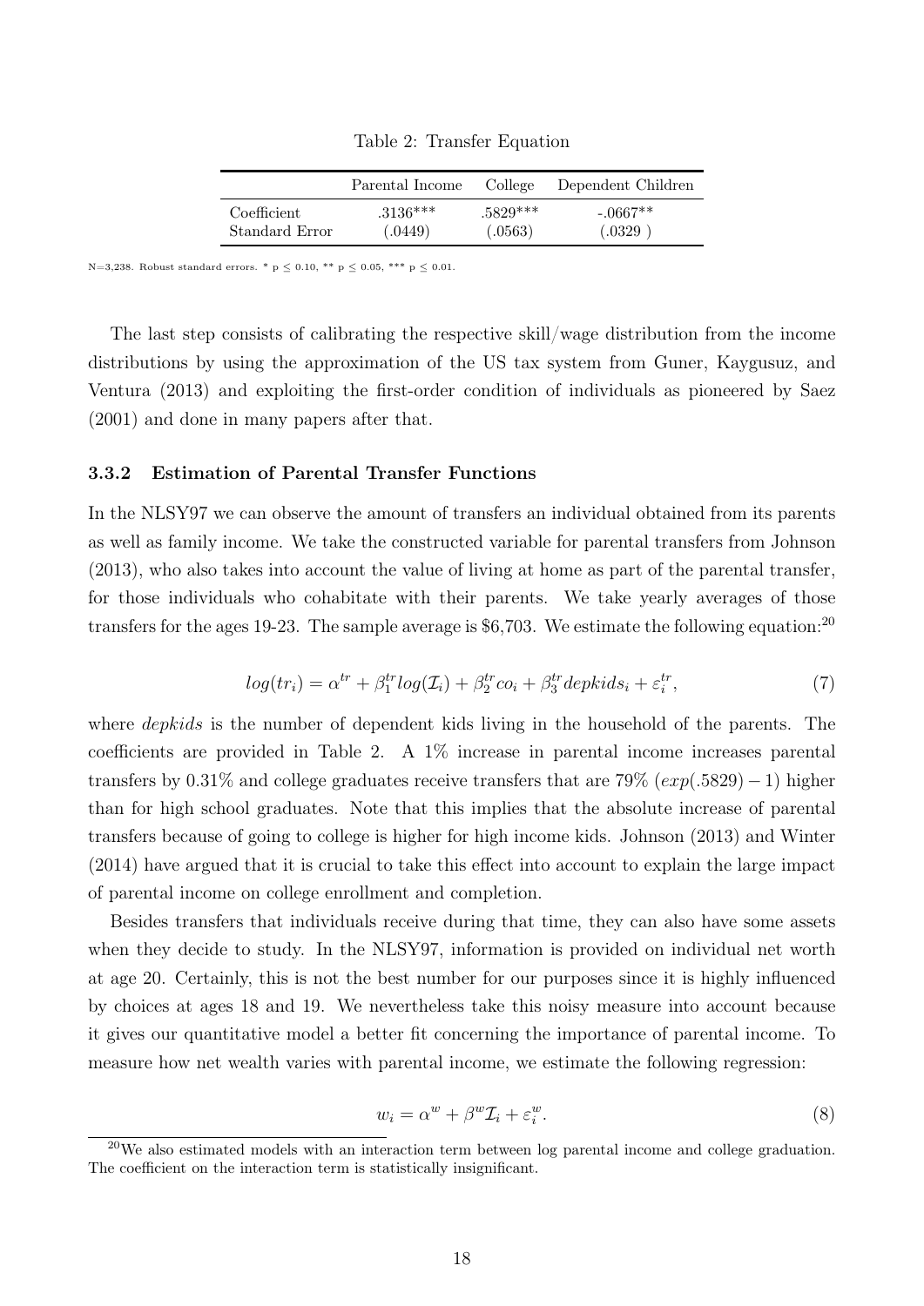Table 2: Transfer Equation

| | Parental Income | College | Dependent Children |
|---|---|---|---|
| Coefficient | .3136*** | .5829*** | -.0667** |
| Standard Error | (.0449) | (.0563) | (.0329 ) |

N=3,238. Robust standard errors. * p ≤ 0.10, ** p ≤ 0.05, *** p ≤ 0.01.

The last step consists of calibrating the respective skill/wage distribution from the income distributions by using the approximation of the US tax system from Guner, Kaygusuz, and Ventura (2013) and exploiting the first-order condition of individuals as pioneered by Saez (2001) and done in many papers after that.

### 3.3.2 Estimation of Parental Transfer Functions

In the NLSY97 we can observe the amount of transfers an individual obtained from its parents as well as family income. We take the constructed variable for parental transfers from Johnson (2013), who also takes into account the value of living at home as part of the parental transfer, for those individuals who cohabitate with their parents. We take yearly averages of those transfers for the ages 19-23. The sample average is \$6,703. We estimate the following equation:[20]

$$log(tr_i) = \alpha^{tr} + \beta_1^{tr} log(\mathcal{I}_i) + \beta_2^{tr} co_i + \beta_3^{tr} depkids_i + \varepsilon_i^{tr}, \tag{7}$$

where *depkids* is the number of dependent kids living in the household of the parents. The coefficients are provided in Table 2. A 1% increase in parental income increases parental transfers by 0.31% and college graduates receive transfers that are 79% ($exp(.5829) - 1$) higher than for high school graduates. Note that this implies that the absolute increase of parental transfers because of going to college is higher for high income kids. Johnson (2013) and Winter (2014) have argued that it is crucial to take this effect into account to explain the large impact of parental income on college enrollment and completion.

Besides transfers that individuals receive during that time, they can also have some assets when they decide to study. In the NLSY97, information is provided on individual net worth at age 20. Certainly, this is not the best number for our purposes since it is highly influenced by choices at ages 18 and 19. We nevertheless take this noisy measure into account because it gives our quantitative model a better fit concerning the importance of parental income. To measure how net wealth varies with parental income, we estimate the following regression:

$$w_i = \alpha^w + \beta^w \mathcal{I}_i + \varepsilon_i^w. \tag{8}$$

[20] We also estimated models with an interaction term between log parental income and college graduation. The coefficient on the interaction term is statistically insignificant.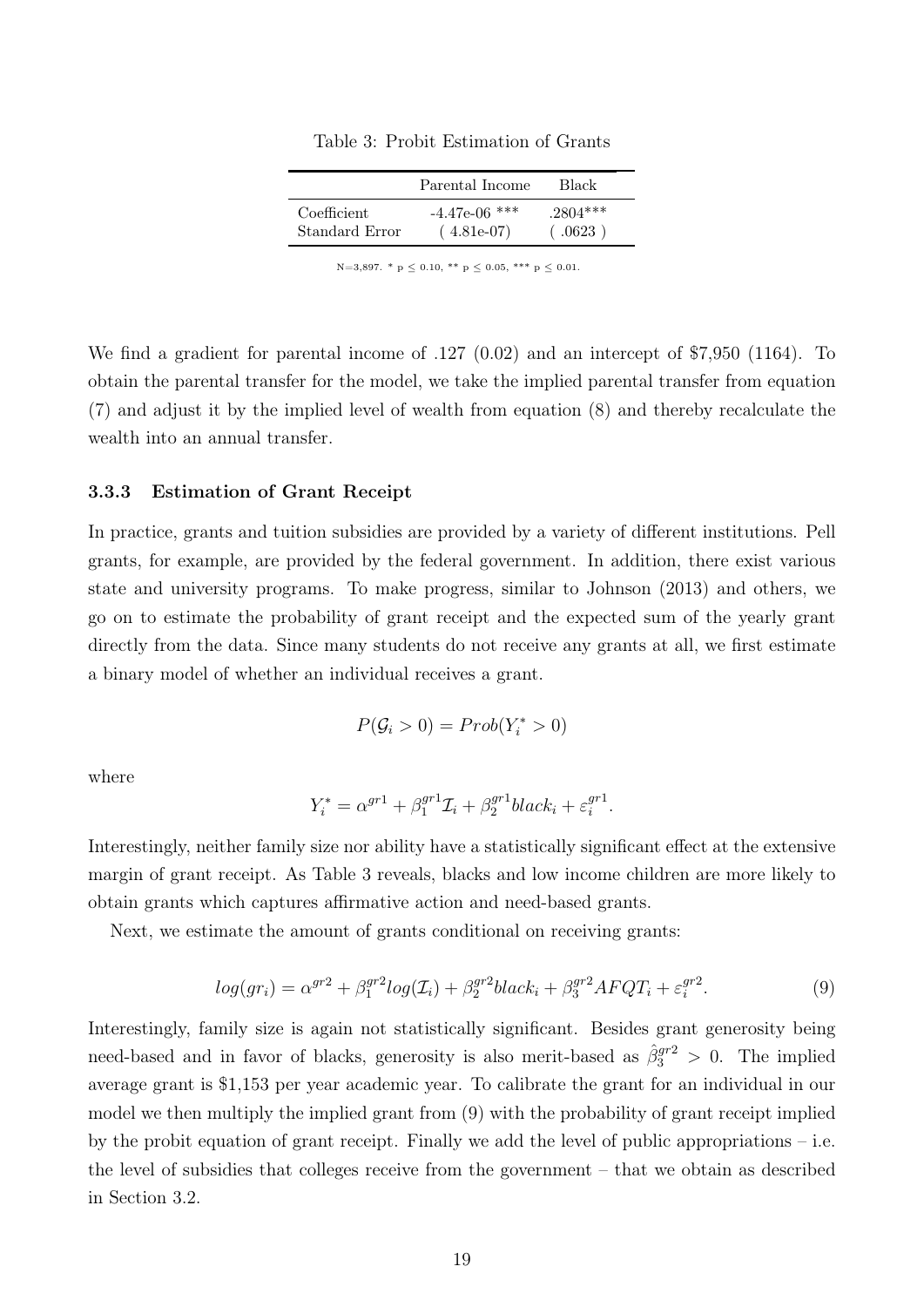Table 3: Probit Estimation of Grants

| | Parental Income | Black |
|---|---|---|
| Coefficient | -4.47e-06 *** | .2804*** |
| Standard Error | ( 4.81e-07) | ( .0623 ) |

N=3,897. * p ≤ 0.10, ** p ≤ 0.05, *** p ≤ 0.01.

We find a gradient for parental income of .127 (0.02) and an intercept of $7,950 (1164). To obtain the parental transfer for the model, we take the implied parental transfer from equation (7) and adjust it by the implied level of wealth from equation (8) and thereby recalculate the wealth into an annual transfer.

### 3.3.3 Estimation of Grant Receipt

In practice, grants and tuition subsidies are provided by a variety of different institutions. Pell grants, for example, are provided by the federal government. In addition, there exist various state and university programs. To make progress, similar to Johnson (2013) and others, we go on to estimate the probability of grant receipt and the expected sum of the yearly grant directly from the data. Since many students do not receive any grants at all, we first estimate a binary model of whether an individual receives a grant.

$$P(\mathcal{G}_i > 0) = Prob(Y_i^* > 0)$$

where

$$Y_i^* = \alpha^{gr1} + \beta_1^{gr1}\mathcal{I}_i + \beta_2^{gr1}black_i + \varepsilon_i^{gr1}.$$

Interestingly, neither family size nor ability have a statistically significant effect at the extensive margin of grant receipt. As Table 3 reveals, blacks and low income children are more likely to obtain grants which captures affirmative action and need-based grants.

Next, we estimate the amount of grants conditional on receiving grants:

$$log(gr_i) = \alpha^{gr2} + \beta_1^{gr2}log(\mathcal{I}_i) + \beta_2^{gr2}black_i + \beta_3^{gr2}AFQT_i + \varepsilon_i^{gr2}. \tag{9}$$

Interestingly, family size is again not statistically significant. Besides grant generosity being need-based and in favor of blacks, generosity is also merit-based as $\hat{\beta}_3^{gr2} > 0$. The implied average grant is $1,153 per year academic year. To calibrate the grant for an individual in our model we then multiply the implied grant from (9) with the probability of grant receipt implied by the probit equation of grant receipt. Finally we add the level of public appropriations – i.e. the level of subsidies that colleges receive from the government – that we obtain as described in Section 3.2.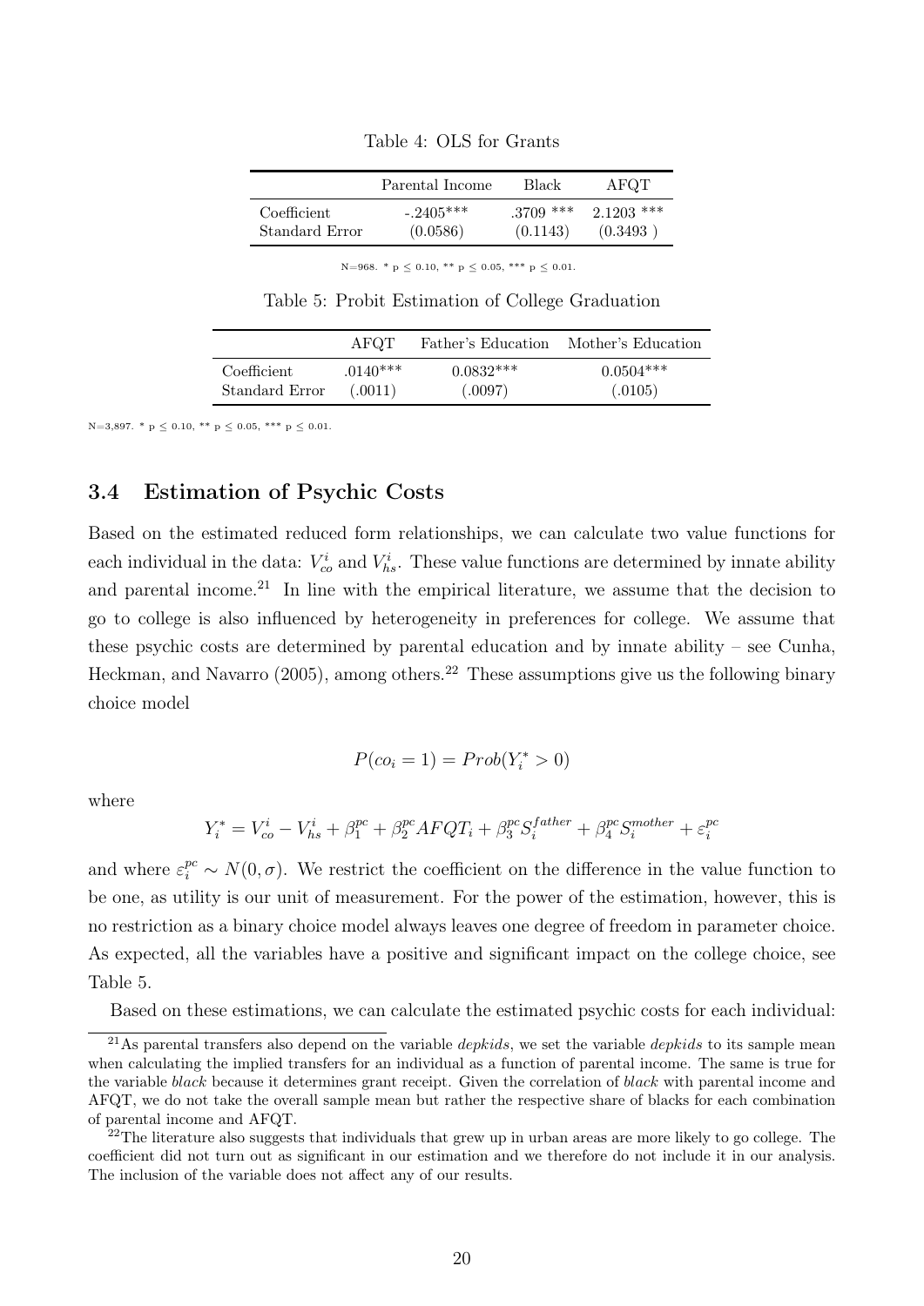Table 4: OLS for Grants

| | Parental Income | Black | AFQT |
|---|---|---|---|
| Coefficient | -.2405*** | .3709 *** | 2.1203 *** |
| Standard Error | (0.0586) | (0.1143) | (0.3493 ) |

N=968. * p ≤ 0.10, ** p ≤ 0.05, *** p ≤ 0.01.

Table 5: Probit Estimation of College Graduation

| | AFQT | Father's Education | Mother's Education |
|---|---|---|---|
| Coefficient | .0140*** | 0.0832*** | 0.0504*** |
| Standard Error | (.0011) | (.0097) | (.0105) |

N=3,897. * p ≤ 0.10, ** p ≤ 0.05, *** p ≤ 0.01.

### 3.4 Estimation of Psychic Costs

Based on the estimated reduced form relationships, we can calculate two value functions for each individual in the data: $V^i_{co}$ and $V^i_{hs}$. These value functions are determined by innate ability and parental income.[21] In line with the empirical literature, we assume that the decision to go to college is also influenced by heterogeneity in preferences for college. We assume that these psychic costs are determined by parental education and by innate ability – see Cunha, Heckman, and Navarro (2005), among others.[22] These assumptions give us the following binary choice model

$$P(co_i = 1) = Prob(Y^*_i > 0)$$

where

$$Y^*_i = V^i_{co} - V^i_{hs} + \beta^{pc}_1 + \beta^{pc}_2 AFQT_i + \beta^{pc}_3 S^{father}_i + \beta^{pc}_4 S^{mother}_i + \varepsilon^{pc}_i$$

and where $\varepsilon^{pc}_i \sim N(0, \sigma)$. We restrict the coefficient on the difference in the value function to be one, as utility is our unit of measurement. For the power of the estimation, however, this is no restriction as a binary choice model always leaves one degree of freedom in parameter choice. As expected, all the variables have a positive and significant impact on the college choice, see Table 5.

Based on these estimations, we can calculate the estimated psychic costs for each individual:

[21] As parental transfers also depend on the variable *depkids*, we set the variable *depkids* to its sample mean when calculating the implied transfers for an individual as a function of parental income. The same is true for the variable *black* because it determines grant receipt. Given the correlation of *black* with parental income and AFQT, we do not take the overall sample mean but rather the respective share of blacks for each combination of parental income and AFQT.

[22] The literature also suggests that individuals that grew up in urban areas are more likely to go college. The coefficient did not turn out as significant in our estimation and we therefore do not include it in our analysis. The inclusion of the variable does not affect any of our results.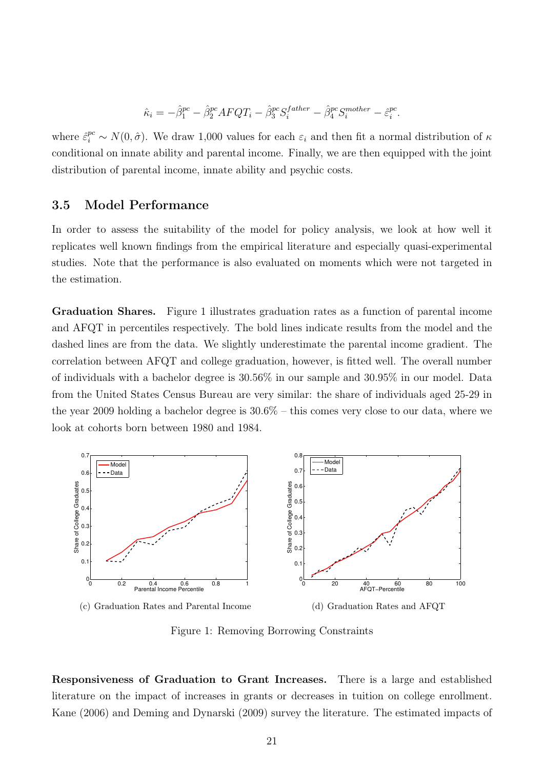$$\hat{\kappa}_i = -\hat{\beta}_1^{pc} - \hat{\beta}_2^{pc} AFQT_i - \hat{\beta}_3^{pc} S_i^{father} - \hat{\beta}_4^{pc} S_i^{mother} - \hat{\varepsilon}_i^{pc}.$$

where $\hat{\varepsilon}_i^{pc} \sim N(0, \hat{\sigma})$. We draw 1,000 values for each $\varepsilon_i$ and then fit a normal distribution of $\kappa$ conditional on innate ability and parental income. Finally, we are then equipped with the joint distribution of parental income, innate ability and psychic costs.

### 3.5 Model Performance

In order to assess the suitability of the model for policy analysis, we look at how well it replicates well known findings from the empirical literature and especially quasi-experimental studies. Note that the performance is also evaluated on moments which were not targeted in the estimation.

**Graduation Shares.** Figure 1 illustrates graduation rates as a function of parental income and AFQT in percentiles respectively. The bold lines indicate results from the model and the dashed lines are from the data. We slightly underestimate the parental income gradient. The correlation between AFQT and college graduation, however, is fitted well. The overall number of individuals with a bachelor degree is 30.56% in our sample and 30.95% in our model. Data from the United States Census Bureau are very similar: the share of individuals aged 25-29 in the year 2009 holding a bachelor degree is 30.6% – this comes very close to our data, where we look at cohorts born between 1980 and 1984.

(c) Graduation Rates and Parental Income

(d) Graduation Rates and AFQT

Figure 1: Removing Borrowing Constraints

**Responsiveness of Graduation to Grant Increases.** There is a large and established literature on the impact of increases in grants or decreases in tuition on college enrollment. Kane (2006) and Deming and Dynarski (2009) survey the literature. The estimated impacts of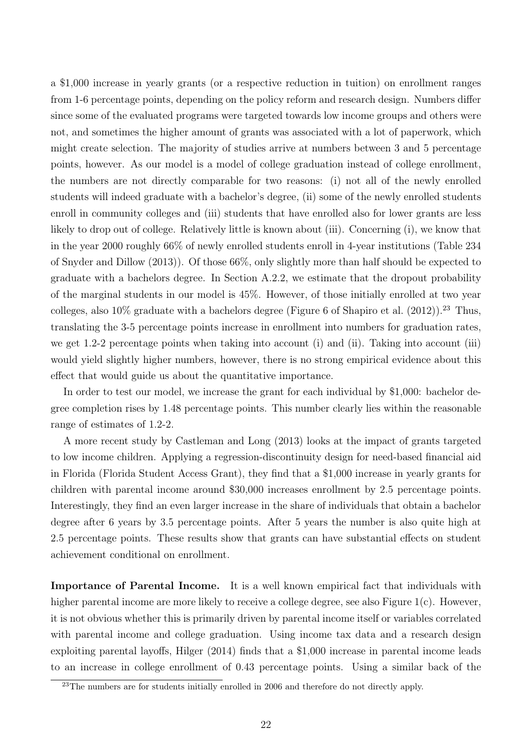a $1,000 increase in yearly grants (or a respective reduction in tuition) on enrollment ranges from 1-6 percentage points, depending on the policy reform and research design. Numbers differ since some of the evaluated programs were targeted towards low income groups and others were not, and sometimes the higher amount of grants was associated with a lot of paperwork, which might create selection. The majority of studies arrive at numbers between 3 and 5 percentage points, however. As our model is a model of college graduation instead of college enrollment, the numbers are not directly comparable for two reasons: (i) not all of the newly enrolled students will indeed graduate with a bachelor's degree, (ii) some of the newly enrolled students enroll in community colleges and (iii) students that have enrolled also for lower grants are less likely to drop out of college. Relatively little is known about (iii). Concerning (i), we know that in the year 2000 roughly 66% of newly enrolled students enroll in 4-year institutions (Table 234 of Snyder and Dillow (2013)). Of those 66%, only slightly more than half should be expected to graduate with a bachelors degree. In Section A.2.2, we estimate that the dropout probability of the marginal students in our model is 45%. However, of those initially enrolled at two year colleges, also 10% graduate with a bachelors degree (Figure 6 of Shapiro et al. (2012)).[23] Thus, translating the 3-5 percentage points increase in enrollment into numbers for graduation rates, we get 1.2-2 percentage points when taking into account (i) and (ii). Taking into account (iii) would yield slightly higher numbers, however, there is no strong empirical evidence about this effect that would guide us about the quantitative importance.

In order to test our model, we increase the grant for each individual by $1,000: bachelor degree completion rises by 1.48 percentage points. This number clearly lies within the reasonable range of estimates of 1.2-2.

A more recent study by Castleman and Long (2013) looks at the impact of grants targeted to low income children. Applying a regression-discontinuity design for need-based financial aid in Florida (Florida Student Access Grant), they find that a $1,000 increase in yearly grants for children with parental income around $30,000 increases enrollment by 2.5 percentage points. Interestingly, they find an even larger increase in the share of individuals that obtain a bachelor degree after 6 years by 3.5 percentage points. After 5 years the number is also quite high at 2.5 percentage points. These results show that grants can have substantial effects on student achievement conditional on enrollment.

**Importance of Parental Income.** It is a well known empirical fact that individuals with higher parental income are more likely to receive a college degree, see also Figure 1(c). However, it is not obvious whether this is primarily driven by parental income itself or variables correlated with parental income and college graduation. Using income tax data and a research design exploiting parental layoffs, Hilger (2014) finds that a $1,000 increase in parental income leads to an increase in college enrollment of 0.43 percentage points. Using a similar back of the

[23] The numbers are for students initially enrolled in 2006 and therefore do not directly apply.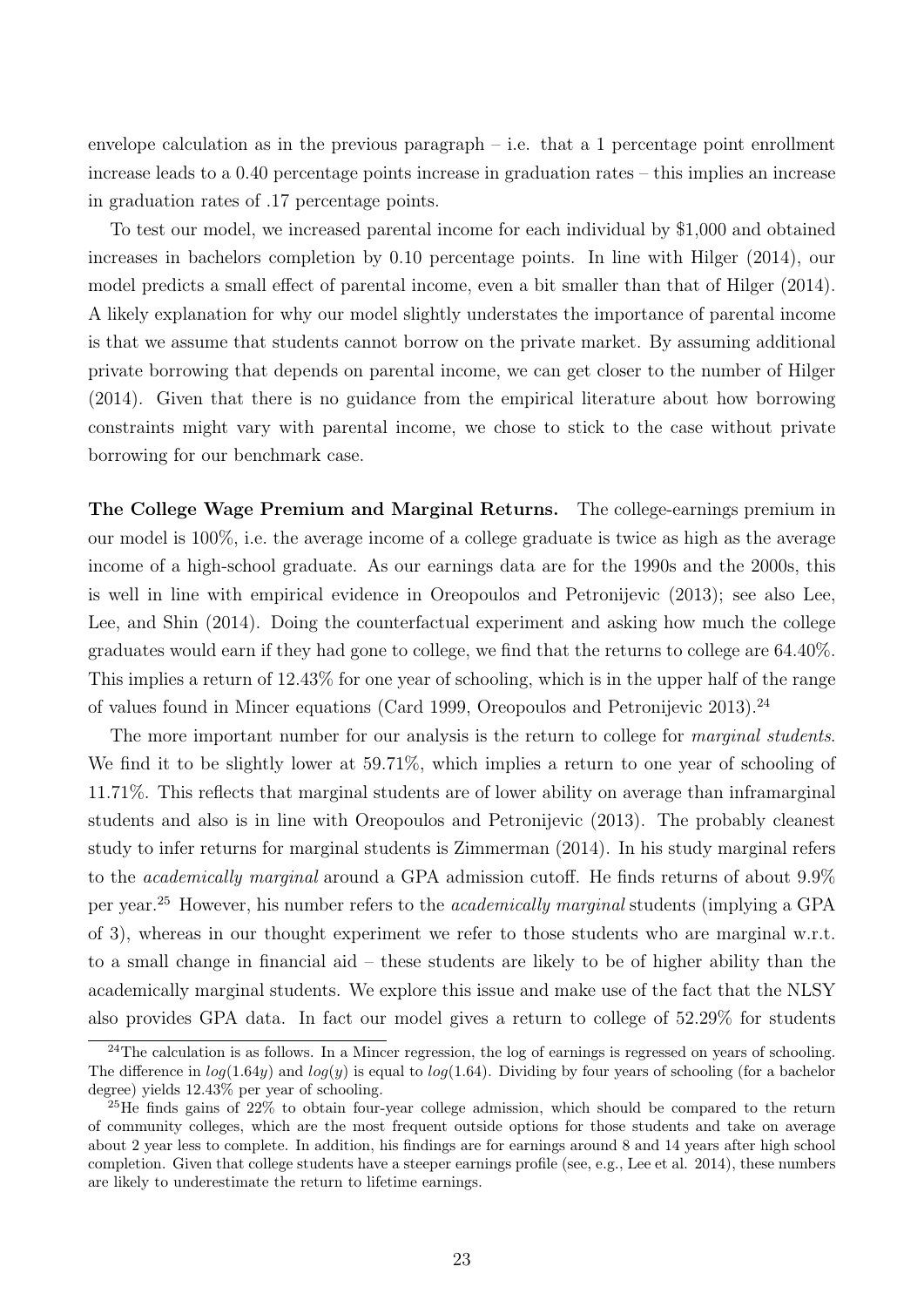envelope calculation as in the previous paragraph – i.e. that a 1 percentage point enrollment increase leads to a 0.40 percentage points increase in graduation rates – this implies an increase in graduation rates of .17 percentage points.

To test our model, we increased parental income for each individual by \$1,000 and obtained increases in bachelors completion by 0.10 percentage points. In line with Hilger (2014), our model predicts a small effect of parental income, even a bit smaller than that of Hilger (2014). A likely explanation for why our model slightly understates the importance of parental income is that we assume that students cannot borrow on the private market. By assuming additional private borrowing that depends on parental income, we can get closer to the number of Hilger (2014). Given that there is no guidance from the empirical literature about how borrowing constraints might vary with parental income, we chose to stick to the case without private borrowing for our benchmark case.

**The College Wage Premium and Marginal Returns.** The college-earnings premium in our model is 100%, i.e. the average income of a college graduate is twice as high as the average income of a high-school graduate. As our earnings data are for the 1990s and the 2000s, this is well in line with empirical evidence in Oreopoulos and Petronijevic (2013); see also Lee, Lee, and Shin (2014). Doing the counterfactual experiment and asking how much the college graduates would earn if they had gone to college, we find that the returns to college are 64.40%. This implies a return of 12.43% for one year of schooling, which is in the upper half of the range of values found in Mincer equations (Card 1999, Oreopoulos and Petronijevic 2013).[24]

The more important number for our analysis is the return to college for *marginal students*. We find it to be slightly lower at 59.71%, which implies a return to one year of schooling of 11.71%. This reflects that marginal students are of lower ability on average than inframarginal students and also is in line with Oreopoulos and Petronijevic (2013). The probably cleanest study to infer returns for marginal students is Zimmerman (2014). In his study marginal refers to the *academically marginal* around a GPA admission cutoff. He finds returns of about 9.9% per year.[25] However, his number refers to the *academically marginal* students (implying a GPA of 3), whereas in our thought experiment we refer to those students who are marginal w.r.t. to a small change in financial aid – these students are likely to be of higher ability than the academically marginal students. We explore this issue and make use of the fact that the NLSY also provides GPA data. In fact our model gives a return to college of 52.29% for students

[24] The calculation is as follows. In a Mincer regression, the log of earnings is regressed on years of schooling. The difference in $log(1.64y)$ and $log(y)$ is equal to $log(1.64)$. Dividing by four years of schooling (for a bachelor degree) yields 12.43% per year of schooling.

[25] He finds gains of 22% to obtain four-year college admission, which should be compared to the return of community colleges, which are the most frequent outside options for those students and take on average about 2 year less to complete. In addition, his findings are for earnings around 8 and 14 years after high school completion. Given that college students have a steeper earnings profile (see, e.g., Lee et al. 2014), these numbers are likely to underestimate the return to lifetime earnings.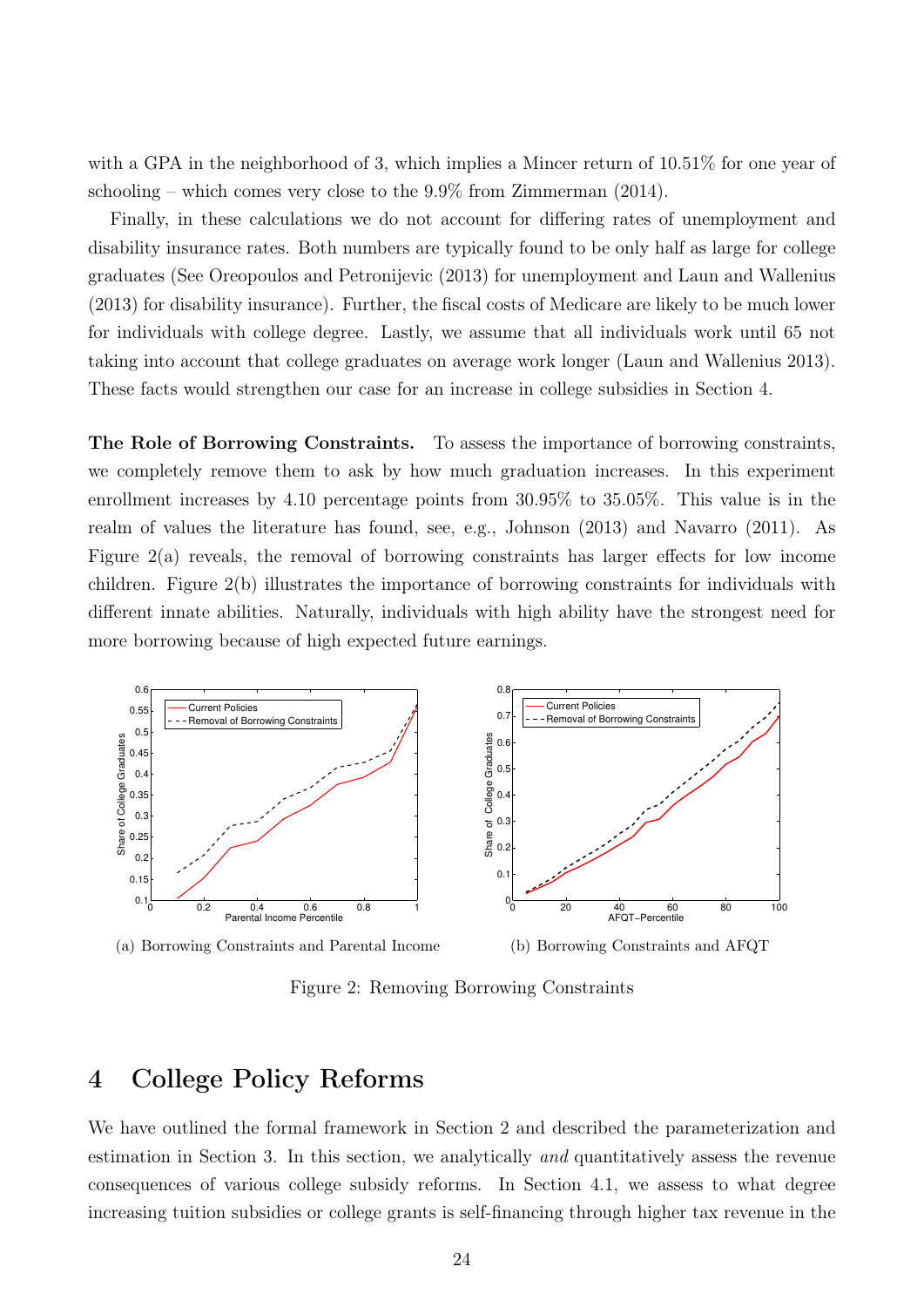with a GPA in the neighborhood of 3, which implies a Mincer return of 10.51% for one year of schooling – which comes very close to the 9.9% from Zimmerman (2014).

Finally, in these calculations we do not account for differing rates of unemployment and disability insurance rates. Both numbers are typically found to be only half as large for college graduates (See Oreopoulos and Petronijevic (2013) for unemployment and Laun and Wallenius (2013) for disability insurance). Further, the fiscal costs of Medicare are likely to be much lower for individuals with college degree. Lastly, we assume that all individuals work until 65 not taking into account that college graduates on average work longer (Laun and Wallenius 2013). These facts would strengthen our case for an increase in college subsidies in Section 4.

**The Role of Borrowing Constraints.** To assess the importance of borrowing constraints, we completely remove them to ask by how much graduation increases. In this experiment enrollment increases by 4.10 percentage points from 30.95% to 35.05%. This value is in the realm of values the literature has found, see, e.g., Johnson (2013) and Navarro (2011). As Figure 2(a) reveals, the removal of borrowing constraints has larger effects for low income children. Figure 2(b) illustrates the importance of borrowing constraints for individuals with different innate abilities. Naturally, individuals with high ability have the strongest need for more borrowing because of high expected future earnings.

(a) Borrowing Constraints and Parental Income

(b) Borrowing Constraints and AFQT

Figure 2: Removing Borrowing Constraints

# 4 College Policy Reforms

We have outlined the formal framework in Section 2 and described the parameterization and estimation in Section 3. In this section, we analytically *and* quantitatively assess the revenue consequences of various college subsidy reforms. In Section 4.1, we assess to what degree increasing tuition subsidies or college grants is self-financing through higher tax revenue in the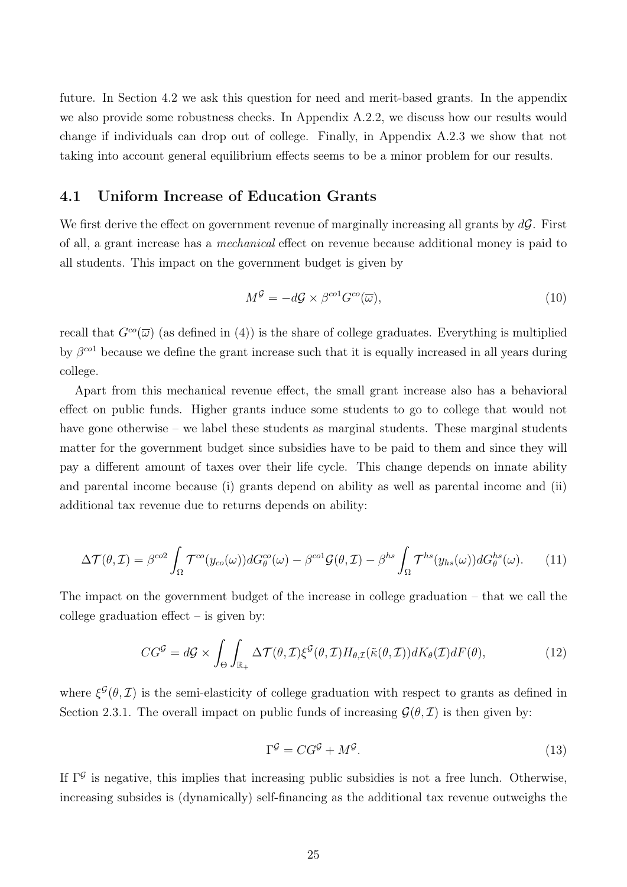future. In Section 4.2 we ask this question for need and merit-based grants. In the appendix we also provide some robustness checks. In Appendix A.2.2, we discuss how our results would change if individuals can drop out of college. Finally, in Appendix A.2.3 we show that not taking into account general equilibrium effects seems to be a minor problem for our results.

## 4.1 Uniform Increase of Education Grants

We first derive the effect on government revenue of marginally increasing all grants by $d\mathcal{G}$. First of all, a grant increase has a *mechanical* effect on revenue because additional money is paid to all students. This impact on the government budget is given by

$$M^{\mathcal{G}} = -d\mathcal{G} \times \beta^{co1} G^{co}(\varpi), \tag{10}$$

recall that $G^{co}(\varpi)$ (as defined in (4)) is the share of college graduates. Everything is multiplied by $\beta^{co1}$ because we define the grant increase such that it is equally increased in all years during college.

Apart from this mechanical revenue effect, the small grant increase also has a behavioral effect on public funds. Higher grants induce some students to go to college that would not have gone otherwise – we label these students as marginal students. These marginal students matter for the government budget since subsidies have to be paid to them and since they will pay a different amount of taxes over their life cycle. This change depends on innate ability and parental income because (i) grants depend on ability as well as parental income and (ii) additional tax revenue due to returns depends on ability:

$$\Delta\mathcal{T}(\theta,\mathcal{I}) = \beta^{co2} \int_{\Omega} \mathcal{T}^{co}(y_{co}(\omega)) dG^{co}_{\theta}(\omega) - \beta^{co1}\mathcal{G}(\theta,\mathcal{I}) - \beta^{hs} \int_{\Omega} \mathcal{T}^{hs}(y_{hs}(\omega)) dG^{hs}_{\theta}(\omega). \tag{11}$$

The impact on the government budget of the increase in college graduation – that we call the college graduation effect – is given by:

$$CG^{\mathcal{G}} = d\mathcal{G} \times \int_{\Theta} \int_{\mathbb{R}_{+}} \Delta\mathcal{T}(\theta,\mathcal{I}) \xi^{\mathcal{G}}(\theta,\mathcal{I}) H_{\theta,\mathcal{I}}(\tilde{\kappa}(\theta,\mathcal{I})) dK_{\theta}(\mathcal{I}) dF(\theta), \tag{12}$$

where $\xi^{\mathcal{G}}(\theta,\mathcal{I})$ is the semi-elasticity of college graduation with respect to grants as defined in Section 2.3.1. The overall impact on public funds of increasing $\mathcal{G}(\theta,\mathcal{I})$ is then given by:

$$\Gamma^{\mathcal{G}} = CG^{\mathcal{G}} + M^{\mathcal{G}}. \tag{13}$$

If $\Gamma^{\mathcal{G}}$ is negative, this implies that increasing public subsidies is not a free lunch. Otherwise, increasing subsides is (dynamically) self-financing as the additional tax revenue outweighs the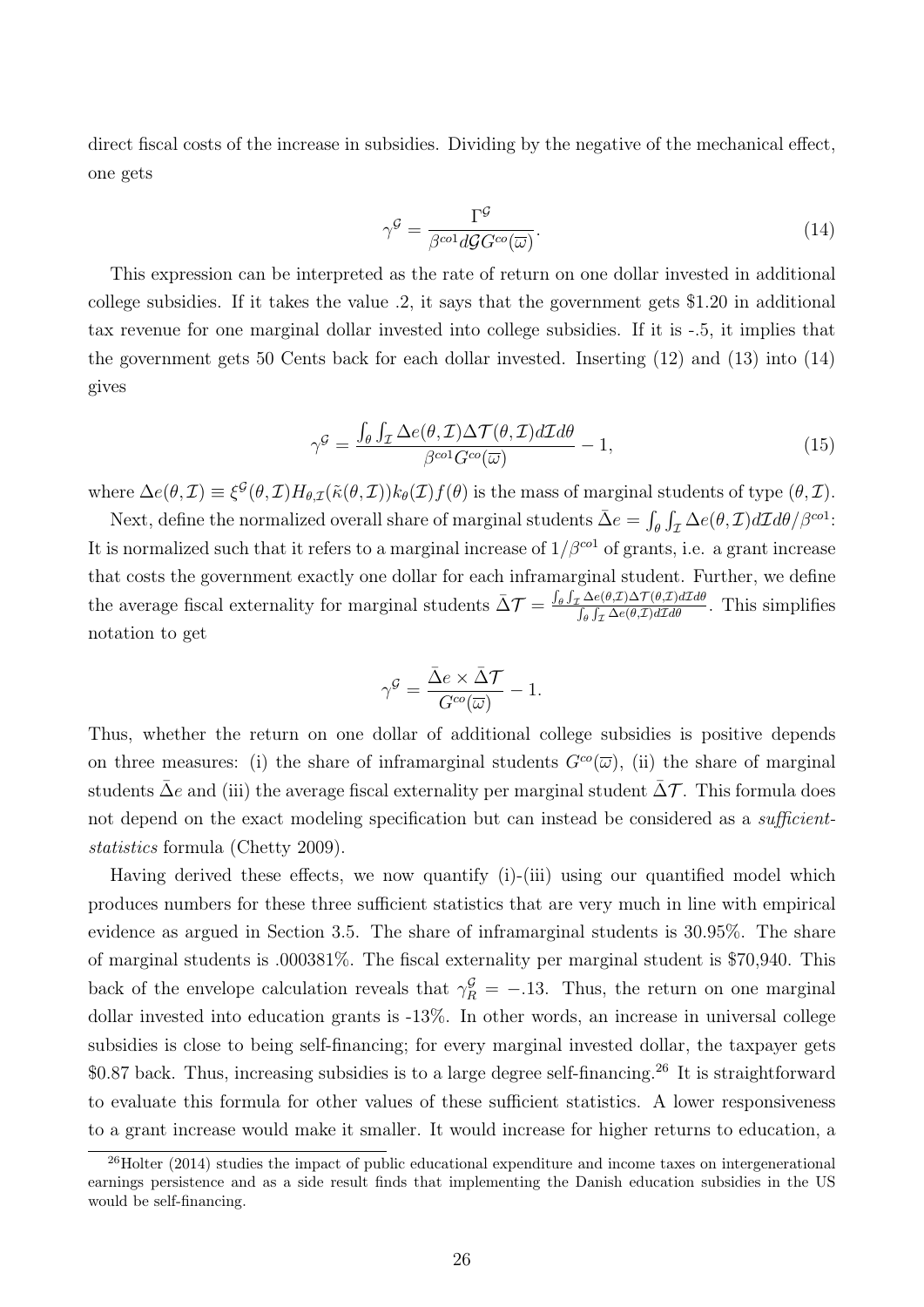direct fiscal costs of the increase in subsidies. Dividing by the negative of the mechanical effect, one gets

$$\gamma^{\mathcal{G}} = \frac{\Gamma^{\mathcal{G}}}{\beta^{co1} d\mathcal{G} G^{co}(\overline{\omega})}. \tag{14}$$

This expression can be interpreted as the rate of return on one dollar invested in additional college subsidies. If it takes the value .2, it says that the government gets \$1.20 in additional tax revenue for one marginal dollar invested into college subsidies. If it is -.5, it implies that the government gets 50 Cents back for each dollar invested. Inserting (12) and (13) into (14) gives

$$\gamma^{\mathcal{G}} = \frac{\int_{\theta} \int_{\mathcal{I}} \Delta e(\theta, \mathcal{I}) \Delta \mathcal{T}(\theta, \mathcal{I}) d\mathcal{I} d\theta}{\beta^{co1} G^{co}(\overline{\omega})} - 1, \tag{15}$$

where $\Delta e(\theta, \mathcal{I}) \equiv \xi^{\mathcal{G}}(\theta, \mathcal{I}) H_{\theta,\mathcal{I}}(\tilde{\kappa}(\theta, \mathcal{I})) k_{\theta}(\mathcal{I}) f(\theta)$ is the mass of marginal students of type $(\theta, \mathcal{I})$.

Next, define the normalized overall share of marginal students $\bar{\Delta} e = \int_{\theta} \int_{\mathcal{I}} \Delta e(\theta, \mathcal{I}) d\mathcal{I} d\theta / \beta^{co1}$: It is normalized such that it refers to a marginal increase of $1/\beta^{co1}$ of grants, i.e. a grant increase that costs the government exactly one dollar for each inframarginal student. Further, we define the average fiscal externality for marginal students $\bar{\Delta}\mathcal{T} = \frac{\int_{\theta} \int_{\mathcal{I}} \Delta e(\theta,\mathcal{I}) \Delta \mathcal{T}(\theta,\mathcal{I}) d\mathcal{I} d\theta}{\int_{\theta} \int_{\mathcal{I}} \Delta e(\theta,\mathcal{I}) d\mathcal{I} d\theta}$. This simplifies notation to get

$$\gamma^{\mathcal{G}} = \frac{\bar{\Delta} e \times \bar{\Delta}\mathcal{T}}{G^{co}(\overline{\omega})} - 1.$$

Thus, whether the return on one dollar of additional college subsidies is positive depends on three measures: (i) the share of inframarginal students $G^{co}(\overline{\omega})$, (ii) the share of marginal students $\bar{\Delta} e$ and (iii) the average fiscal externality per marginal student $\bar{\Delta}\mathcal{T}$. This formula does not depend on the exact modeling specification but can instead be considered as a *sufficient-statistics* formula (Chetty 2009).

Having derived these effects, we now quantify (i)-(iii) using our quantified model which produces numbers for these three sufficient statistics that are very much in line with empirical evidence as argued in Section 3.5. The share of inframarginal students is 30.95%. The share of marginal students is .000381%. The fiscal externality per marginal student is \$70,940. This back of the envelope calculation reveals that $\gamma_R^{\mathcal{G}} = -.13$. Thus, the return on one marginal dollar invested into education grants is -13%. In other words, an increase in universal college subsidies is close to being self-financing; for every marginal invested dollar, the taxpayer gets \$0.87 back. Thus, increasing subsidies is to a large degree self-financing.[26] It is straightforward to evaluate this formula for other values of these sufficient statistics. A lower responsiveness to a grant increase would make it smaller. It would increase for higher returns to education, a

[26] Holter (2014) studies the impact of public educational expenditure and income taxes on intergenerational earnings persistence and as a side result finds that implementing the Danish education subsidies in the US would be self-financing.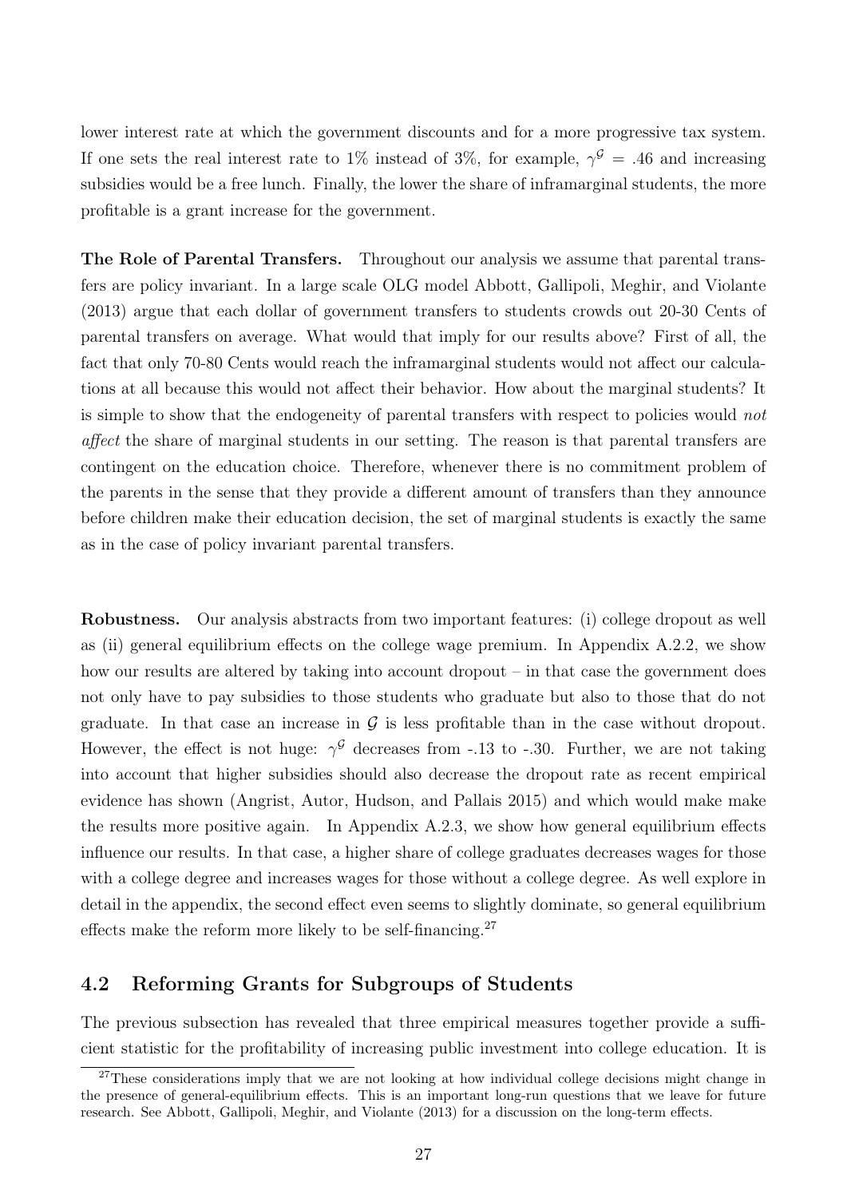lower interest rate at which the government discounts and for a more progressive tax system. If one sets the real interest rate to 1% instead of 3%, for example, $\gamma^{\mathcal{G}} = .46$ and increasing subsidies would be a free lunch. Finally, the lower the share of inframarginal students, the more profitable is a grant increase for the government.

**The Role of Parental Transfers.** Throughout our analysis we assume that parental transfers are policy invariant. In a large scale OLG model Abbott, Gallipoli, Meghir, and Violante (2013) argue that each dollar of government transfers to students crowds out 20-30 Cents of parental transfers on average. What would that imply for our results above? First of all, the fact that only 70-80 Cents would reach the inframarginal students would not affect our calculations at all because this would not affect their behavior. How about the marginal students? It is simple to show that the endogeneity of parental transfers with respect to policies would *not affect* the share of marginal students in our setting. The reason is that parental transfers are contingent on the education choice. Therefore, whenever there is no commitment problem of the parents in the sense that they provide a different amount of transfers than they announce before children make their education decision, the set of marginal students is exactly the same as in the case of policy invariant parental transfers.

**Robustness.** Our analysis abstracts from two important features: (i) college dropout as well as (ii) general equilibrium effects on the college wage premium. In Appendix A.2.2, we show how our results are altered by taking into account dropout – in that case the government does not only have to pay subsidies to those students who graduate but also to those that do not graduate. In that case an increase in $\mathcal{G}$ is less profitable than in the case without dropout. However, the effect is not huge: $\gamma^{\mathcal{G}}$ decreases from -.13 to -.30. Further, we are not taking into account that higher subsidies should also decrease the dropout rate as recent empirical evidence has shown (Angrist, Autor, Hudson, and Pallais 2015) and which would make make the results more positive again. In Appendix A.2.3, we show how general equilibrium effects influence our results. In that case, a higher share of college graduates decreases wages for those with a college degree and increases wages for those without a college degree. As well explore in detail in the appendix, the second effect even seems to slightly dominate, so general equilibrium effects make the reform more likely to be self-financing.[27]

## 4.2 Reforming Grants for Subgroups of Students

The previous subsection has revealed that three empirical measures together provide a sufficient statistic for the profitability of increasing public investment into college education. It is

[27] These considerations imply that we are not looking at how individual college decisions might change in the presence of general-equilibrium effects. This is an important long-run questions that we leave for future research. See Abbott, Gallipoli, Meghir, and Violante (2013) for a discussion on the long-term effects.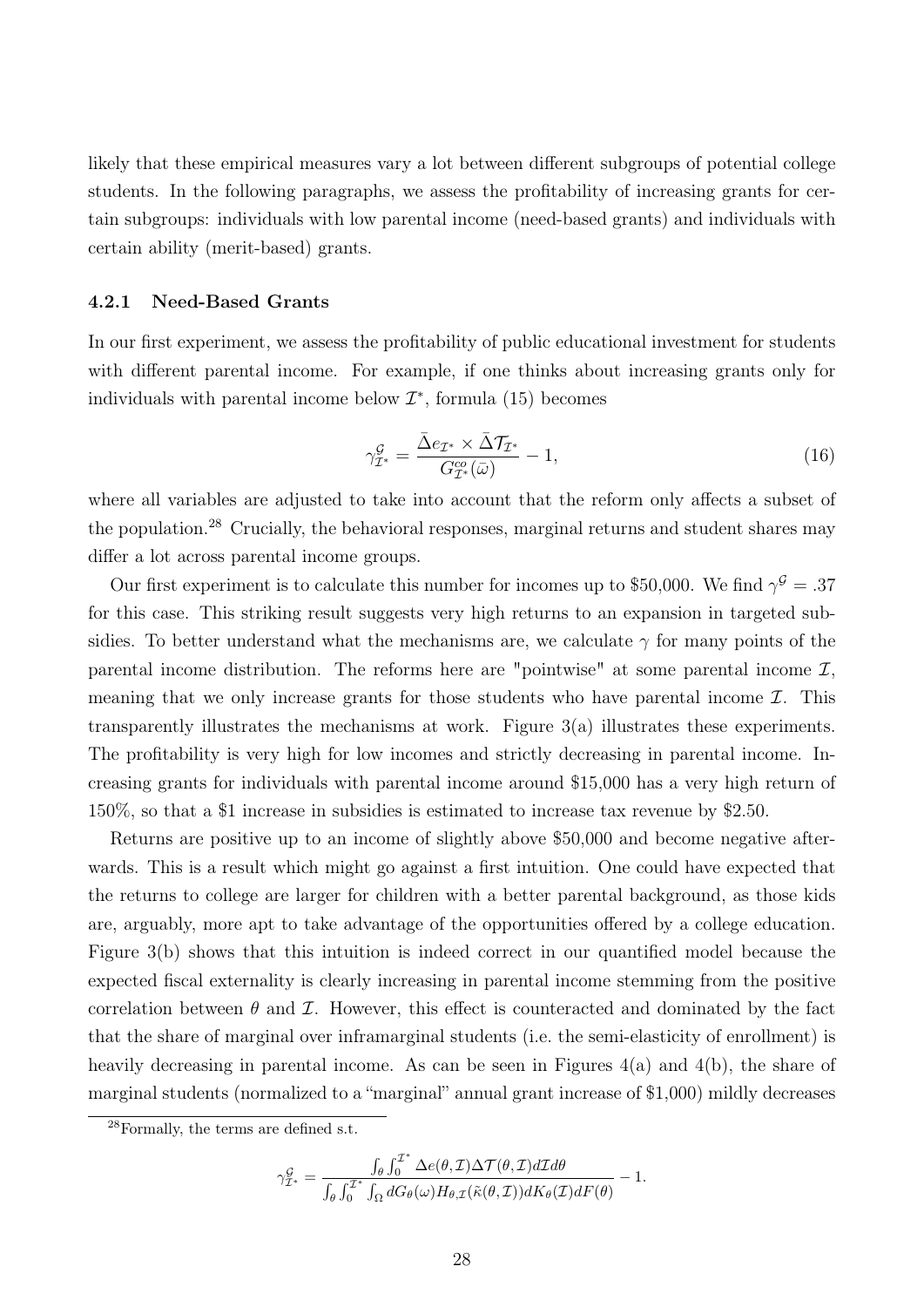likely that these empirical measures vary a lot between different subgroups of potential college students. In the following paragraphs, we assess the profitability of increasing grants for certain subgroups: individuals with low parental income (need-based grants) and individuals with certain ability (merit-based) grants.

#### 4.2.1 Need-Based Grants

In our first experiment, we assess the profitability of public educational investment for students with different parental income. For example, if one thinks about increasing grants only for individuals with parental income below $\mathcal{I}^*$, formula (15) becomes

$$\gamma^{\mathcal{G}}_{\mathcal{I}^*} = \frac{\bar{\Delta}e_{\mathcal{I}^*} \times \bar{\Delta}\mathcal{T}_{\mathcal{I}^*}}{G^{co}_{\mathcal{I}^*}(\bar{\omega})} - 1, \tag{16}$$

where all variables are adjusted to take into account that the reform only affects a subset of the population.[28] Crucially, the behavioral responses, marginal returns and student shares may differ a lot across parental income groups.

Our first experiment is to calculate this number for incomes up to \$50,000. We find $\gamma^{\mathcal{G}} = .37$ for this case. This striking result suggests very high returns to an expansion in targeted subsidies. To better understand what the mechanisms are, we calculate $\gamma$ for many points of the parental income distribution. The reforms here are "pointwise" at some parental income $\mathcal{I}$, meaning that we only increase grants for those students who have parental income $\mathcal{I}$. This transparently illustrates the mechanisms at work. Figure 3(a) illustrates these experiments. The profitability is very high for low incomes and strictly decreasing in parental income. Increasing grants for individuals with parental income around \$15,000 has a very high return of 150%, so that a \$1 increase in subsidies is estimated to increase tax revenue by \$2.50.

Returns are positive up to an income of slightly above \$50,000 and become negative afterwards. This is a result which might go against a first intuition. One could have expected that the returns to college are larger for children with a better parental background, as those kids are, arguably, more apt to take advantage of the opportunities offered by a college education. Figure 3(b) shows that this intuition is indeed correct in our quantified model because the expected fiscal externality is clearly increasing in parental income stemming from the positive correlation between $\theta$ and $\mathcal{I}$. However, this effect is counteracted and dominated by the fact that the share of marginal over inframarginal students (i.e. the semi-elasticity of enrollment) is heavily decreasing in parental income. As can be seen in Figures 4(a) and 4(b), the share of marginal students (normalized to a "marginal" annual grant increase of \$1,000) mildly decreases

[28] Formally, the terms are defined s.t.

$$\gamma^{\mathcal{G}}_{\mathcal{I}^*} = \frac{\int_\theta \int_0^{\mathcal{I}^*} \Delta e(\theta, \mathcal{I}) \Delta \mathcal{T}(\theta, \mathcal{I}) d\mathcal{I} d\theta}{\int_\theta \int_0^{\mathcal{I}^*} \int_\Omega dG_\theta(\omega) H_{\theta,\mathcal{I}}(\tilde{\kappa}(\theta, \mathcal{I})) dK_\theta(\mathcal{I}) dF(\theta)} - 1.$$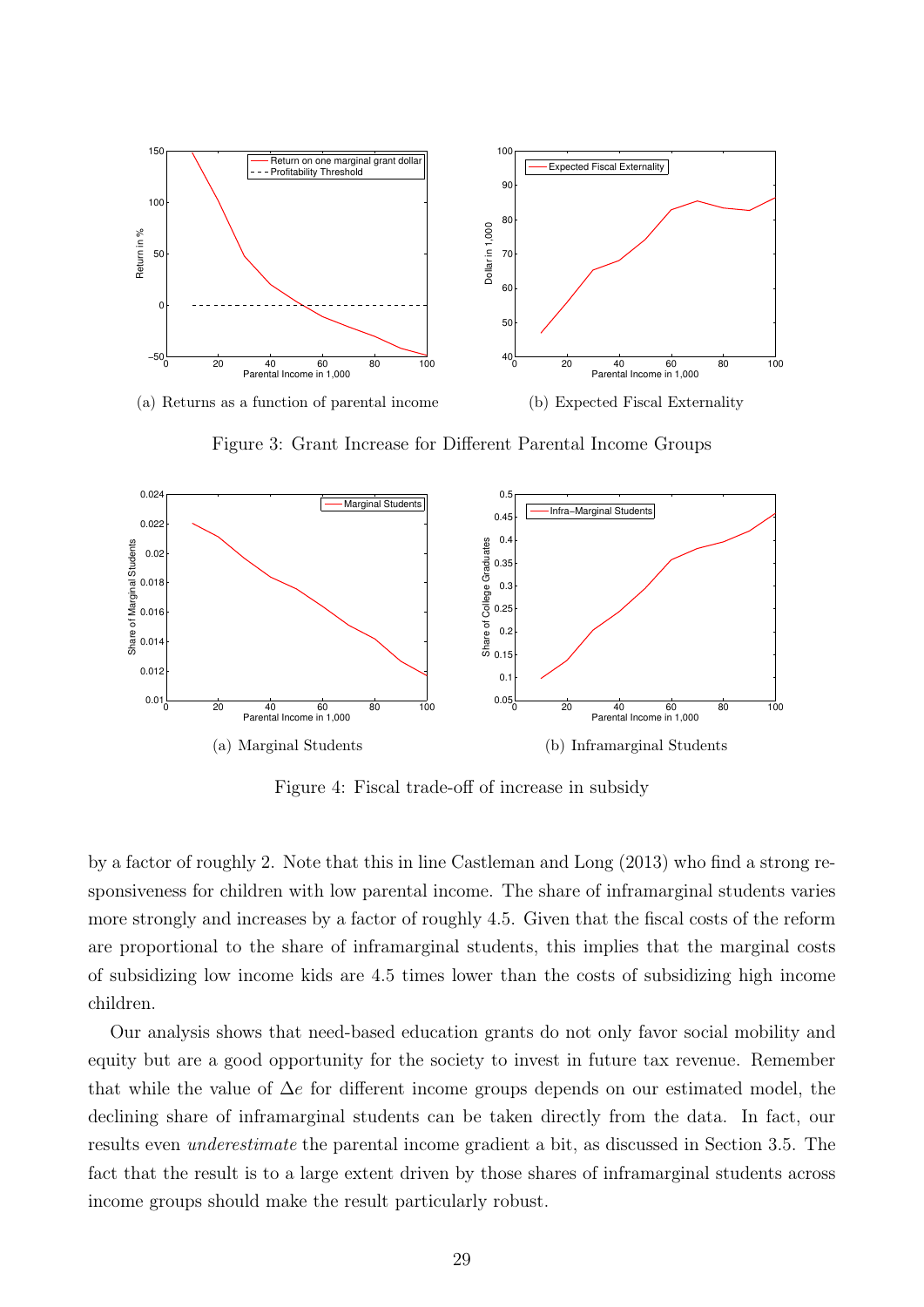(a) Returns as a function of parental income

(b) Expected Fiscal Externality

Figure 3: Grant Increase for Different Parental Income Groups

(a) Marginal Students

(b) Inframarginal Students

Figure 4: Fiscal trade-off of increase in subsidy

by a factor of roughly 2. Note that this in line Castleman and Long (2013) who find a strong responsiveness for children with low parental income. The share of inframarginal students varies more strongly and increases by a factor of roughly 4.5. Given that the fiscal costs of the reform are proportional to the share of inframarginal students, this implies that the marginal costs of subsidizing low income kids are 4.5 times lower than the costs of subsidizing high income children.

Our analysis shows that need-based education grants do not only favor social mobility and equity but are a good opportunity for the society to invest in future tax revenue. Remember that while the value of $\Delta e$ for different income groups depends on our estimated model, the declining share of inframarginal students can be taken directly from the data. In fact, our results even *underestimate* the parental income gradient a bit, as discussed in Section 3.5. The fact that the result is to a large extent driven by those shares of inframarginal students across income groups should make the result particularly robust.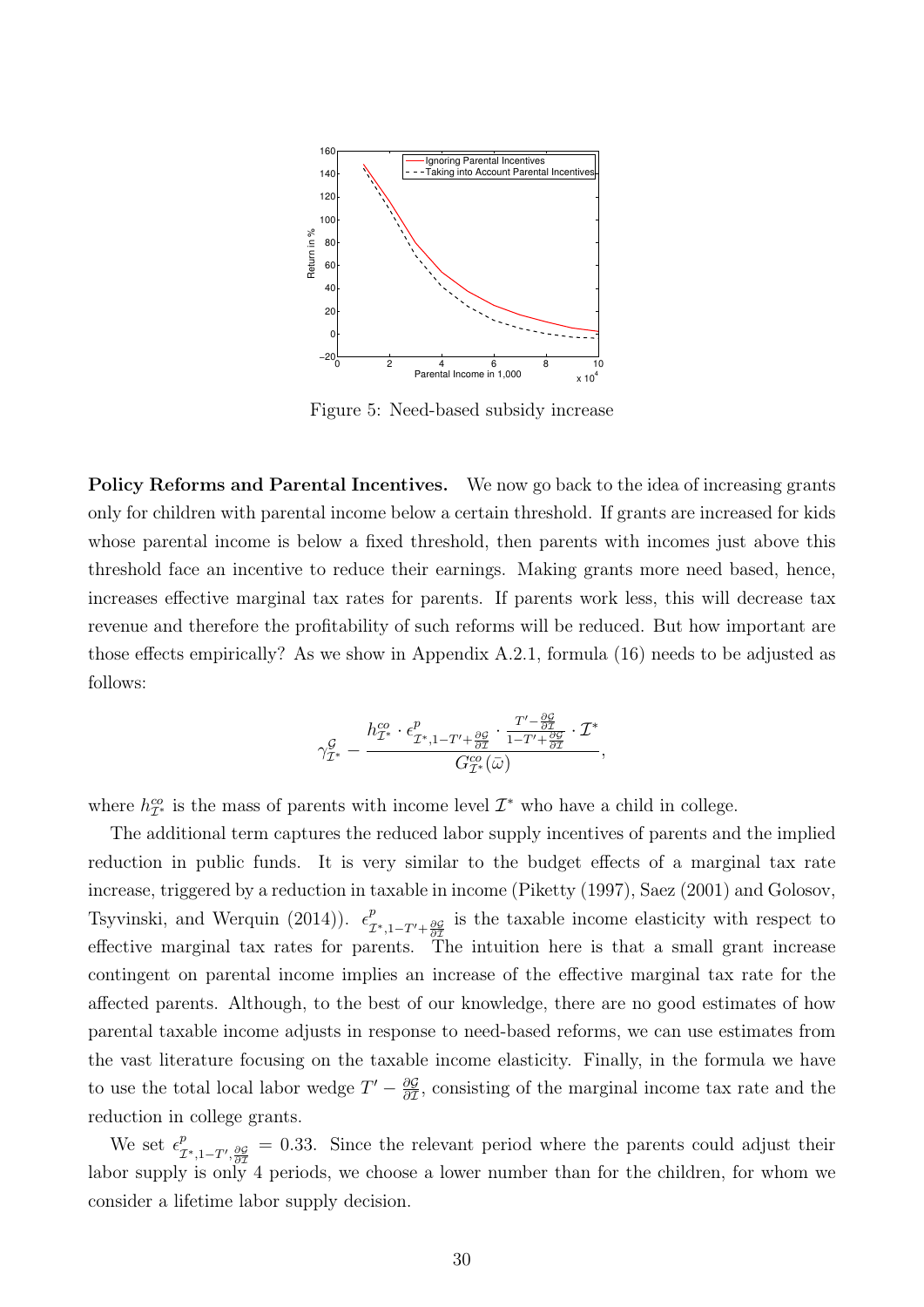Figure 5: Need-based subsidy increase

**Policy Reforms and Parental Incentives.** We now go back to the idea of increasing grants only for children with parental income below a certain threshold. If grants are increased for kids whose parental income is below a fixed threshold, then parents with incomes just above this threshold face an incentive to reduce their earnings. Making grants more need based, hence, increases effective marginal tax rates for parents. If parents work less, this will decrease tax revenue and therefore the profitability of such reforms will be reduced. But how important are those effects empirically? As we show in Appendix A.2.1, formula (16) needs to be adjusted as follows:

$$\gamma^{\mathcal{G}}_{\mathcal{I}^*} - \frac{h^{co}_{\mathcal{I}^*} \cdot \epsilon^p_{\mathcal{I}^*, 1-T'+\frac{\partial \mathcal{G}}{\partial \mathcal{I}}} \cdot \frac{T' - \frac{\partial \mathcal{G}}{\partial \mathcal{I}}}{1 - T' + \frac{\partial \mathcal{G}}{\partial \mathcal{I}}} \cdot \mathcal{I}^*}{G^{co}_{\mathcal{I}^*}(\bar{\omega})},$$

where $h^{co}_{\mathcal{I}^*}$ is the mass of parents with income level $\mathcal{I}^*$ who have a child in college.

The additional term captures the reduced labor supply incentives of parents and the implied reduction in public funds. It is very similar to the budget effects of a marginal tax rate increase, triggered by a reduction in taxable in income (Piketty (1997), Saez (2001) and Golosov, Tsyvinski, and Werquin (2014)). $\epsilon^p_{\mathcal{I}^*, 1-T'+\frac{\partial \mathcal{G}}{\partial \mathcal{I}}}$ is the taxable income elasticity with respect to effective marginal tax rates for parents. The intuition here is that a small grant increase contingent on parental income implies an increase of the effective marginal tax rate for the affected parents. Although, to the best of our knowledge, there are no good estimates of how parental taxable income adjusts in response to need-based reforms, we can use estimates from the vast literature focusing on the taxable income elasticity. Finally, in the formula we have to use the total local labor wedge $T' - \frac{\partial \mathcal{G}}{\partial \mathcal{I}}$, consisting of the marginal income tax rate and the reduction in college grants.

We set $\epsilon^p_{\mathcal{I}^*, 1-T', \frac{\partial \mathcal{G}}{\partial \mathcal{I}}} = 0.33$. Since the relevant period where the parents could adjust their labor supply is only 4 periods, we choose a lower number than for the children, for whom we consider a lifetime labor supply decision.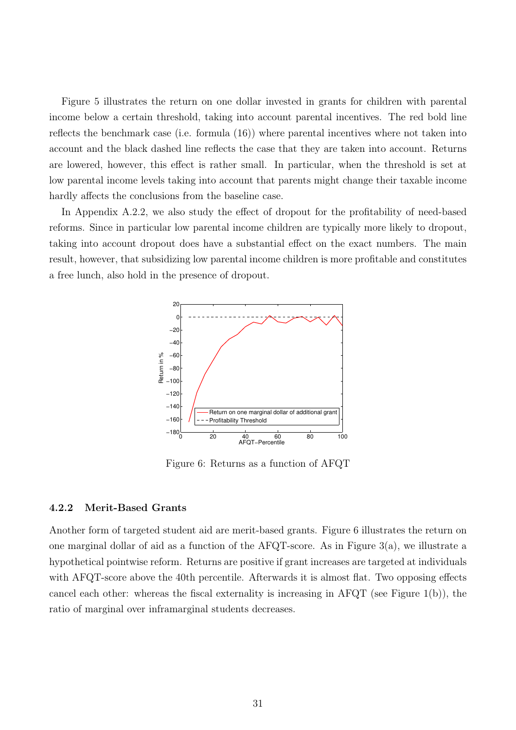Figure 5 illustrates the return on one dollar invested in grants for children with parental income below a certain threshold, taking into account parental incentives. The red bold line reflects the benchmark case (i.e. formula (16)) where parental incentives where not taken into account and the black dashed line reflects the case that they are taken into account. Returns are lowered, however, this effect is rather small. In particular, when the threshold is set at low parental income levels taking into account that parents might change their taxable income hardly affects the conclusions from the baseline case.

In Appendix A.2.2, we also study the effect of dropout for the profitability of need-based reforms. Since in particular low parental income children are typically more likely to dropout, taking into account dropout does have a substantial effect on the exact numbers. The main result, however, that subsidizing low parental income children is more profitable and constitutes a free lunch, also hold in the presence of dropout.

Figure 6: Returns as a function of AFQT

### 4.2.2 Merit-Based Grants

Another form of targeted student aid are merit-based grants. Figure 6 illustrates the return on one marginal dollar of aid as a function of the AFQT-score. As in Figure 3(a), we illustrate a hypothetical pointwise reform. Returns are positive if grant increases are targeted at individuals with AFQT-score above the 40th percentile. Afterwards it is almost flat. Two opposing effects cancel each other: whereas the fiscal externality is increasing in AFQT (see Figure 1(b)), the ratio of marginal over inframarginal students decreases.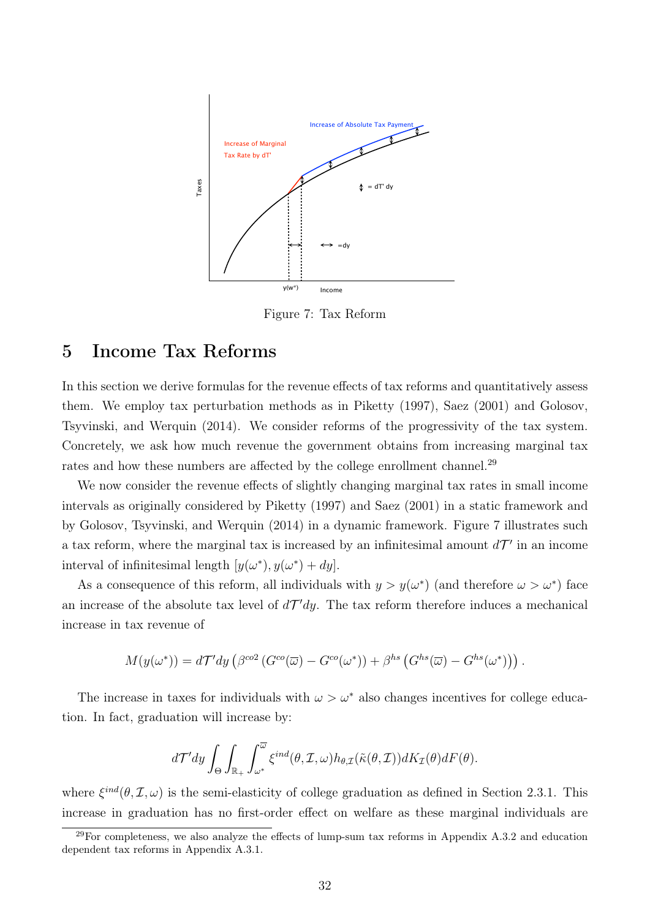Figure 7: Tax Reform

## 5 Income Tax Reforms

In this section we derive formulas for the revenue effects of tax reforms and quantitatively assess them. We employ tax perturbation methods as in Piketty (1997), Saez (2001) and Golosov, Tsyvinski, and Werquin (2014). We consider reforms of the progressivity of the tax system. Concretely, we ask how much revenue the government obtains from increasing marginal tax rates and how these numbers are affected by the college enrollment channel.[29]

We now consider the revenue effects of slightly changing marginal tax rates in small income intervals as originally considered by Piketty (1997) and Saez (2001) in a static framework and by Golosov, Tsyvinski, and Werquin (2014) in a dynamic framework. Figure 7 illustrates such a tax reform, where the marginal tax is increased by an infinitesimal amount $d\mathcal{T}'$ in an income interval of infinitesimal length $[y(\omega^*), y(\omega^*) + dy]$.

As a consequence of this reform, all individuals with $y > y(\omega^*)$ (and therefore $\omega > \omega^*$) face an increase of the absolute tax level of $d\mathcal{T}'dy$. The tax reform therefore induces a mechanical increase in tax revenue of

$$M(y(\omega^*)) = d\mathcal{T}'dy \left(\beta^{co2}\left(G^{co}(\overline{\omega}) - G^{co}(\omega^*)\right) + \beta^{hs}\left(G^{hs}(\overline{\omega}) - G^{hs}(\omega^*)\right)\right).$$

The increase in taxes for individuals with $\omega > \omega^*$ also changes incentives for college education. In fact, graduation will increase by:

$$d\mathcal{T}'dy \int_{\Theta}\int_{\mathbb{R}_+}\int_{\omega^*}^{\overline{\omega}} \xi^{ind}(\theta, \mathcal{I}, \omega) h_{\theta,\mathcal{I}}(\tilde{\kappa}(\theta, \mathcal{I})) dK_{\mathcal{I}}(\theta) dF(\theta).$$

where $\xi^{ind}(\theta, \mathcal{I}, \omega)$ is the semi-elasticity of college graduation as defined in Section 2.3.1. This increase in graduation has no first-order effect on welfare as these marginal individuals are

[29] For completeness, we also analyze the effects of lump-sum tax reforms in Appendix A.3.2 and education dependent tax reforms in Appendix A.3.1.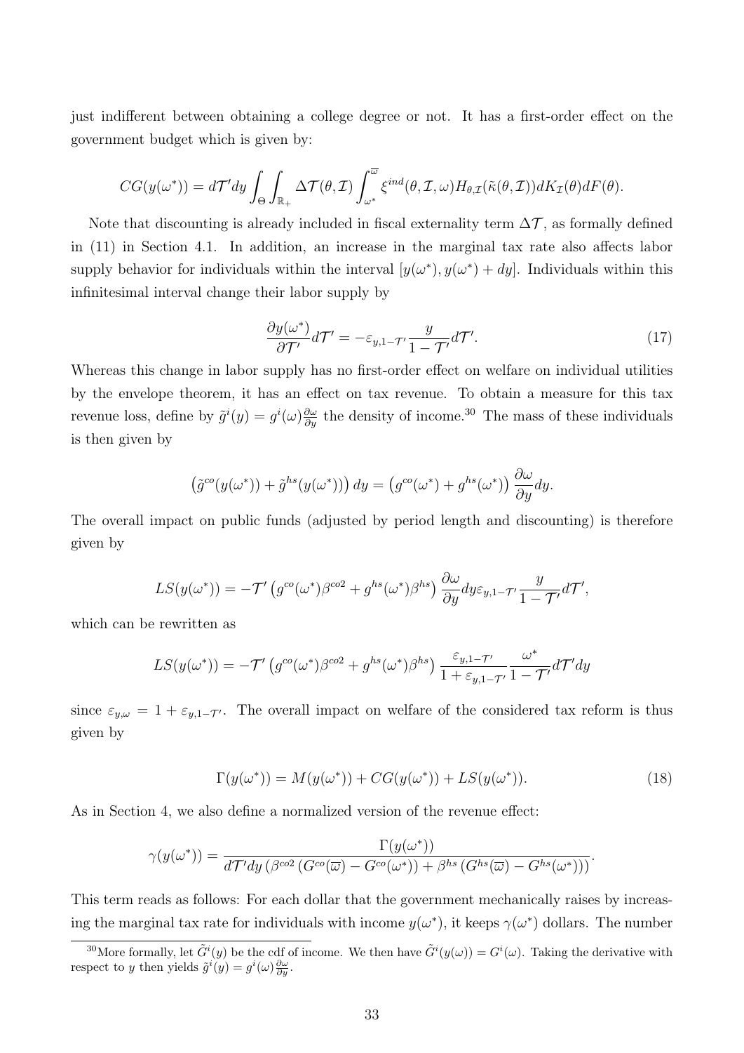just indifferent between obtaining a college degree or not. It has a first-order effect on the government budget which is given by:

$$CG(y(\omega^*)) = d\mathcal{T}'dy \int_{\Theta} \int_{\mathbb{R}_+} \Delta\mathcal{T}(\theta, \mathcal{I}) \int_{\omega^*}^{\overline{\omega}} \xi^{ind}(\theta, \mathcal{I}, \omega) H_{\theta,\mathcal{I}}(\tilde{\kappa}(\theta, \mathcal{I})) dK_{\mathcal{I}}(\theta) dF(\theta).$$

Note that discounting is already included in fiscal externality term $\Delta\mathcal{T}$, as formally defined in (11) in Section 4.1. In addition, an increase in the marginal tax rate also affects labor supply behavior for individuals within the interval $[y(\omega^*), y(\omega^*) + dy]$. Individuals within this infinitesimal interval change their labor supply by

$$\frac{\partial y(\omega^*)}{\partial \mathcal{T}'} d\mathcal{T}' = -\varepsilon_{y,1-\mathcal{T}'} \frac{y}{1-\mathcal{T}'} d\mathcal{T}'. \tag{17}$$

Whereas this change in labor supply has no first-order effect on welfare on individual utilities by the envelope theorem, it has an effect on tax revenue. To obtain a measure for this tax revenue loss, define by $\tilde{g}^i(y) = g^i(\omega)\frac{\partial \omega}{\partial y}$ the density of income.[30] The mass of these individuals is then given by

$$\left(\tilde{g}^{co}(y(\omega^*)) + \tilde{g}^{hs}(y(\omega^*))\right) dy = \left(g^{co}(\omega^*) + g^{hs}(\omega^*)\right) \frac{\partial \omega}{\partial y} dy.$$

The overall impact on public funds (adjusted by period length and discounting) is therefore given by

$$LS(y(\omega^*)) = -\mathcal{T}' \left(g^{co}(\omega^*)\beta^{co2} + g^{hs}(\omega^*)\beta^{hs}\right) \frac{\partial \omega}{\partial y} dy \varepsilon_{y,1-\mathcal{T}'} \frac{y}{1-\mathcal{T}'} d\mathcal{T}',$$

which can be rewritten as

$$LS(y(\omega^*)) = -\mathcal{T}' \left(g^{co}(\omega^*)\beta^{co2} + g^{hs}(\omega^*)\beta^{hs}\right) \frac{\varepsilon_{y,1-\mathcal{T}'}}{1+\varepsilon_{y,1-\mathcal{T}'}} \frac{\omega^*}{1-\mathcal{T}'} d\mathcal{T}' dy$$

since $\varepsilon_{y,\omega} = 1 + \varepsilon_{y,1-\mathcal{T}'}$. The overall impact on welfare of the considered tax reform is thus given by

$$\Gamma(y(\omega^*)) = M(y(\omega^*)) + CG(y(\omega^*)) + LS(y(\omega^*)). \tag{18}$$

As in Section 4, we also define a normalized version of the revenue effect:

$$\gamma(y(\omega^*)) = \frac{\Gamma(y(\omega^*))}{d\mathcal{T}'dy \left(\beta^{co2}\left(G^{co}(\overline{\omega}) - G^{co}(\omega^*)\right) + \beta^{hs}\left(G^{hs}(\overline{\omega}) - G^{hs}(\omega^*)\right)\right)}.$$

This term reads as follows: For each dollar that the government mechanically raises by increasing the marginal tax rate for individuals with income $y(\omega^*)$, it keeps $\gamma(\omega^*)$ dollars. The number

[30] More formally, let $\tilde{G}^i(y)$ be the cdf of income. We then have $\tilde{G}^i(y(\omega)) = G^i(\omega)$. Taking the derivative with respect to $y$ then yields $\tilde{g}^i(y) = g^i(\omega)\frac{\partial \omega}{\partial y}$.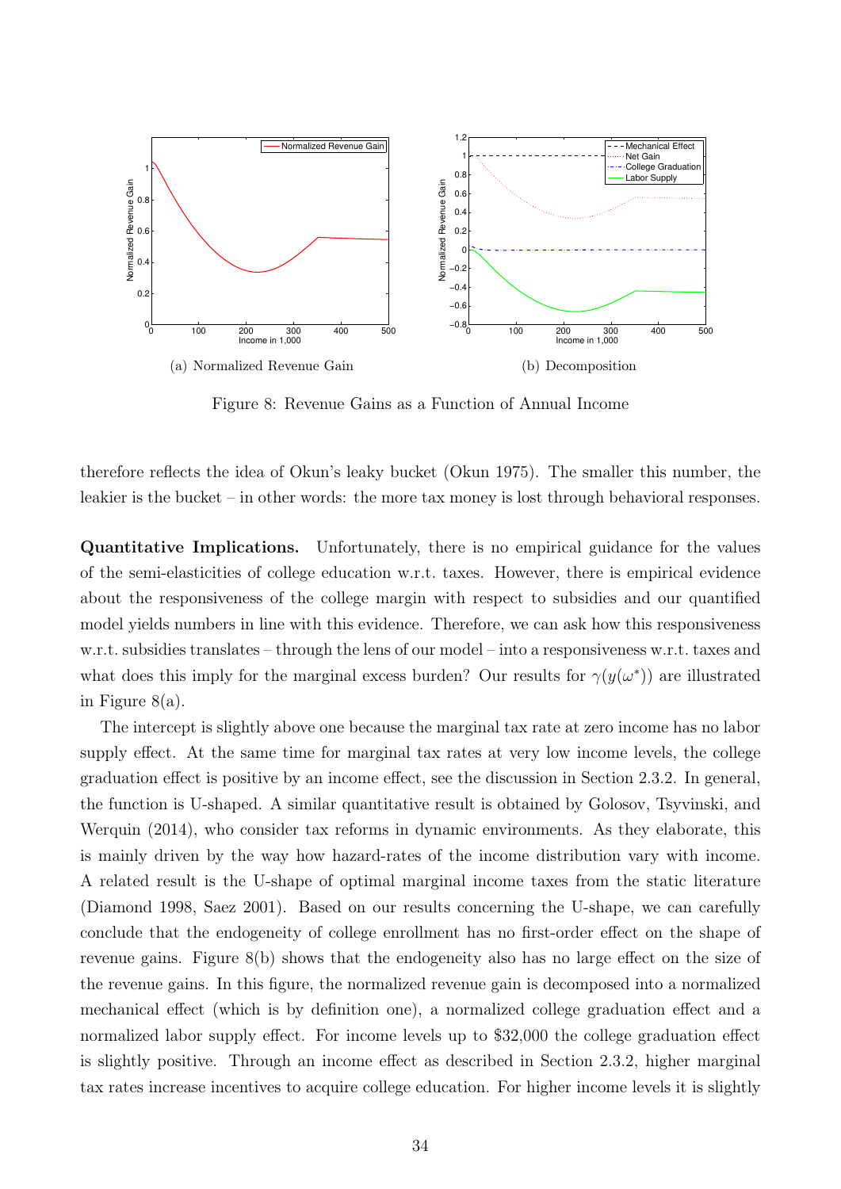(a) Normalized Revenue Gain

(b) Decomposition

Figure 8: Revenue Gains as a Function of Annual Income

therefore reflects the idea of Okun's leaky bucket (Okun 1975). The smaller this number, the leakier is the bucket – in other words: the more tax money is lost through behavioral responses.

**Quantitative Implications.** Unfortunately, there is no empirical guidance for the values of the semi-elasticities of college education w.r.t. taxes. However, there is empirical evidence about the responsiveness of the college margin with respect to subsidies and our quantified model yields numbers in line with this evidence. Therefore, we can ask how this responsiveness w.r.t. subsidies translates – through the lens of our model – into a responsiveness w.r.t. taxes and what does this imply for the marginal excess burden? Our results for $\gamma(y(\omega^*))$ are illustrated in Figure 8(a).

The intercept is slightly above one because the marginal tax rate at zero income has no labor supply effect. At the same time for marginal tax rates at very low income levels, the college graduation effect is positive by an income effect, see the discussion in Section 2.3.2. In general, the function is U-shaped. A similar quantitative result is obtained by Golosov, Tsyvinski, and Werquin (2014), who consider tax reforms in dynamic environments. As they elaborate, this is mainly driven by the way how hazard-rates of the income distribution vary with income. A related result is the U-shape of optimal marginal income taxes from the static literature (Diamond 1998, Saez 2001). Based on our results concerning the U-shape, we can carefully conclude that the endogeneity of college enrollment has no first-order effect on the shape of revenue gains. Figure 8(b) shows that the endogeneity also has no large effect on the size of the revenue gains. In this figure, the normalized revenue gain is decomposed into a normalized mechanical effect (which is by definition one), a normalized college graduation effect and a normalized labor supply effect. For income levels up to \$32,000 the college graduation effect is slightly positive. Through an income effect as described in Section 2.3.2, higher marginal tax rates increase incentives to acquire college education. For higher income levels it is slightly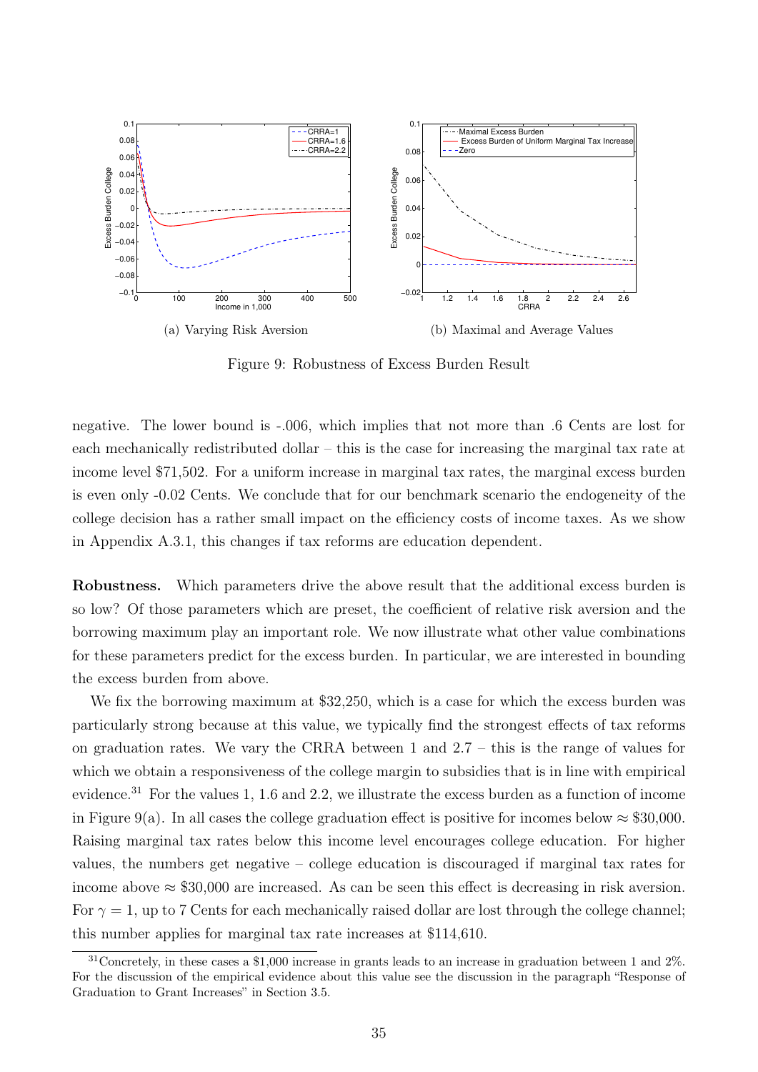(a) Varying Risk Aversion

(b) Maximal and Average Values

Figure 9: Robustness of Excess Burden Result

negative. The lower bound is -.006, which implies that not more than .6 Cents are lost for each mechanically redistributed dollar – this is the case for increasing the marginal tax rate at income level \$71,502. For a uniform increase in marginal tax rates, the marginal excess burden is even only -0.02 Cents. We conclude that for our benchmark scenario the endogeneity of the college decision has a rather small impact on the efficiency costs of income taxes. As we show in Appendix A.3.1, this changes if tax reforms are education dependent.

**Robustness.** Which parameters drive the above result that the additional excess burden is so low? Of those parameters which are preset, the coefficient of relative risk aversion and the borrowing maximum play an important role. We now illustrate what other value combinations for these parameters predict for the excess burden. In particular, we are interested in bounding the excess burden from above.

We fix the borrowing maximum at \$32,250, which is a case for which the excess burden was particularly strong because at this value, we typically find the strongest effects of tax reforms on graduation rates. We vary the CRRA between 1 and 2.7 – this is the range of values for which we obtain a responsiveness of the college margin to subsidies that is in line with empirical evidence.[31] For the values 1, 1.6 and 2.2, we illustrate the excess burden as a function of income in Figure 9(a). In all cases the college graduation effect is positive for incomes below $\approx$ \$30,000. Raising marginal tax rates below this income level encourages college education. For higher values, the numbers get negative – college education is discouraged if marginal tax rates for income above $\approx$ \$30,000 are increased. As can be seen this effect is decreasing in risk aversion. For $\gamma = 1$, up to 7 Cents for each mechanically raised dollar are lost through the college channel; this number applies for marginal tax rate increases at \$114,610.

[31]Concretely, in these cases a \$1,000 increase in grants leads to an increase in graduation between 1 and 2%. For the discussion of the empirical evidence about this value see the discussion in the paragraph "Response of Graduation to Grant Increases" in Section 3.5.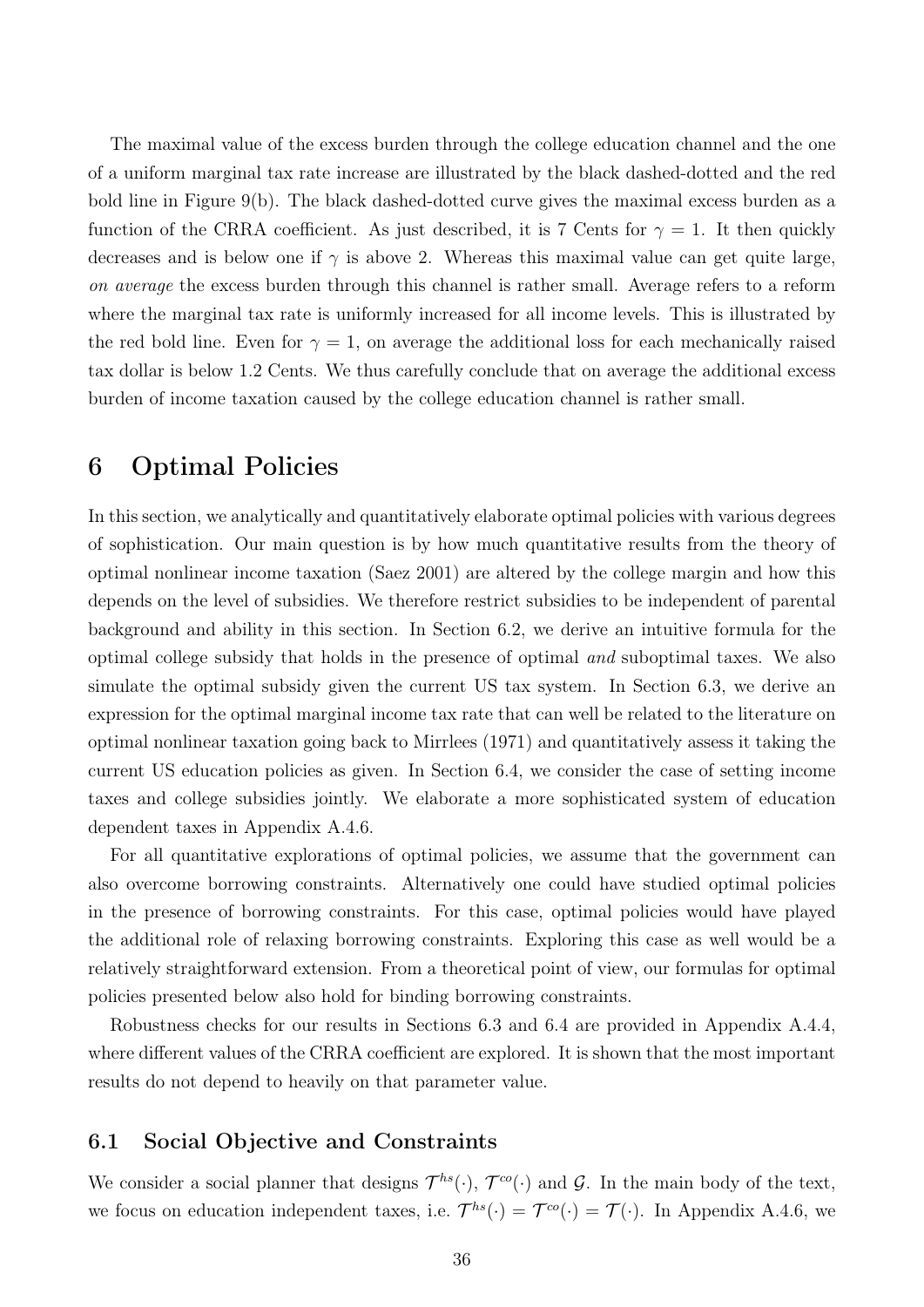The maximal value of the excess burden through the college education channel and the one of a uniform marginal tax rate increase are illustrated by the black dashed-dotted and the red bold line in Figure 9(b). The black dashed-dotted curve gives the maximal excess burden as a function of the CRRA coefficient. As just described, it is 7 Cents for $\gamma = 1$. It then quickly decreases and is below one if $\gamma$ is above 2. Whereas this maximal value can get quite large, *on average* the excess burden through this channel is rather small. Average refers to a reform where the marginal tax rate is uniformly increased for all income levels. This is illustrated by the red bold line. Even for $\gamma = 1$, on average the additional loss for each mechanically raised tax dollar is below 1.2 Cents. We thus carefully conclude that on average the additional excess burden of income taxation caused by the college education channel is rather small.

# 6 Optimal Policies

In this section, we analytically and quantitatively elaborate optimal policies with various degrees of sophistication. Our main question is by how much quantitative results from the theory of optimal nonlinear income taxation (Saez 2001) are altered by the college margin and how this depends on the level of subsidies. We therefore restrict subsidies to be independent of parental background and ability in this section. In Section 6.2, we derive an intuitive formula for the optimal college subsidy that holds in the presence of optimal *and* suboptimal taxes. We also simulate the optimal subsidy given the current US tax system. In Section 6.3, we derive an expression for the optimal marginal income tax rate that can well be related to the literature on optimal nonlinear taxation going back to Mirrlees (1971) and quantitatively assess it taking the current US education policies as given. In Section 6.4, we consider the case of setting income taxes and college subsidies jointly. We elaborate a more sophisticated system of education dependent taxes in Appendix A.4.6.

For all quantitative explorations of optimal policies, we assume that the government can also overcome borrowing constraints. Alternatively one could have studied optimal policies in the presence of borrowing constraints. For this case, optimal policies would have played the additional role of relaxing borrowing constraints. Exploring this case as well would be a relatively straightforward extension. From a theoretical point of view, our formulas for optimal policies presented below also hold for binding borrowing constraints.

Robustness checks for our results in Sections 6.3 and 6.4 are provided in Appendix A.4.4, where different values of the CRRA coefficient are explored. It is shown that the most important results do not depend to heavily on that parameter value.

## 6.1 Social Objective and Constraints

We consider a social planner that designs $\mathcal{T}^{hs}(\cdot)$, $\mathcal{T}^{co}(\cdot)$ and $\mathcal{G}$. In the main body of the text, we focus on education independent taxes, i.e. $\mathcal{T}^{hs}(\cdot) = \mathcal{T}^{co}(\cdot) = \mathcal{T}(\cdot)$. In Appendix A.4.6, we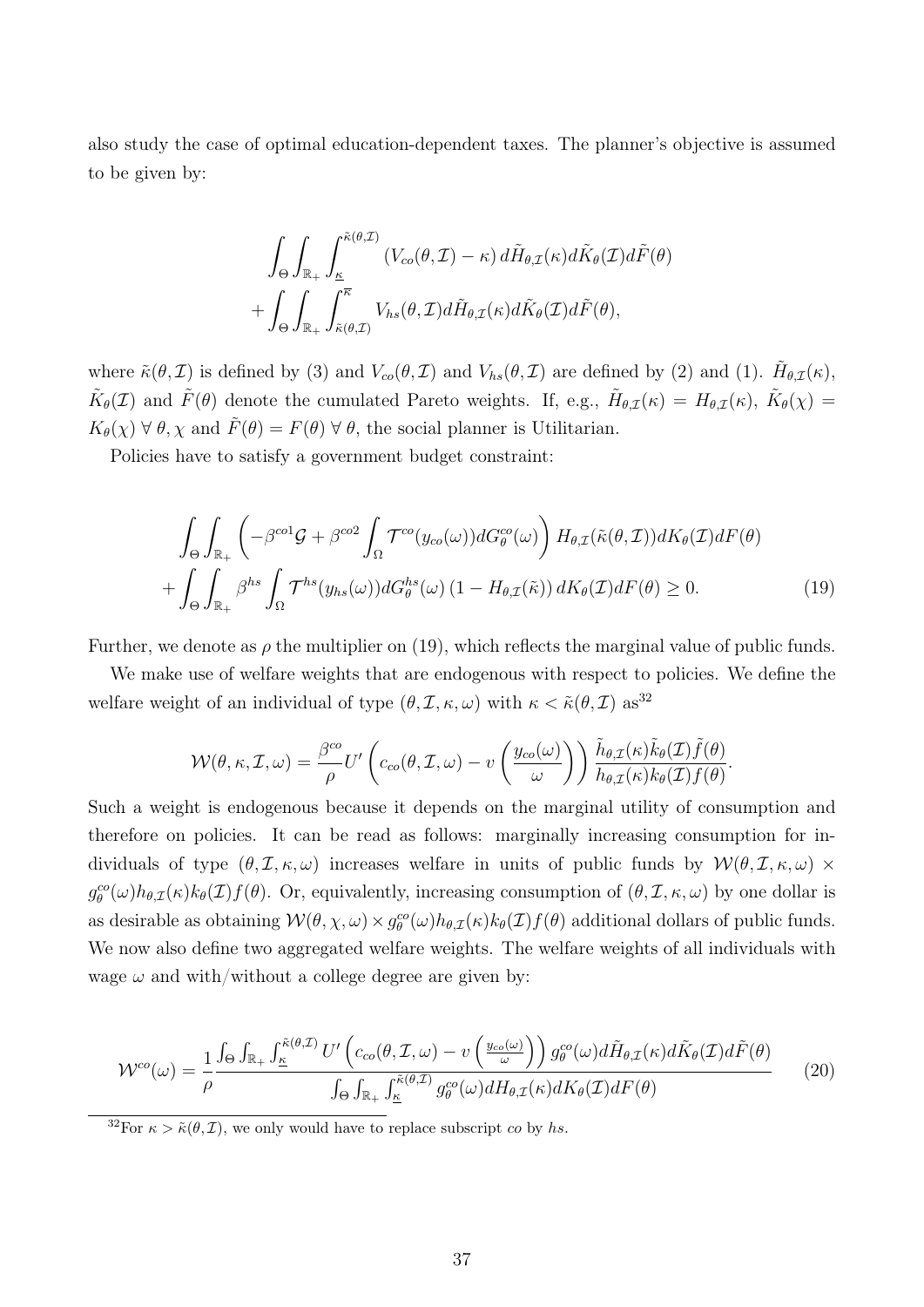also study the case of optimal education-dependent taxes. The planner's objective is assumed to be given by:

$$
\int_\Theta \int_{\mathbb{R}_+} \int_{\underline{\kappa}}^{\tilde{\kappa}(\theta,\mathcal{I})} \left(V_{co}(\theta,\mathcal{I}) - \kappa\right) d\tilde{H}_{\theta,\mathcal{I}}(\kappa) d\tilde{K}_\theta(\mathcal{I}) d\tilde{F}(\theta)
+ \int_\Theta \int_{\mathbb{R}_+} \int_{\tilde{\kappa}(\theta,\mathcal{I})}^{\overline{\kappa}} V_{hs}(\theta,\mathcal{I}) d\tilde{H}_{\theta,\mathcal{I}}(\kappa) d\tilde{K}_\theta(\mathcal{I}) d\tilde{F}(\theta),
$$

where $\tilde{\kappa}(\theta,\mathcal{I})$ is defined by (3) and $V_{co}(\theta,\mathcal{I})$ and $V_{hs}(\theta,\mathcal{I})$ are defined by (2) and (1). $\tilde{H}_{\theta,\mathcal{I}}(\kappa)$, $\tilde{K}_\theta(\mathcal{I})$ and $\tilde{F}(\theta)$ denote the cumulated Pareto weights. If, e.g., $\tilde{H}_{\theta,\mathcal{I}}(\kappa) = H_{\theta,\mathcal{I}}(\kappa)$, $\tilde{K}_\theta(\chi) = K_\theta(\chi)\ \forall\ \theta, \chi$ and $\tilde{F}(\theta) = F(\theta)\ \forall\ \theta$, the social planner is Utilitarian.

Policies have to satisfy a government budget constraint:

$$
\int_\Theta \int_{\mathbb{R}_+} \left( -\beta^{co1}\mathcal{G} + \beta^{co2} \int_\Omega \mathcal{T}^{co}(y_{co}(\omega)) dG^{co}_\theta(\omega) \right) H_{\theta,\mathcal{I}}(\tilde{\kappa}(\theta,\mathcal{I})) dK_\theta(\mathcal{I}) dF(\theta)
+ \int_\Theta \int_{\mathbb{R}_+} \beta^{hs} \int_\Omega \mathcal{T}^{hs}(y_{hs}(\omega)) dG^{hs}_\theta(\omega) \left(1 - H_{\theta,\mathcal{I}}(\tilde{\kappa})\right) dK_\theta(\mathcal{I}) dF(\theta) \geq 0. \tag{19}
$$

Further, we denote as $\rho$ the multiplier on (19), which reflects the marginal value of public funds.

We make use of welfare weights that are endogenous with respect to policies. We define the welfare weight of an individual of type $(\theta,\mathcal{I},\kappa,\omega)$ with $\kappa < \tilde{\kappa}(\theta,\mathcal{I})$ as[32]

$$
\mathcal{W}(\theta,\kappa,\mathcal{I},\omega) = \frac{\beta^{co}}{\rho} U'\left(c_{co}(\theta,\mathcal{I},\omega) - v\left(\frac{y_{co}(\omega)}{\omega}\right)\right) \frac{\tilde{h}_{\theta,\mathcal{I}}(\kappa)\tilde{k}_\theta(\mathcal{I})\tilde{f}(\theta)}{h_{\theta,\mathcal{I}}(\kappa)k_\theta(\mathcal{I})f(\theta)}.
$$

Such a weight is endogenous because it depends on the marginal utility of consumption and therefore on policies. It can be read as follows: marginally increasing consumption for individuals of type $(\theta,\mathcal{I},\kappa,\omega)$ increases welfare in units of public funds by $\mathcal{W}(\theta,\mathcal{I},\kappa,\omega) \times g^{co}_\theta(\omega)h_{\theta,\mathcal{I}}(\kappa)k_\theta(\mathcal{I})f(\theta)$. Or, equivalently, increasing consumption of $(\theta,\mathcal{I},\kappa,\omega)$ by one dollar is as desirable as obtaining $\mathcal{W}(\theta,\chi,\omega) \times g^{co}_\theta(\omega)h_{\theta,\mathcal{I}}(\kappa)k_\theta(\mathcal{I})f(\theta)$ additional dollars of public funds. We now also define two aggregated welfare weights. The welfare weights of all individuals with wage $\omega$ and with/without a college degree are given by:

$$
\mathcal{W}^{co}(\omega) = \frac{1}{\rho} \frac{\int_\Theta \int_{\mathbb{R}_+} \int_{\underline{\kappa}}^{\tilde{\kappa}(\theta,\mathcal{I})} U'\left(c_{co}(\theta,\mathcal{I},\omega) - v\left(\frac{y_{co}(\omega)}{\omega}\right)\right) g^{co}_\theta(\omega) d\tilde{H}_{\theta,\mathcal{I}}(\kappa) d\tilde{K}_\theta(\mathcal{I}) d\tilde{F}(\theta)}{\int_\Theta \int_{\mathbb{R}_+} \int_{\underline{\kappa}}^{\tilde{\kappa}(\theta,\mathcal{I})} g^{co}_\theta(\omega) dH_{\theta,\mathcal{I}}(\kappa) dK_\theta(\mathcal{I}) dF(\theta)} \tag{20}
$$

[32] For $\kappa > \tilde{\kappa}(\theta,\mathcal{I})$, we only would have to replace subscript $co$ by $hs$.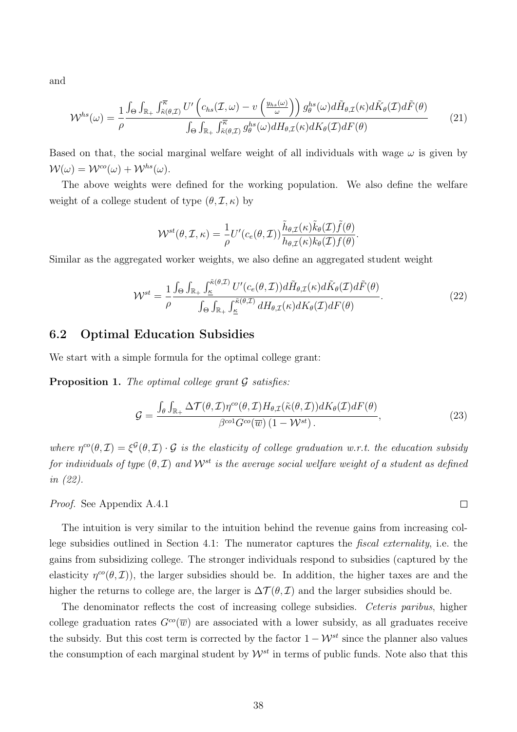and

$$\mathcal{W}^{hs}(\omega) = \frac{1}{\rho} \frac{\int_{\Theta} \int_{\mathbb{R}_+} \int_{\tilde{\kappa}(\theta,\mathcal{I})}^{\overline{\kappa}} U'\left(c_{hs}(\mathcal{I},\omega) - v\left(\frac{y_{hs}(\omega)}{\omega}\right)\right) g_{\theta}^{hs}(\omega) d\tilde{H}_{\theta,\mathcal{I}}(\kappa) d\tilde{K}_{\theta}(\mathcal{I}) d\tilde{F}(\theta)}{\int_{\Theta} \int_{\mathbb{R}_+} \int_{\tilde{\kappa}(\theta,\mathcal{I})}^{\overline{\kappa}} g_{\theta}^{hs}(\omega) dH_{\theta,\mathcal{I}}(\kappa) dK_{\theta}(\mathcal{I}) dF(\theta)} \tag{21}$$

Based on that, the social marginal welfare weight of all individuals with wage $\omega$ is given by $\mathcal{W}(\omega) = \mathcal{W}^{co}(\omega) + \mathcal{W}^{hs}(\omega)$.

The above weights were defined for the working population. We also define the welfare weight of a college student of type $(\theta, \mathcal{I}, \kappa)$ by

$$\mathcal{W}^{st}(\theta, \mathcal{I}, \kappa) = \frac{1}{\rho} U'(c_e(\theta, \mathcal{I})) \frac{\tilde{h}_{\theta,\mathcal{I}}(\kappa) \tilde{k}_{\theta}(\mathcal{I}) \tilde{f}(\theta)}{h_{\theta,\mathcal{I}}(\kappa) k_{\theta}(\mathcal{I}) f(\theta)}.$$

Similar as the aggregated worker weights, we also define an aggregated student weight

$$\mathcal{W}^{st} = \frac{1}{\rho} \frac{\int_{\Theta} \int_{\mathbb{R}_+} \int_{\underline{\kappa}}^{\tilde{\kappa}(\theta,\mathcal{I})} U'(c_e(\theta, \mathcal{I})) d\tilde{H}_{\theta,\mathcal{I}}(\kappa) d\tilde{K}_{\theta}(\mathcal{I}) d\tilde{F}(\theta)}{\int_{\Theta} \int_{\mathbb{R}_+} \int_{\underline{\kappa}}^{\tilde{\kappa}(\theta,\mathcal{I})} dH_{\theta,\mathcal{I}}(\kappa) dK_{\theta}(\mathcal{I}) dF(\theta)}. \tag{22}$$

## 6.2 Optimal Education Subsidies

We start with a simple formula for the optimal college grant:

**Proposition 1.** *The optimal college grant $\mathcal{G}$ satisfies:*

$$\mathcal{G} = \frac{\int_{\theta} \int_{\mathbb{R}_+} \Delta\mathcal{T}(\theta, \mathcal{I}) \eta^{co}(\theta, \mathcal{I}) H_{\theta,\mathcal{I}}(\tilde{\kappa}(\theta, \mathcal{I})) dK_{\theta}(\mathcal{I}) dF(\theta)}{\beta^{co1} G^{co}(\overline{w}) \left(1 - \mathcal{W}^{st}\right)}, \tag{23}$$

*where $\eta^{co}(\theta, \mathcal{I}) = \xi^{\mathcal{G}}(\theta, \mathcal{I}) \cdot \mathcal{G}$ is the elasticity of college graduation w.r.t. the education subsidy for individuals of type $(\theta, \mathcal{I})$ and $\mathcal{W}^{st}$ is the average social welfare weight of a student as defined in (22).*

*Proof.* See Appendix A.4.1 $\square$

The intuition is very similar to the intuition behind the revenue gains from increasing college subsidies outlined in Section 4.1: The numerator captures the *fiscal externality*, i.e. the gains from subsidizing college. The stronger individuals respond to subsidies (captured by the elasticity $\eta^{co}(\theta, \mathcal{I})$), the larger subsidies should be. In addition, the higher taxes are and the higher the returns to college are, the larger is $\Delta\mathcal{T}(\theta, \mathcal{I})$ and the larger subsidies should be.

The denominator reflects the cost of increasing college subsidies. *Ceteris paribus*, higher college graduation rates $G^{co}(\overline{w})$ are associated with a lower subsidy, as all graduates receive the subsidy. But this cost term is corrected by the factor $1 - \mathcal{W}^{st}$ since the planner also values the consumption of each marginal student by $\mathcal{W}^{st}$ in terms of public funds. Note also that this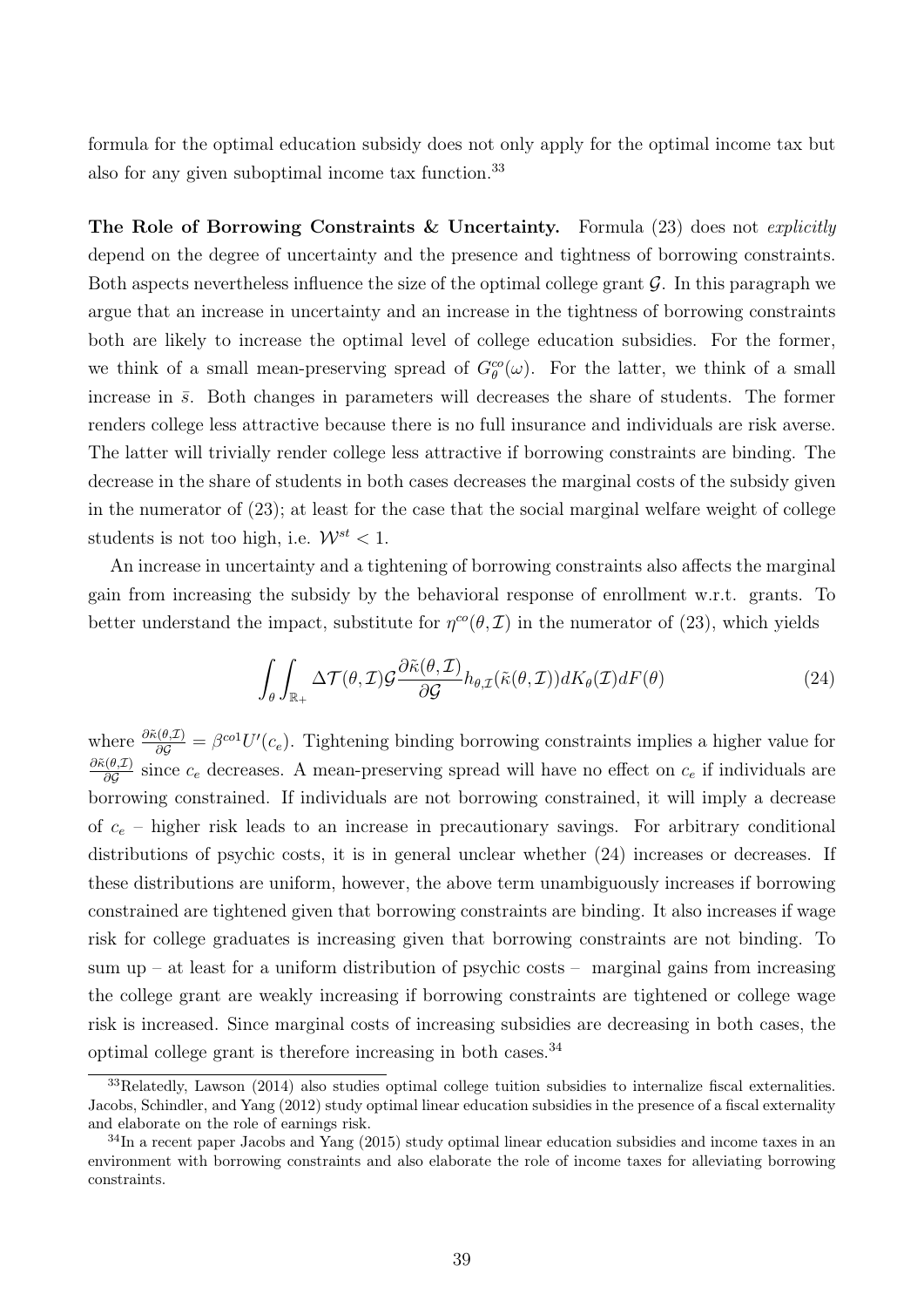formula for the optimal education subsidy does not only apply for the optimal income tax but also for any given suboptimal income tax function.[33]

**The Role of Borrowing Constraints & Uncertainty.** Formula (23) does not *explicitly* depend on the degree of uncertainty and the presence and tightness of borrowing constraints. Both aspects nevertheless influence the size of the optimal college grant $\mathcal{G}$. In this paragraph we argue that an increase in uncertainty and an increase in the tightness of borrowing constraints both are likely to increase the optimal level of college education subsidies. For the former, we think of a small mean-preserving spread of $G^{co}_{\theta}(\omega)$. For the latter, we think of a small increase in $\bar{s}$. Both changes in parameters will decreases the share of students. The former renders college less attractive because there is no full insurance and individuals are risk averse. The latter will trivially render college less attractive if borrowing constraints are binding. The decrease in the share of students in both cases decreases the marginal costs of the subsidy given in the numerator of (23); at least for the case that the social marginal welfare weight of college students is not too high, i.e. $\mathcal{W}^{st} < 1$.

An increase in uncertainty and a tightening of borrowing constraints also affects the marginal gain from increasing the subsidy by the behavioral response of enrollment w.r.t. grants. To better understand the impact, substitute for $\eta^{co}(\theta, \mathcal{I})$ in the numerator of (23), which yields

$$\int_{\theta} \int_{\mathbb{R}_+} \Delta\mathcal{T}(\theta, \mathcal{I}) \mathcal{G} \frac{\partial \tilde{\kappa}(\theta, \mathcal{I})}{\partial \mathcal{G}} h_{\theta,\mathcal{I}}(\tilde{\kappa}(\theta, \mathcal{I})) dK_{\theta}(\mathcal{I}) dF(\theta) \tag{24}$$

where $\frac{\partial \tilde{\kappa}(\theta,\mathcal{I})}{\partial \mathcal{G}} = \beta^{co1} U'(c_e)$. Tightening binding borrowing constraints implies a higher value for $\frac{\partial \tilde{\kappa}(\theta,\mathcal{I})}{\partial \mathcal{G}}$ since $c_e$ decreases. A mean-preserving spread will have no effect on $c_e$ if individuals are borrowing constrained. If individuals are not borrowing constrained, it will imply a decrease of $c_e$ – higher risk leads to an increase in precautionary savings. For arbitrary conditional distributions of psychic costs, it is in general unclear whether (24) increases or decreases. If these distributions are uniform, however, the above term unambiguously increases if borrowing constrained are tightened given that borrowing constraints are binding. It also increases if wage risk for college graduates is increasing given that borrowing constraints are not binding. To sum up – at least for a uniform distribution of psychic costs – marginal gains from increasing the college grant are weakly increasing if borrowing constraints are tightened or college wage risk is increased. Since marginal costs of increasing subsidies are decreasing in both cases, the optimal college grant is therefore increasing in both cases.[34]

[33] Relatedly, Lawson (2014) also studies optimal college tuition subsidies to internalize fiscal externalities. Jacobs, Schindler, and Yang (2012) study optimal linear education subsidies in the presence of a fiscal externality and elaborate on the role of earnings risk.

[34] In a recent paper Jacobs and Yang (2015) study optimal linear education subsidies and income taxes in an environment with borrowing constraints and also elaborate the role of income taxes for alleviating borrowing constraints.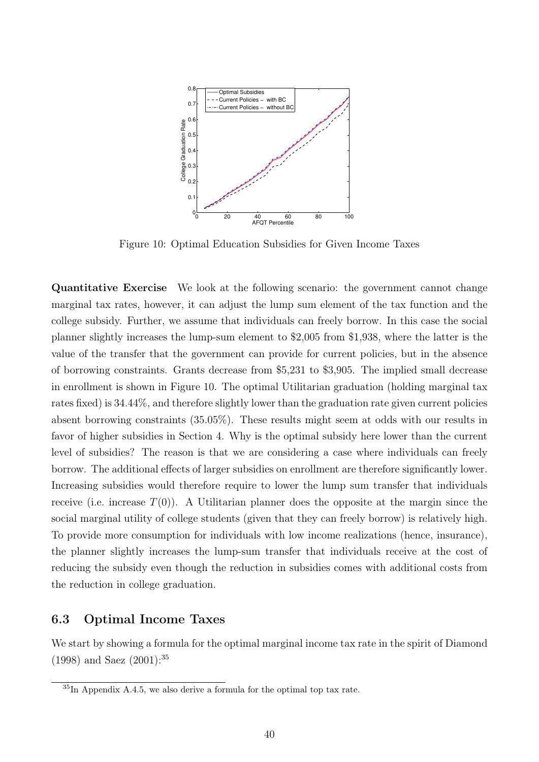Figure 10: Optimal Education Subsidies for Given Income Taxes

**Quantitative Exercise** We look at the following scenario: the government cannot change marginal tax rates, however, it can adjust the lump sum element of the tax function and the college subsidy. Further, we assume that individuals can freely borrow. In this case the social planner slightly increases the lump-sum element to \$2,005 from \$1,938, where the latter is the value of the transfer that the government can provide for current policies, but in the absence of borrowing constraints. Grants decrease from \$5,231 to \$3,905. The implied small decrease in enrollment is shown in Figure 10. The optimal Utilitarian graduation (holding marginal tax rates fixed) is 34.44%, and therefore slightly lower than the graduation rate given current policies absent borrowing constraints (35.05%). These results might seem at odds with our results in favor of higher subsidies in Section 4. Why is the optimal subsidy here lower than the current level of subsidies? The reason is that we are considering a case where individuals can freely borrow. The additional effects of larger subsidies on enrollment are therefore significantly lower. Increasing subsidies would therefore require to lower the lump sum transfer that individuals receive (i.e. increase $T(0)$). A Utilitarian planner does the opposite at the margin since the social marginal utility of college students (given that they can freely borrow) is relatively high. To provide more consumption for individuals with low income realizations (hence, insurance), the planner slightly increases the lump-sum transfer that individuals receive at the cost of reducing the subsidy even though the reduction in subsidies comes with additional costs from the reduction in college graduation.

## 6.3 Optimal Income Taxes

We start by showing a formula for the optimal marginal income tax rate in the spirit of Diamond (1998) and Saez (2001):[35]

[35] In Appendix A.4.5, we also derive a formula for the optimal top tax rate.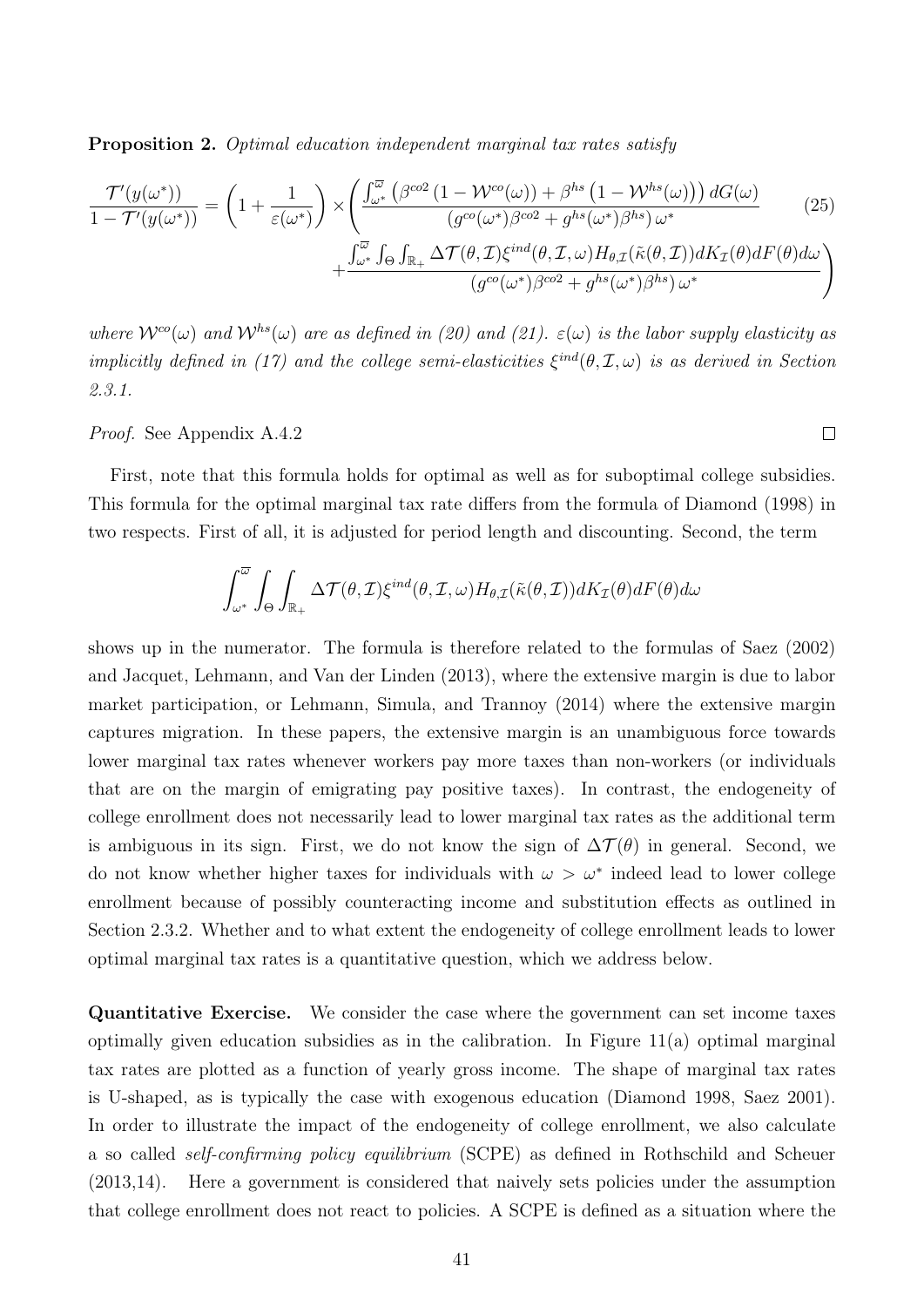**Proposition 2.** *Optimal education independent marginal tax rates satisfy*

$$\frac{\mathcal{T}'(y(\omega^*))}{1-\mathcal{T}'(y(\omega^*))} = \left(1+\frac{1}{\varepsilon(\omega^*)}\right) \times \left( \frac{\int_{\omega^*}^{\overline{\omega}} \left(\beta^{co2}\left(1-\mathcal{W}^{co}(\omega)\right) + \beta^{hs}\left(1-\mathcal{W}^{hs}(\omega)\right)\right) dG(\omega)}{\left(g^{co}(\omega^*)\beta^{co2} + g^{hs}(\omega^*)\beta^{hs}\right)\omega^*} + \frac{\int_{\omega^*}^{\overline{\omega}} \int_{\Theta}\int_{\mathbb{R}_+} \Delta\mathcal{T}(\theta,\mathcal{I})\xi^{ind}(\theta,\mathcal{I},\omega) H_{\theta,\mathcal{I}}(\tilde{\kappa}(\theta,\mathcal{I}))dK_{\mathcal{I}}(\theta)dF(\theta)d\omega}{\left(g^{co}(\omega^*)\beta^{co2} + g^{hs}(\omega^*)\beta^{hs}\right)\omega^*} \right) \tag{25}$$

*where $\mathcal{W}^{co}(\omega)$ and $\mathcal{W}^{hs}(\omega)$ are as defined in (20) and (21). $\varepsilon(\omega)$ is the labor supply elasticity as implicitly defined in (17) and the college semi-elasticities $\xi^{ind}(\theta,\mathcal{I},\omega)$ is as derived in Section 2.3.1.*

*Proof.* See Appendix A.4.2 ∎

First, note that this formula holds for optimal as well as for suboptimal college subsidies. This formula for the optimal marginal tax rate differs from the formula of Diamond (1998) in two respects. First of all, it is adjusted for period length and discounting. Second, the term

$$\int_{\omega^*}^{\overline{\omega}} \int_{\Theta}\int_{\mathbb{R}_+} \Delta\mathcal{T}(\theta,\mathcal{I})\xi^{ind}(\theta,\mathcal{I},\omega) H_{\theta,\mathcal{I}}(\tilde{\kappa}(\theta,\mathcal{I}))dK_{\mathcal{I}}(\theta)dF(\theta)d\omega$$

shows up in the numerator. The formula is therefore related to the formulas of Saez (2002) and Jacquet, Lehmann, and Van der Linden (2013), where the extensive margin is due to labor market participation, or Lehmann, Simula, and Trannoy (2014) where the extensive margin captures migration. In these papers, the extensive margin is an unambiguous force towards lower marginal tax rates whenever workers pay more taxes than non-workers (or individuals that are on the margin of emigrating pay positive taxes). In contrast, the endogeneity of college enrollment does not necessarily lead to lower marginal tax rates as the additional term is ambiguous in its sign. First, we do not know the sign of $\Delta\mathcal{T}(\theta)$ in general. Second, we do not know whether higher taxes for individuals with $\omega > \omega^*$ indeed lead to lower college enrollment because of possibly counteracting income and substitution effects as outlined in Section 2.3.2. Whether and to what extent the endogeneity of college enrollment leads to lower optimal marginal tax rates is a quantitative question, which we address below.

**Quantitative Exercise.** We consider the case where the government can set income taxes optimally given education subsidies as in the calibration. In Figure 11(a) optimal marginal tax rates are plotted as a function of yearly gross income. The shape of marginal tax rates is U-shaped, as is typically the case with exogenous education (Diamond 1998, Saez 2001). In order to illustrate the impact of the endogeneity of college enrollment, we also calculate a so called *self-confirming policy equilibrium* (SCPE) as defined in Rothschild and Scheuer (2013,14). Here a government is considered that naively sets policies under the assumption that college enrollment does not react to policies. A SCPE is defined as a situation where the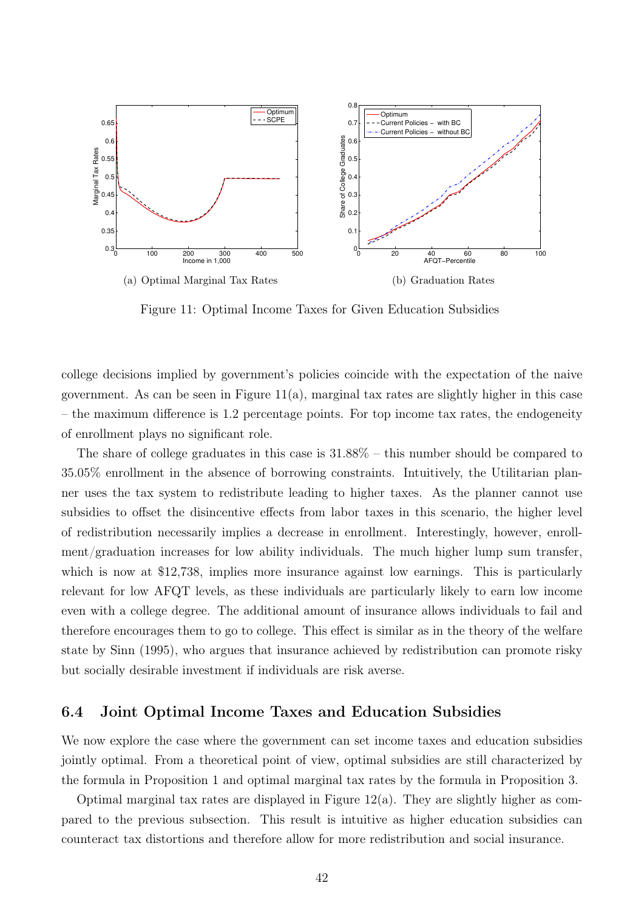(a) Optimal Marginal Tax Rates

(b) Graduation Rates

Figure 11: Optimal Income Taxes for Given Education Subsidies

college decisions implied by government's policies coincide with the expectation of the naive government. As can be seen in Figure 11(a), marginal tax rates are slightly higher in this case – the maximum difference is 1.2 percentage points. For top income tax rates, the endogeneity of enrollment plays no significant role.

The share of college graduates in this case is 31.88% – this number should be compared to 35.05% enrollment in the absence of borrowing constraints. Intuitively, the Utilitarian planner uses the tax system to redistribute leading to higher taxes. As the planner cannot use subsidies to offset the disincentive effects from labor taxes in this scenario, the higher level of redistribution necessarily implies a decrease in enrollment. Interestingly, however, enrollment/graduation increases for low ability individuals. The much higher lump sum transfer, which is now at $12,738, implies more insurance against low earnings. This is particularly relevant for low AFQT levels, as these individuals are particularly likely to earn low income even with a college degree. The additional amount of insurance allows individuals to fail and therefore encourages them to go to college. This effect is similar as in the theory of the welfare state by Sinn (1995), who argues that insurance achieved by redistribution can promote risky but socially desirable investment if individuals are risk averse.

## 6.4 Joint Optimal Income Taxes and Education Subsidies

We now explore the case where the government can set income taxes and education subsidies jointly optimal. From a theoretical point of view, optimal subsidies are still characterized by the formula in Proposition 1 and optimal marginal tax rates by the formula in Proposition 3.

Optimal marginal tax rates are displayed in Figure 12(a). They are slightly higher as compared to the previous subsection. This result is intuitive as higher education subsidies can counteract tax distortions and therefore allow for more redistribution and social insurance.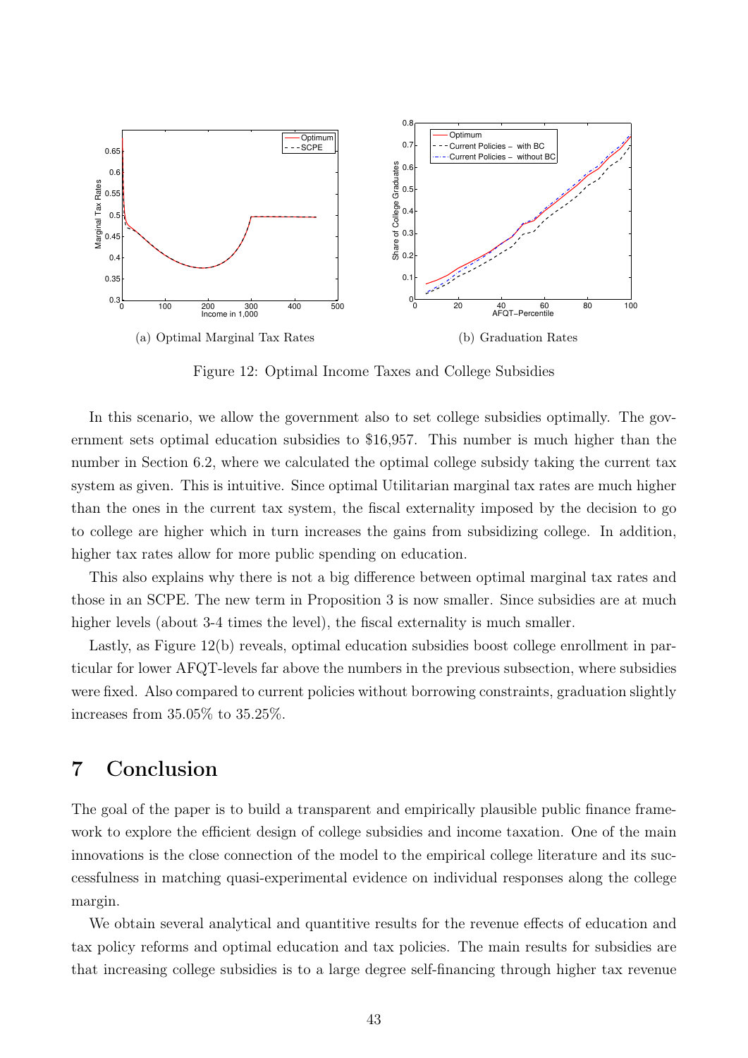(a) Optimal Marginal Tax Rates

(b) Graduation Rates

Figure 12: Optimal Income Taxes and College Subsidies

In this scenario, we allow the government also to set college subsidies optimally. The government sets optimal education subsidies to $16,957. This number is much higher than the number in Section 6.2, where we calculated the optimal college subsidy taking the current tax system as given. This is intuitive. Since optimal Utilitarian marginal tax rates are much higher than the ones in the current tax system, the fiscal externality imposed by the decision to go to college are higher which in turn increases the gains from subsidizing college. In addition, higher tax rates allow for more public spending on education.

This also explains why there is not a big difference between optimal marginal tax rates and those in an SCPE. The new term in Proposition 3 is now smaller. Since subsidies are at much higher levels (about 3-4 times the level), the fiscal externality is much smaller.

Lastly, as Figure 12(b) reveals, optimal education subsidies boost college enrollment in particular for lower AFQT-levels far above the numbers in the previous subsection, where subsidies were fixed. Also compared to current policies without borrowing constraints, graduation slightly increases from 35.05% to 35.25%.

# 7 Conclusion

The goal of the paper is to build a transparent and empirically plausible public finance framework to explore the efficient design of college subsidies and income taxation. One of the main innovations is the close connection of the model to the empirical college literature and its successfulness in matching quasi-experimental evidence on individual responses along the college margin.

We obtain several analytical and quantitive results for the revenue effects of education and tax policy reforms and optimal education and tax policies. The main results for subsidies are that increasing college subsidies is to a large degree self-financing through higher tax revenue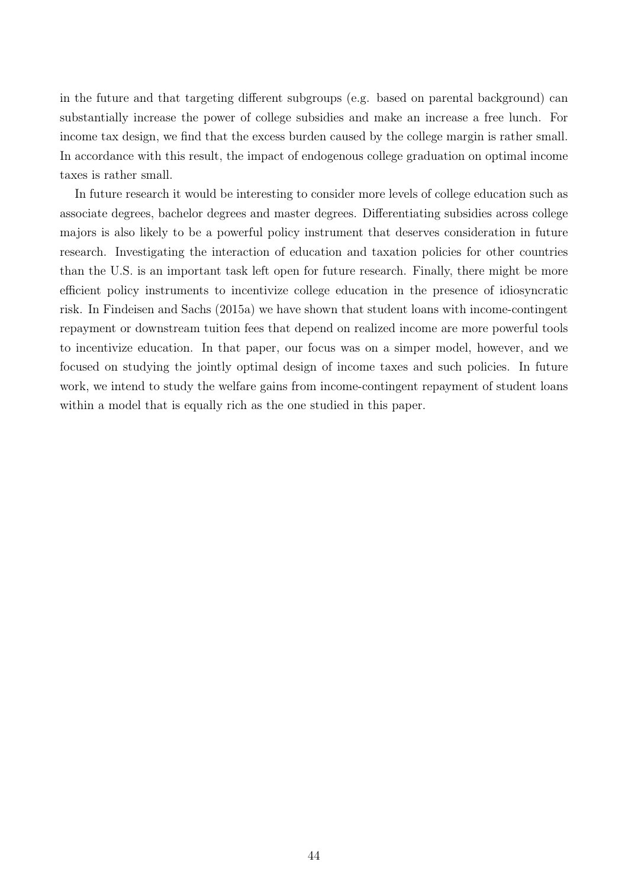in the future and that targeting different subgroups (e.g. based on parental background) can substantially increase the power of college subsidies and make an increase a free lunch. For income tax design, we find that the excess burden caused by the college margin is rather small. In accordance with this result, the impact of endogenous college graduation on optimal income taxes is rather small.

In future research it would be interesting to consider more levels of college education such as associate degrees, bachelor degrees and master degrees. Differentiating subsidies across college majors is also likely to be a powerful policy instrument that deserves consideration in future research. Investigating the interaction of education and taxation policies for other countries than the U.S. is an important task left open for future research. Finally, there might be more efficient policy instruments to incentivize college education in the presence of idiosyncratic risk. In Findeisen and Sachs (2015a) we have shown that student loans with income-contingent repayment or downstream tuition fees that depend on realized income are more powerful tools to incentivize education. In that paper, our focus was on a simper model, however, and we focused on studying the jointly optimal design of income taxes and such policies. In future work, we intend to study the welfare gains from income-contingent repayment of student loans within a model that is equally rich as the one studied in this paper.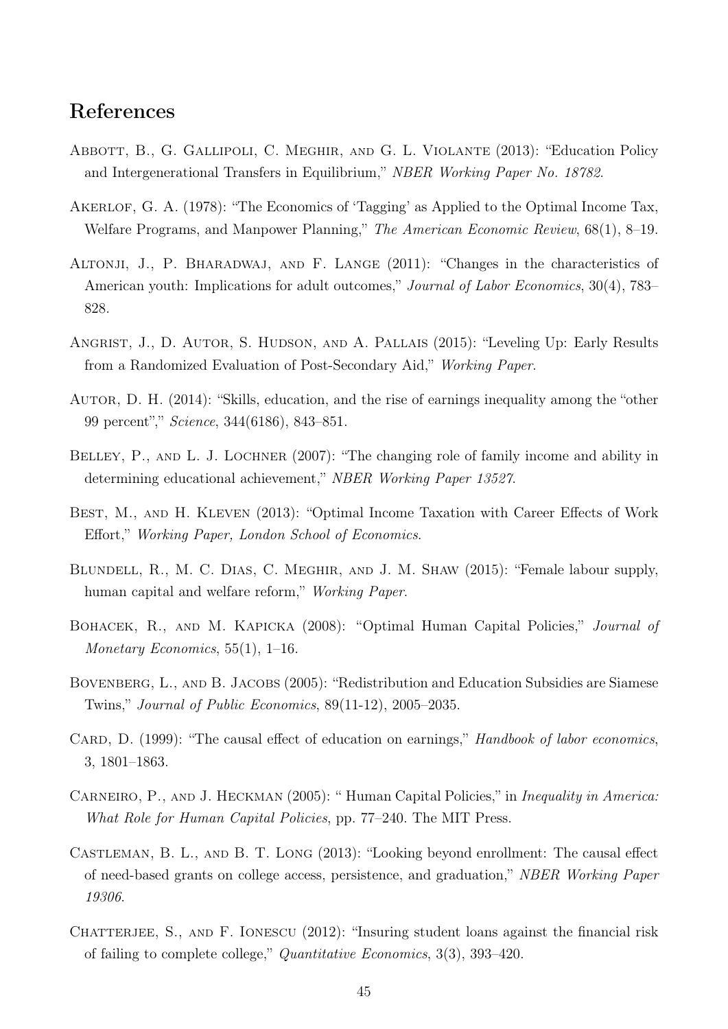# References

Abbott, B., G. Gallipoli, C. Meghir, and G. L. Violante (2013): "Education Policy and Intergenerational Transfers in Equilibrium," *NBER Working Paper No. 18782*.

Akerlof, G. A. (1978): "The Economics of 'Tagging' as Applied to the Optimal Income Tax, Welfare Programs, and Manpower Planning," *The American Economic Review*, 68(1), 8–19.

Altonji, J., P. Bharadwaj, and F. Lange (2011): "Changes in the characteristics of American youth: Implications for adult outcomes," *Journal of Labor Economics*, 30(4), 783–828.

Angrist, J., D. Autor, S. Hudson, and A. Pallais (2015): "Leveling Up: Early Results from a Randomized Evaluation of Post-Secondary Aid," *Working Paper*.

Autor, D. H. (2014): "Skills, education, and the rise of earnings inequality among the "other 99 percent"," *Science*, 344(6186), 843–851.

Belley, P., and L. J. Lochner (2007): "The changing role of family income and ability in determining educational achievement," *NBER Working Paper 13527*.

Best, M., and H. Kleven (2013): "Optimal Income Taxation with Career Effects of Work Effort," *Working Paper, London School of Economics*.

Blundell, R., M. C. Dias, C. Meghir, and J. M. Shaw (2015): "Female labour supply, human capital and welfare reform," *Working Paper*.

Bohacek, R., and M. Kapicka (2008): "Optimal Human Capital Policies," *Journal of Monetary Economics*, 55(1), 1–16.

Bovenberg, L., and B. Jacobs (2005): "Redistribution and Education Subsidies are Siamese Twins," *Journal of Public Economics*, 89(11-12), 2005–2035.

Card, D. (1999): "The causal effect of education on earnings," *Handbook of labor economics*, 3, 1801–1863.

Carneiro, P., and J. Heckman (2005): " Human Capital Policies," in *Inequality in America: What Role for Human Capital Policies*, pp. 77–240. The MIT Press.

Castleman, B. L., and B. T. Long (2013): "Looking beyond enrollment: The causal effect of need-based grants on college access, persistence, and graduation," *NBER Working Paper 19306*.

Chatterjee, S., and F. Ionescu (2012): "Insuring student loans against the financial risk of failing to complete college," *Quantitative Economics*, 3(3), 393–420.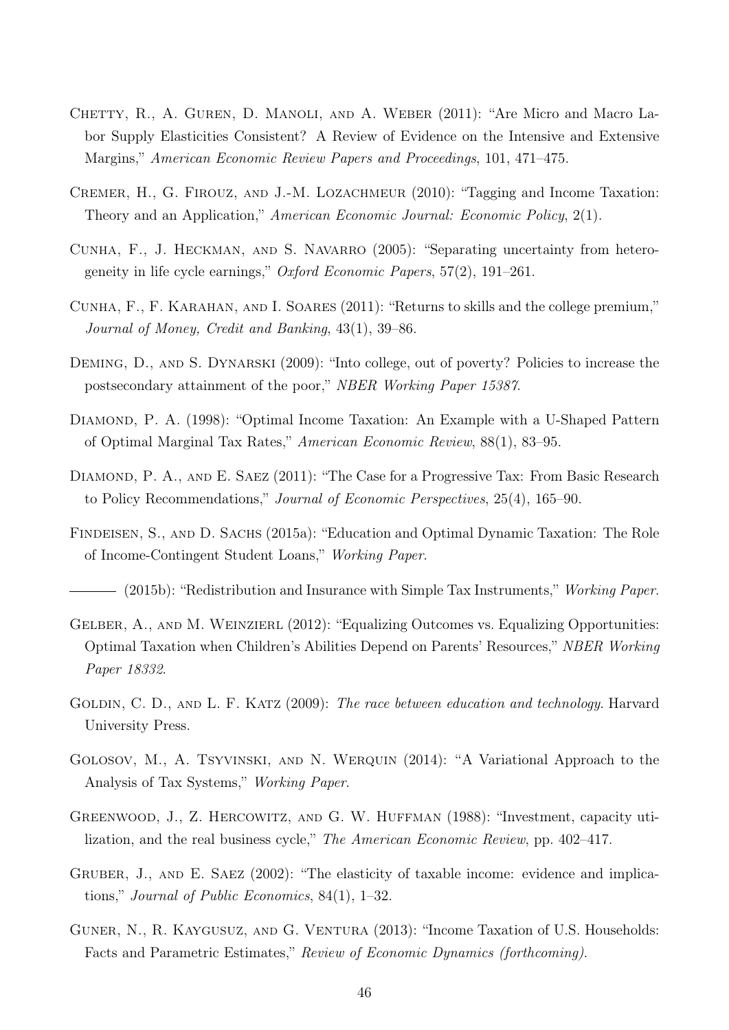Chetty, R., A. Guren, D. Manoli, and A. Weber (2011): "Are Micro and Macro Labor Supply Elasticities Consistent? A Review of Evidence on the Intensive and Extensive Margins," *American Economic Review Papers and Proceedings*, 101, 471–475.

Cremer, H., G. Firouz, and J.-M. Lozachmeur (2010): "Tagging and Income Taxation: Theory and an Application," *American Economic Journal: Economic Policy*, 2(1).

Cunha, F., J. Heckman, and S. Navarro (2005): "Separating uncertainty from heterogeneity in life cycle earnings," *Oxford Economic Papers*, 57(2), 191–261.

Cunha, F., F. Karahan, and I. Soares (2011): "Returns to skills and the college premium," *Journal of Money, Credit and Banking*, 43(1), 39–86.

Deming, D., and S. Dynarski (2009): "Into college, out of poverty? Policies to increase the postsecondary attainment of the poor," *NBER Working Paper 15387*.

Diamond, P. A. (1998): "Optimal Income Taxation: An Example with a U-Shaped Pattern of Optimal Marginal Tax Rates," *American Economic Review*, 88(1), 83–95.

Diamond, P. A., and E. Saez (2011): "The Case for a Progressive Tax: From Basic Research to Policy Recommendations," *Journal of Economic Perspectives*, 25(4), 165–90.

Findeisen, S., and D. Sachs (2015a): "Education and Optimal Dynamic Taxation: The Role of Income-Contingent Student Loans," *Working Paper*.

——— (2015b): "Redistribution and Insurance with Simple Tax Instruments," *Working Paper*.

Gelber, A., and M. Weinzierl (2012): "Equalizing Outcomes vs. Equalizing Opportunities: Optimal Taxation when Children's Abilities Depend on Parents' Resources," *NBER Working Paper 18332*.

Goldin, C. D., and L. F. Katz (2009): *The race between education and technology*. Harvard University Press.

Golosov, M., A. Tsyvinski, and N. Werquin (2014): "A Variational Approach to the Analysis of Tax Systems," *Working Paper*.

Greenwood, J., Z. Hercowitz, and G. W. Huffman (1988): "Investment, capacity utilization, and the real business cycle," *The American Economic Review*, pp. 402–417.

Gruber, J., and E. Saez (2002): "The elasticity of taxable income: evidence and implications," *Journal of Public Economics*, 84(1), 1–32.

Guner, N., R. Kaygusuz, and G. Ventura (2013): "Income Taxation of U.S. Households: Facts and Parametric Estimates," *Review of Economic Dynamics (forthcoming)*.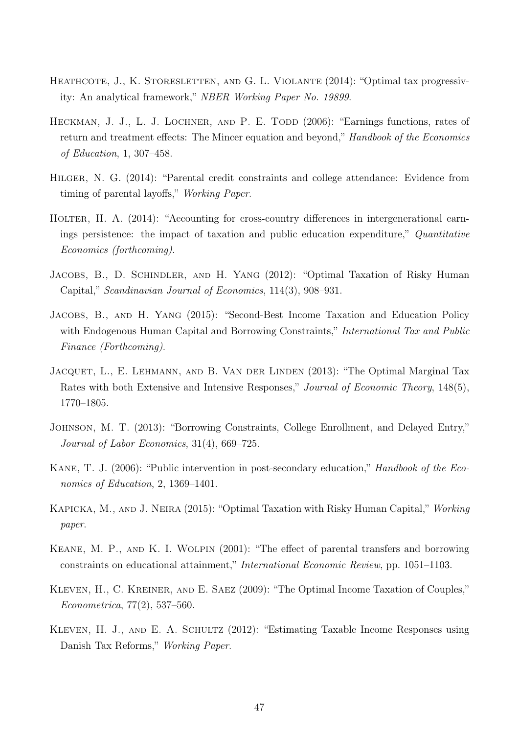Heathcote, J., K. Storesletten, and G. L. Violante (2014): "Optimal tax progressivity: An analytical framework," *NBER Working Paper No. 19899*.

Heckman, J. J., L. J. Lochner, and P. E. Todd (2006): "Earnings functions, rates of return and treatment effects: The Mincer equation and beyond," *Handbook of the Economics of Education*, 1, 307–458.

Hilger, N. G. (2014): "Parental credit constraints and college attendance: Evidence from timing of parental layoffs," *Working Paper*.

Holter, H. A. (2014): "Accounting for cross-country differences in intergenerational earnings persistence: the impact of taxation and public education expenditure," *Quantitative Economics (forthcoming)*.

Jacobs, B., D. Schindler, and H. Yang (2012): "Optimal Taxation of Risky Human Capital," *Scandinavian Journal of Economics*, 114(3), 908–931.

Jacobs, B., and H. Yang (2015): "Second-Best Income Taxation and Education Policy with Endogenous Human Capital and Borrowing Constraints," *International Tax and Public Finance (Forthcoming)*.

Jacquet, L., E. Lehmann, and B. Van der Linden (2013): "The Optimal Marginal Tax Rates with both Extensive and Intensive Responses," *Journal of Economic Theory*, 148(5), 1770–1805.

Johnson, M. T. (2013): "Borrowing Constraints, College Enrollment, and Delayed Entry," *Journal of Labor Economics*, 31(4), 669–725.

Kane, T. J. (2006): "Public intervention in post-secondary education," *Handbook of the Economics of Education*, 2, 1369–1401.

Kapicka, M., and J. Neira (2015): "Optimal Taxation with Risky Human Capital," *Working paper*.

Keane, M. P., and K. I. Wolpin (2001): "The effect of parental transfers and borrowing constraints on educational attainment," *International Economic Review*, pp. 1051–1103.

Kleven, H., C. Kreiner, and E. Saez (2009): "The Optimal Income Taxation of Couples," *Econometrica*, 77(2), 537–560.

Kleven, H. J., and E. A. Schultz (2012): "Estimating Taxable Income Responses using Danish Tax Reforms," *Working Paper*.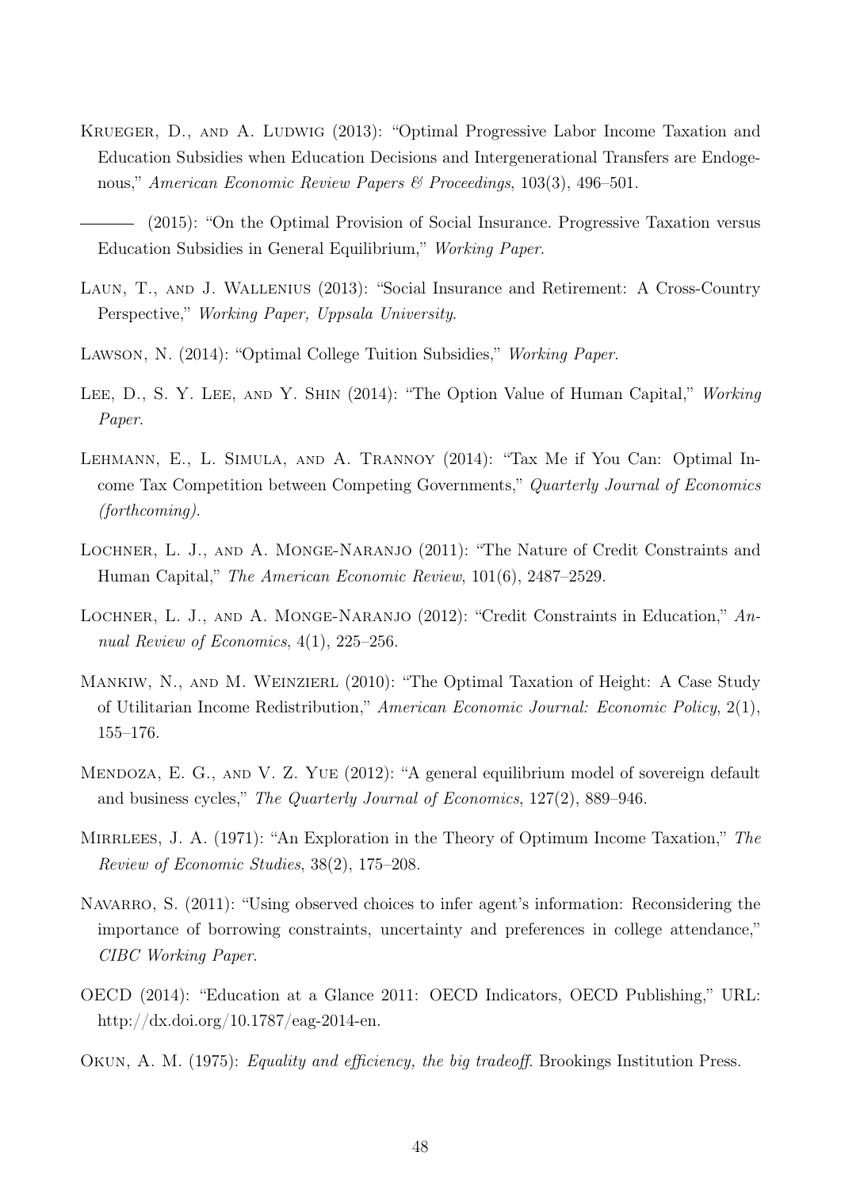Krueger, D., and A. Ludwig (2013): "Optimal Progressive Labor Income Taxation and Education Subsidies when Education Decisions and Intergenerational Transfers are Endogenous," *American Economic Review Papers & Proceedings*, 103(3), 496–501.

——— (2015): "On the Optimal Provision of Social Insurance. Progressive Taxation versus Education Subsidies in General Equilibrium," *Working Paper*.

Laun, T., and J. Wallenius (2013): "Social Insurance and Retirement: A Cross-Country Perspective," *Working Paper, Uppsala University*.

Lawson, N. (2014): "Optimal College Tuition Subsidies," *Working Paper*.

Lee, D., S. Y. Lee, and Y. Shin (2014): "The Option Value of Human Capital," *Working Paper*.

Lehmann, E., L. Simula, and A. Trannoy (2014): "Tax Me if You Can: Optimal Income Tax Competition between Competing Governments," *Quarterly Journal of Economics (forthcoming)*.

Lochner, L. J., and A. Monge-Naranjo (2011): "The Nature of Credit Constraints and Human Capital," *The American Economic Review*, 101(6), 2487–2529.

Lochner, L. J., and A. Monge-Naranjo (2012): "Credit Constraints in Education," *Annual Review of Economics*, 4(1), 225–256.

Mankiw, N., and M. Weinzierl (2010): "The Optimal Taxation of Height: A Case Study of Utilitarian Income Redistribution," *American Economic Journal: Economic Policy*, 2(1), 155–176.

Mendoza, E. G., and V. Z. Yue (2012): "A general equilibrium model of sovereign default and business cycles," *The Quarterly Journal of Economics*, 127(2), 889–946.

Mirrlees, J. A. (1971): "An Exploration in the Theory of Optimum Income Taxation," *The Review of Economic Studies*, 38(2), 175–208.

Navarro, S. (2011): "Using observed choices to infer agent's information: Reconsidering the importance of borrowing constraints, uncertainty and preferences in college attendance," *CIBC Working Paper*.

OECD (2014): "Education at a Glance 2011: OECD Indicators, OECD Publishing," URL: http://dx.doi.org/10.1787/eag-2014-en.

Okun, A. M. (1975): *Equality and efficiency, the big tradeoff*. Brookings Institution Press.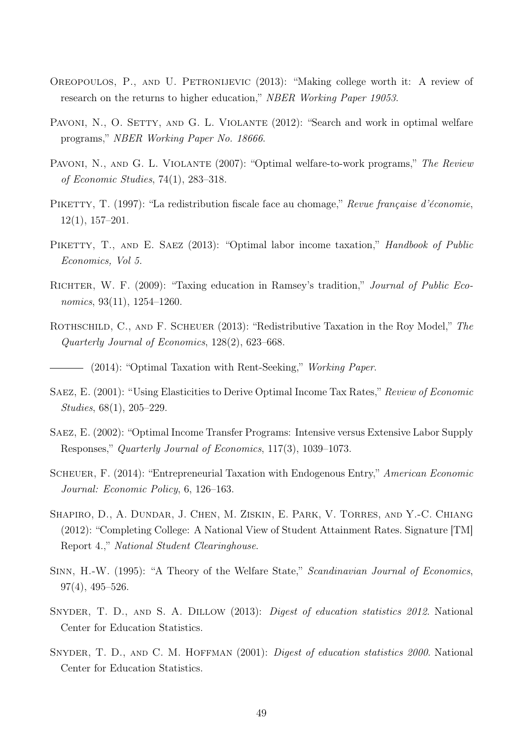Oreopoulos, P., and U. Petronijevic (2013): "Making college worth it: A review of research on the returns to higher education," *NBER Working Paper 19053*.

Pavoni, N., O. Setty, and G. L. Violante (2012): "Search and work in optimal welfare programs," *NBER Working Paper No. 18666*.

Pavoni, N., and G. L. Violante (2007): "Optimal welfare-to-work programs," *The Review of Economic Studies*, 74(1), 283–318.

Piketty, T. (1997): "La redistribution fiscale face au chomage," *Revue française d'économie*, 12(1), 157–201.

Piketty, T., and E. Saez (2013): "Optimal labor income taxation," *Handbook of Public Economics, Vol 5.*

Richter, W. F. (2009): "Taxing education in Ramsey's tradition," *Journal of Public Economics*, 93(11), 1254–1260.

Rothschild, C., and F. Scheuer (2013): "Redistributive Taxation in the Roy Model," *The Quarterly Journal of Economics*, 128(2), 623–668.

——— (2014): "Optimal Taxation with Rent-Seeking," *Working Paper*.

Saez, E. (2001): "Using Elasticities to Derive Optimal Income Tax Rates," *Review of Economic Studies*, 68(1), 205–229.

Saez, E. (2002): "Optimal Income Transfer Programs: Intensive versus Extensive Labor Supply Responses," *Quarterly Journal of Economics*, 117(3), 1039–1073.

Scheuer, F. (2014): "Entrepreneurial Taxation with Endogenous Entry," *American Economic Journal: Economic Policy*, 6, 126–163.

Shapiro, D., A. Dundar, J. Chen, M. Ziskin, E. Park, V. Torres, and Y.-C. Chiang (2012): "Completing College: A National View of Student Attainment Rates. Signature [TM] Report 4.," *National Student Clearinghouse*.

Sinn, H.-W. (1995): "A Theory of the Welfare State," *Scandinavian Journal of Economics*, 97(4), 495–526.

Snyder, T. D., and S. A. Dillow (2013): *Digest of education statistics 2012*. National Center for Education Statistics.

Snyder, T. D., and C. M. Hoffman (2001): *Digest of education statistics 2000*. National Center for Education Statistics.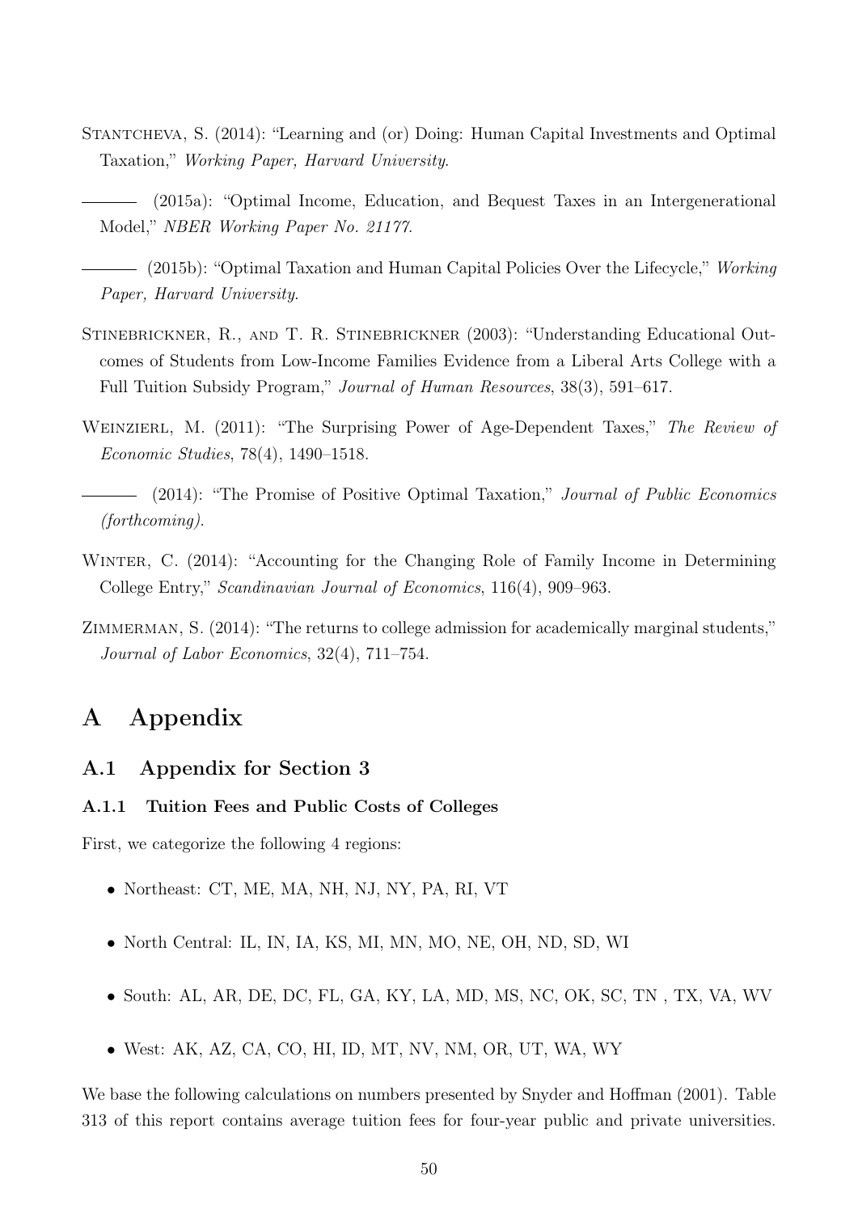Stantcheva, S. (2014): "Learning and (or) Doing: Human Capital Investments and Optimal Taxation," *Working Paper, Harvard University*.

——— (2015a): "Optimal Income, Education, and Bequest Taxes in an Intergenerational Model," *NBER Working Paper No. 21177*.

——— (2015b): "Optimal Taxation and Human Capital Policies Over the Lifecycle," *Working Paper, Harvard University*.

Stinebrickner, R., and T. R. Stinebrickner (2003): "Understanding Educational Outcomes of Students from Low-Income Families Evidence from a Liberal Arts College with a Full Tuition Subsidy Program," *Journal of Human Resources*, 38(3), 591–617.

Weinzierl, M. (2011): "The Surprising Power of Age-Dependent Taxes," *The Review of Economic Studies*, 78(4), 1490–1518.

——— (2014): "The Promise of Positive Optimal Taxation," *Journal of Public Economics (forthcoming)*.

Winter, C. (2014): "Accounting for the Changing Role of Family Income in Determining College Entry," *Scandinavian Journal of Economics*, 116(4), 909–963.

Zimmerman, S. (2014): "The returns to college admission for academically marginal students," *Journal of Labor Economics*, 32(4), 711–754.

# A Appendix

## A.1 Appendix for Section 3

### A.1.1 Tuition Fees and Public Costs of Colleges

First, we categorize the following 4 regions:

- Northeast: CT, ME, MA, NH, NJ, NY, PA, RI, VT
- North Central: IL, IN, IA, KS, MI, MN, MO, NE, OH, ND, SD, WI
- South: AL, AR, DE, DC, FL, GA, KY, LA, MD, MS, NC, OK, SC, TN , TX, VA, WV
- West: AK, AZ, CA, CO, HI, ID, MT, NV, NM, OR, UT, WA, WY

We base the following calculations on numbers presented by Snyder and Hoffman (2001). Table 313 of this report contains average tuition fees for four-year public and private universities.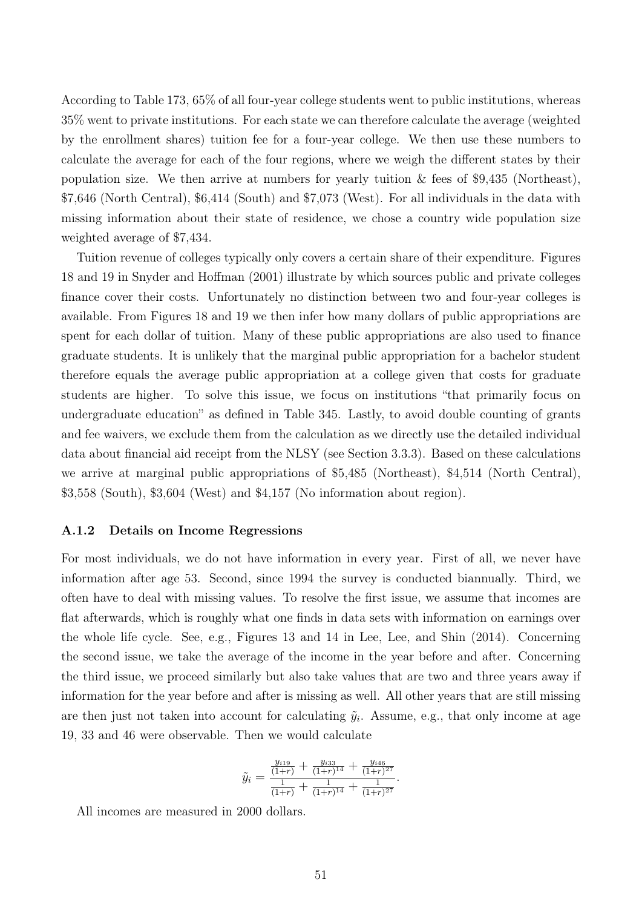According to Table 173, 65% of all four-year college students went to public institutions, whereas 35% went to private institutions. For each state we can therefore calculate the average (weighted by the enrollment shares) tuition fee for a four-year college. We then use these numbers to calculate the average for each of the four regions, where we weigh the different states by their population size. We then arrive at numbers for yearly tuition & fees of $9,435 (Northeast), $7,646 (North Central), $6,414 (South) and $7,073 (West). For all individuals in the data with missing information about their state of residence, we chose a country wide population size weighted average of $7,434.

Tuition revenue of colleges typically only covers a certain share of their expenditure. Figures 18 and 19 in Snyder and Hoffman (2001) illustrate by which sources public and private colleges finance cover their costs. Unfortunately no distinction between two and four-year colleges is available. From Figures 18 and 19 we then infer how many dollars of public appropriations are spent for each dollar of tuition. Many of these public appropriations are also used to finance graduate students. It is unlikely that the marginal public appropriation for a bachelor student therefore equals the average public appropriation at a college given that costs for graduate students are higher. To solve this issue, we focus on institutions "that primarily focus on undergraduate education" as defined in Table 345. Lastly, to avoid double counting of grants and fee waivers, we exclude them from the calculation as we directly use the detailed individual data about financial aid receipt from the NLSY (see Section 3.3.3). Based on these calculations we arrive at marginal public appropriations of $5,485 (Northeast), $4,514 (North Central), $3,558 (South), $3,604 (West) and $4,157 (No information about region).

### A.1.2 Details on Income Regressions

For most individuals, we do not have information in every year. First of all, we never have information after age 53. Second, since 1994 the survey is conducted biannually. Third, we often have to deal with missing values. To resolve the first issue, we assume that incomes are flat afterwards, which is roughly what one finds in data sets with information on earnings over the whole life cycle. See, e.g., Figures 13 and 14 in Lee, Lee, and Shin (2014). Concerning the second issue, we take the average of the income in the year before and after. Concerning the third issue, we proceed similarly but also take values that are two and three years away if information for the year before and after is missing as well. All other years that are still missing are then just not taken into account for calculating $\tilde{y}_i$. Assume, e.g., that only income at age 19, 33 and 46 were observable. Then we would calculate

$$\tilde{y}_i = \frac{\frac{y_{i19}}{(1+r)} + \frac{y_{i33}}{(1+r)^{14}} + \frac{y_{i46}}{(1+r)^{27}}}{\frac{1}{(1+r)} + \frac{1}{(1+r)^{14}} + \frac{1}{(1+r)^{27}}}.$$

All incomes are measured in 2000 dollars.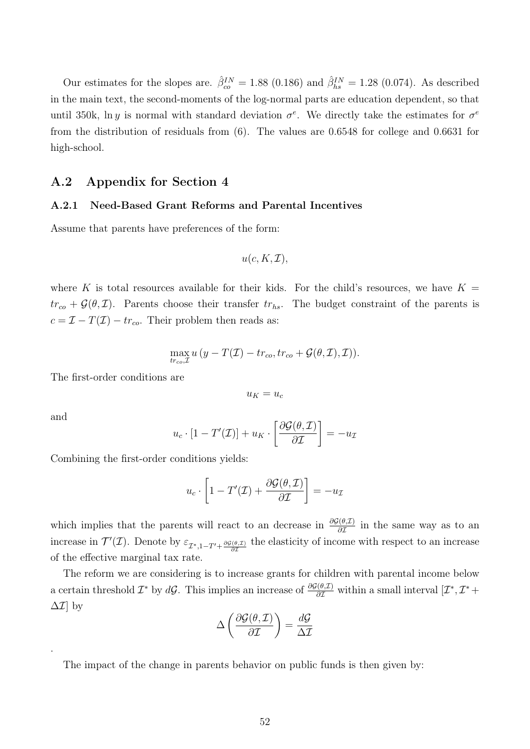Our estimates for the slopes are. $\hat{\beta}_{co}^{IN} = 1.88$ (0.186) and $\hat{\beta}_{hs}^{IN} = 1.28$ (0.074). As described in the main text, the second-moments of the log-normal parts are education dependent, so that until 350k, $\ln y$ is normal with standard deviation $\sigma^e$. We directly take the estimates for $\sigma^e$ from the distribution of residuals from (6). The values are 0.6548 for college and 0.6631 for high-school.

## A.2 Appendix for Section 4

### A.2.1 Need-Based Grant Reforms and Parental Incentives

Assume that parents have preferences of the form:

$$u(c, K, \mathcal{I}),$$

where $K$ is total resources available for their kids. For the child's resources, we have $K = tr_{co} + \mathcal{G}(\theta, \mathcal{I})$. Parents choose their transfer $tr_{hs}$. The budget constraint of the parents is $c = \mathcal{I} - T(\mathcal{I}) - tr_{co}$. Their problem then reads as:

$$\max_{tr_{co}, \mathcal{I}} u\left(y - T(\mathcal{I}) - tr_{co}, tr_{co} + \mathcal{G}(\theta, \mathcal{I}), \mathcal{I}\right)).$$

The first-order conditions are

$$u_K = u_c$$

and

$$u_c \cdot [1 - T'(\mathcal{I})] + u_K \cdot \left[\frac{\partial \mathcal{G}(\theta, \mathcal{I})}{\partial \mathcal{I}}\right] = -u_{\mathcal{I}}$$

Combining the first-order conditions yields:

$$u_c \cdot \left[1 - T'(\mathcal{I}) + \frac{\partial \mathcal{G}(\theta, \mathcal{I})}{\partial \mathcal{I}}\right] = -u_{\mathcal{I}}$$

which implies that the parents will react to an decrease in $\frac{\partial \mathcal{G}(\theta, \mathcal{I})}{\partial \mathcal{I}}$ in the same way as to an increase in $\mathcal{T}'(\mathcal{I})$. Denote by $\varepsilon_{\mathcal{I}^*, 1 - T' + \frac{\partial \mathcal{G}(\theta, \mathcal{I})}{\partial \mathcal{I}}}$ the elasticity of income with respect to an increase of the effective marginal tax rate.

The reform we are considering is to increase grants for children with parental income below a certain threshold $\mathcal{I}^*$ by $d\mathcal{G}$. This implies an increase of $\frac{\partial \mathcal{G}(\theta, \mathcal{I})}{\partial \mathcal{I}}$ within a small interval $[\mathcal{I}^*, \mathcal{I}^* + \Delta \mathcal{I}]$ by

$$\Delta \left(\frac{\partial \mathcal{G}(\theta, \mathcal{I})}{\partial \mathcal{I}}\right) = \frac{d\mathcal{G}}{\Delta \mathcal{I}}$$

.

The impact of the change in parents behavior on public funds is then given by: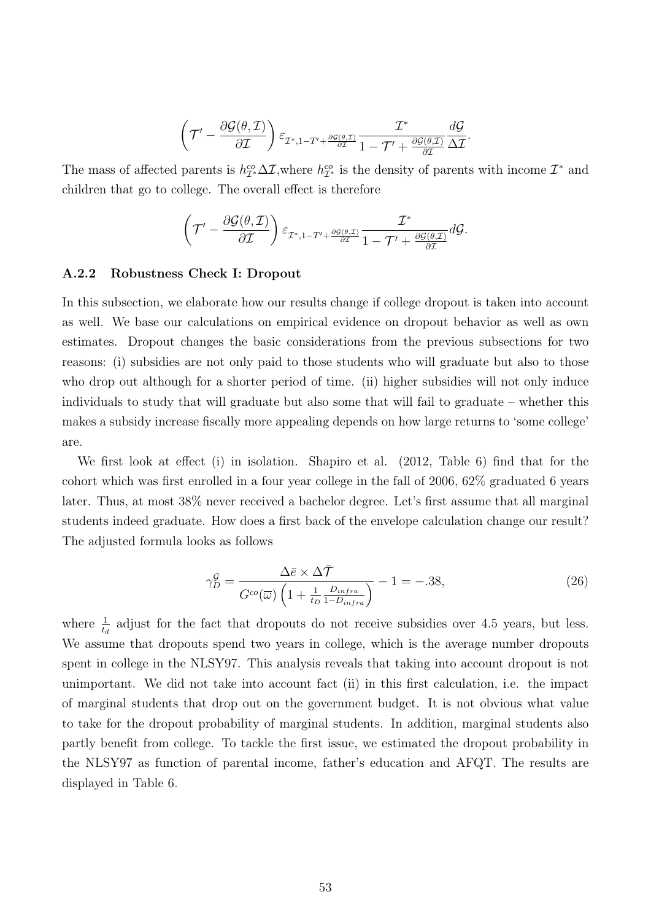$$\left(\mathcal{T}' - \frac{\partial \mathcal{G}(\theta, \mathcal{I})}{\partial \mathcal{I}}\right) \varepsilon_{\mathcal{I}^*, 1-T' + \frac{\partial \mathcal{G}(\theta, \mathcal{I})}{\partial \mathcal{I}}} \frac{\mathcal{I}^*}{1 - \mathcal{T}' + \frac{\partial \mathcal{G}(\theta, \mathcal{I})}{\partial \mathcal{I}}} \frac{d\mathcal{G}}{\Delta \mathcal{I}}.$$

The mass of affected parents is $h^{co}_{\mathcal{I}^*} \Delta \mathcal{I}$,where $h^{co}_{\mathcal{I}^*}$ is the density of parents with income $\mathcal{I}^*$ and children that go to college. The overall effect is therefore

$$\left(\mathcal{T}' - \frac{\partial \mathcal{G}(\theta, \mathcal{I})}{\partial \mathcal{I}}\right) \varepsilon_{\mathcal{I}^*, 1-T' + \frac{\partial \mathcal{G}(\theta, \mathcal{I})}{\partial \mathcal{I}}} \frac{\mathcal{I}^*}{1 - \mathcal{T}' + \frac{\partial \mathcal{G}(\theta, \mathcal{I})}{\partial \mathcal{I}}} d\mathcal{G}.$$

### A.2.2 Robustness Check I: Dropout

In this subsection, we elaborate how our results change if college dropout is taken into account as well. We base our calculations on empirical evidence on dropout behavior as well as own estimates. Dropout changes the basic considerations from the previous subsections for two reasons: (i) subsidies are not only paid to those students who will graduate but also to those who drop out although for a shorter period of time. (ii) higher subsidies will not only induce individuals to study that will graduate but also some that will fail to graduate – whether this makes a subsidy increase fiscally more appealing depends on how large returns to 'some college' are.

We first look at effect (i) in isolation. Shapiro et al. (2012, Table 6) find that for the cohort which was first enrolled in a four year college in the fall of 2006, 62% graduated 6 years later. Thus, at most 38% never received a bachelor degree. Let's first assume that all marginal students indeed graduate. How does a first back of the envelope calculation change our result? The adjusted formula looks as follows

$$\gamma^{\mathcal{G}}_D = \frac{\Delta \bar{e} \times \Delta \bar{\mathcal{T}}}{G^{co}(\overline{\omega}) \left(1 + \frac{1}{t_D} \frac{D_{infra}}{1 - D_{infra}}\right)} - 1 = -.38, \tag{26}$$

where $\frac{1}{t_d}$ adjust for the fact that dropouts do not receive subsidies over 4.5 years, but less. We assume that dropouts spend two years in college, which is the average number dropouts spent in college in the NLSY97. This analysis reveals that taking into account dropout is not unimportant. We did not take into account fact (ii) in this first calculation, i.e. the impact of marginal students that drop out on the government budget. It is not obvious what value to take for the dropout probability of marginal students. In addition, marginal students also partly benefit from college. To tackle the first issue, we estimated the dropout probability in the NLSY97 as function of parental income, father's education and AFQT. The results are displayed in Table 6.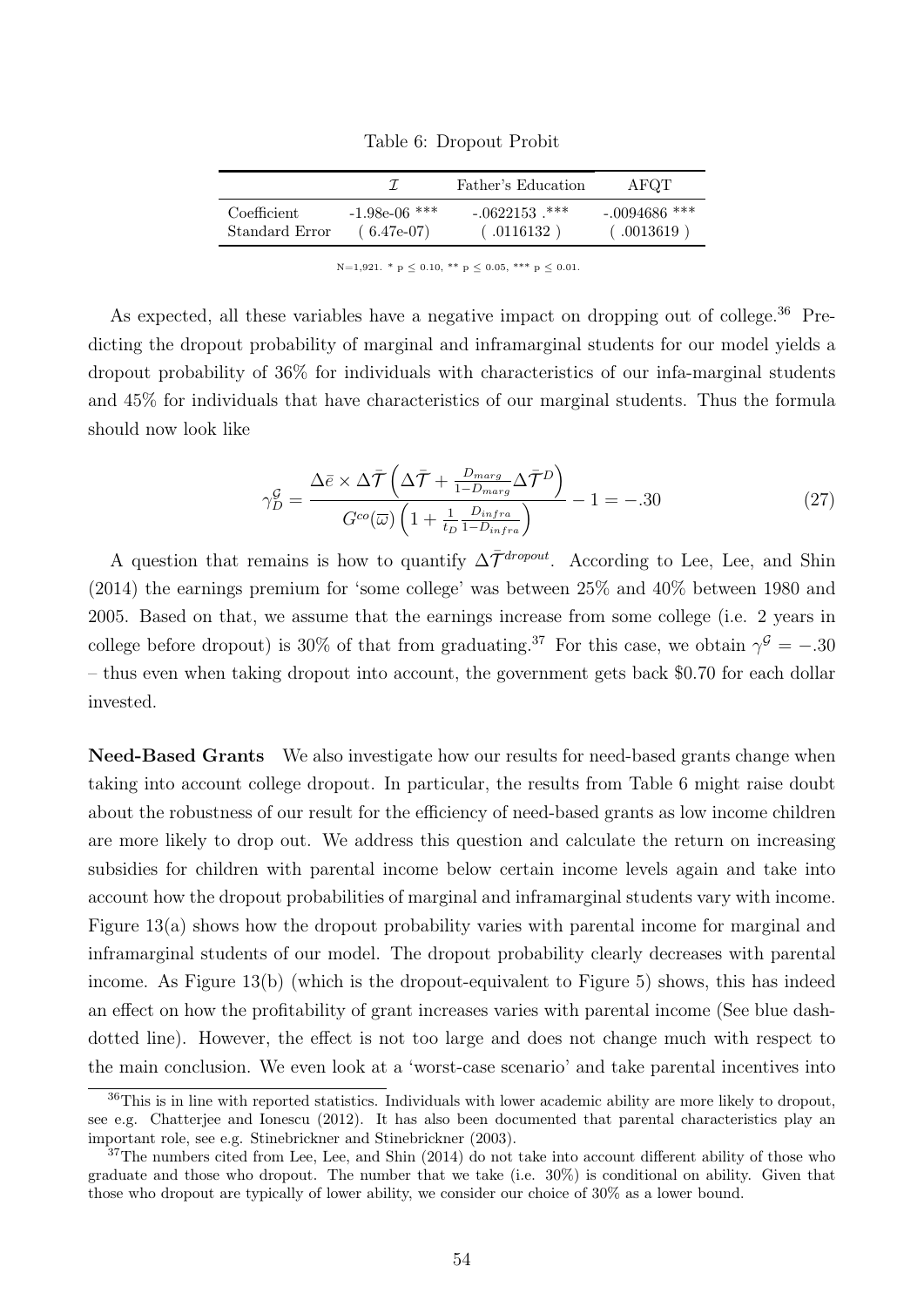Table 6: Dropout Probit

| | $\mathcal{I}$ | Father's Education | AFQT |
|---|---|---|---|
| Coefficient | -1.98e-06 *** | -.0622153 .*** | -.0094686 *** |
| Standard Error | ( 6.47e-07) | ( .0116132 ) | ( .0013619 ) |

N=1,921. * p ≤ 0.10, ** p ≤ 0.05, *** p ≤ 0.01.

As expected, all these variables have a negative impact on dropping out of college.[36] Predicting the dropout probability of marginal and inframarginal students for our model yields a dropout probability of 36% for individuals with characteristics of our infa-marginal students and 45% for individuals that have characteristics of our marginal students. Thus the formula should now look like

$$\gamma_D^{\mathcal{G}} = \frac{\Delta \bar{e} \times \Delta \bar{\mathcal{T}} \left( \Delta \bar{\mathcal{T}} + \frac{D_{marg}}{1 - D_{marg}} \Delta \bar{\mathcal{T}}^D \right)}{G^{co}(\overline{\omega}) \left( 1 + \frac{1}{t_D} \frac{D_{infra}}{1 - D_{infra}} \right)} - 1 = -.30 \tag{27}$$

A question that remains is how to quantify $\Delta \bar{\mathcal{T}}^{dropout}$. According to Lee, Lee, and Shin (2014) the earnings premium for 'some college' was between 25% and 40% between 1980 and 2005. Based on that, we assume that the earnings increase from some college (i.e. 2 years in college before dropout) is 30% of that from graduating.[37] For this case, we obtain $\gamma^{\mathcal{G}} = -.30$ – thus even when taking dropout into account, the government gets back \$0.70 for each dollar invested.

**Need-Based Grants** We also investigate how our results for need-based grants change when taking into account college dropout. In particular, the results from Table 6 might raise doubt about the robustness of our result for the efficiency of need-based grants as low income children are more likely to drop out. We address this question and calculate the return on increasing subsidies for children with parental income below certain income levels again and take into account how the dropout probabilities of marginal and inframarginal students vary with income. Figure 13(a) shows how the dropout probability varies with parental income for marginal and inframarginal students of our model. The dropout probability clearly decreases with parental income. As Figure 13(b) (which is the dropout-equivalent to Figure 5) shows, this has indeed an effect on how the profitability of grant increases varies with parental income (See blue dash-dotted line). However, the effect is not too large and does not change much with respect to the main conclusion. We even look at a 'worst-case scenario' and take parental incentives into

[36] This is in line with reported statistics. Individuals with lower academic ability are more likely to dropout, see e.g. Chatterjee and Ionescu (2012). It has also been documented that parental characteristics play an important role, see e.g. Stinebrickner and Stinebrickner (2003).

[37] The numbers cited from Lee, Lee, and Shin (2014) do not take into account different ability of those who graduate and those who dropout. The number that we take (i.e. 30%) is conditional on ability. Given that those who dropout are typically of lower ability, we consider our choice of 30% as a lower bound.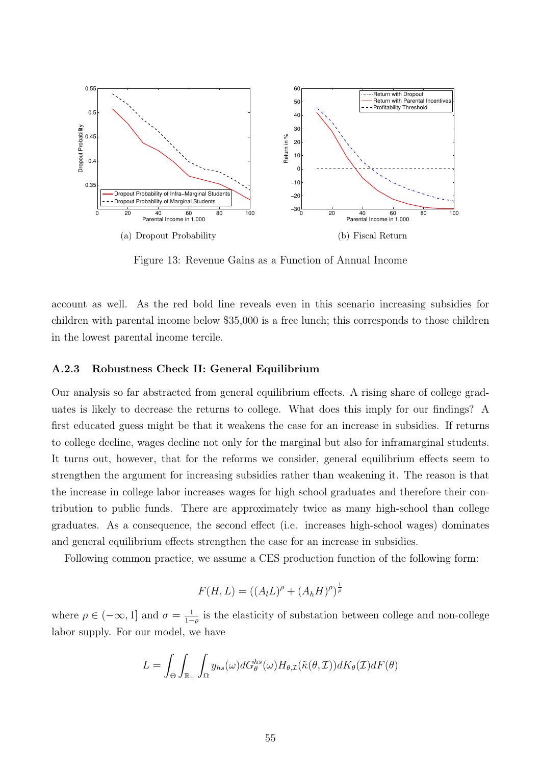(a) Dropout Probability

(b) Fiscal Return

Figure 13: Revenue Gains as a Function of Annual Income

account as well. As the red bold line reveals even in this scenario increasing subsidies for children with parental income below \$35,000 is a free lunch; this corresponds to those children in the lowest parental income tercile.

### A.2.3 Robustness Check II: General Equilibrium

Our analysis so far abstracted from general equilibrium effects. A rising share of college graduates is likely to decrease the returns to college. What does this imply for our findings? A first educated guess might be that it weakens the case for an increase in subsidies. If returns to college decline, wages decline not only for the marginal but also for inframarginal students. It turns out, however, that for the reforms we consider, general equilibrium effects seem to strengthen the argument for increasing subsidies rather than weakening it. The reason is that the increase in college labor increases wages for high school graduates and therefore their contribution to public funds. There are approximately twice as many high-school than college graduates. As a consequence, the second effect (i.e. increases high-school wages) dominates and general equilibrium effects strengthen the case for an increase in subsidies.

Following common practice, we assume a CES production function of the following form:

$$F(H, L) = ((A_l L)^\rho + (A_h H)^\rho)^{\frac{1}{\rho}}$$

where $\rho \in (-\infty, 1]$ and $\sigma = \frac{1}{1-\rho}$ is the elasticity of substation between college and non-college labor supply. For our model, we have

$$L = \int_\Theta \int_{\mathbb{R}_+} \int_\Omega y_{hs}(\omega) dG_\theta^{hs}(\omega) H_{\theta,\mathcal{I}}(\tilde{\kappa}(\theta,\mathcal{I})) dK_\theta(\mathcal{I}) dF(\theta)$$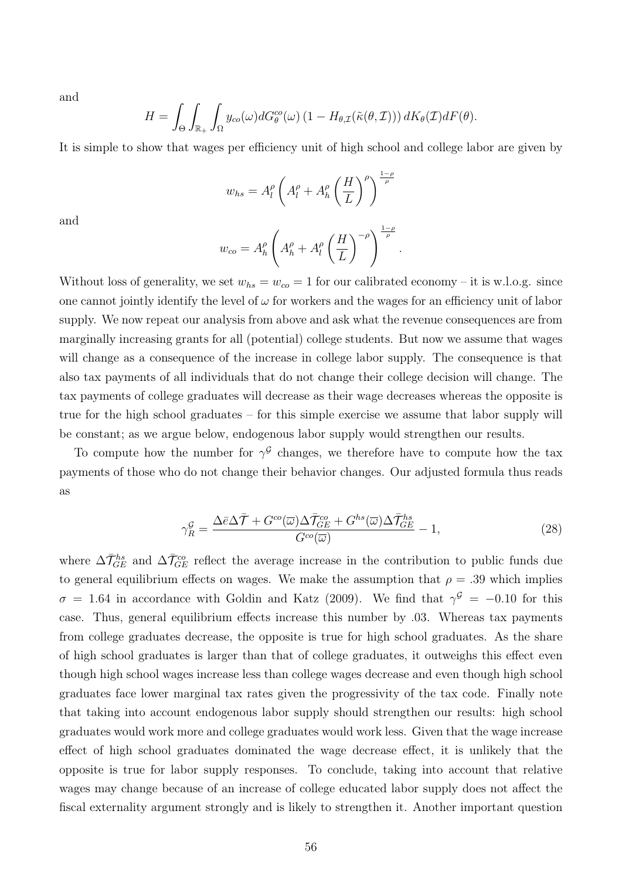and

$$H = \int_{\Theta} \int_{\mathbb{R}_+} \int_{\Omega} y_{co}(\omega) dG^{co}_{\theta}(\omega) \left(1 - H_{\theta,\mathcal{I}}(\tilde{\kappa}(\theta, \mathcal{I}))\right) dK_{\theta}(\mathcal{I}) dF(\theta).$$

It is simple to show that wages per efficiency unit of high school and college labor are given by

$$w_{hs} = A_l^{\rho} \left( A_l^{\rho} + A_h^{\rho} \left( \frac{H}{L} \right)^{\rho} \right)^{\frac{1-\rho}{\rho}}$$

and

$$w_{co} = A_h^{\rho} \left( A_h^{\rho} + A_l^{\rho} \left( \frac{H}{L} \right)^{-\rho} \right)^{\frac{1-\rho}{\rho}}.$$

Without loss of generality, we set $w_{hs} = w_{co} = 1$ for our calibrated economy – it is w.l.o.g. since one cannot jointly identify the level of $\omega$ for workers and the wages for an efficiency unit of labor supply. We now repeat our analysis from above and ask what the revenue consequences are from marginally increasing grants for all (potential) college students. But now we assume that wages will change as a consequence of the increase in college labor supply. The consequence is that also tax payments of all individuals that do not change their college decision will change. The tax payments of college graduates will decrease as their wage decreases whereas the opposite is true for the high school graduates – for this simple exercise we assume that labor supply will be constant; as we argue below, endogenous labor supply would strengthen our results.

To compute how the number for $\gamma^{\mathcal{G}}$ changes, we therefore have to compute how the tax payments of those who do not change their behavior changes. Our adjusted formula thus reads as

$$\gamma^{\mathcal{G}}_R = \frac{\Delta \bar{e} \Delta \bar{\mathcal{T}} + G^{co}(\overline{\omega}) \Delta \bar{\mathcal{T}}^{co}_{GE} + G^{hs}(\overline{\omega}) \Delta \bar{\mathcal{T}}^{hs}_{GE}}{G^{co}(\overline{\omega})} - 1, \tag{28}$$

where $\Delta \bar{\mathcal{T}}^{hs}_{GE}$ and $\Delta \bar{\mathcal{T}}^{co}_{GE}$ reflect the average increase in the contribution to public funds due to general equilibrium effects on wages. We make the assumption that $\rho = .39$ which implies $\sigma = 1.64$ in accordance with Goldin and Katz (2009). We find that $\gamma^{\mathcal{G}} = -0.10$ for this case. Thus, general equilibrium effects increase this number by .03. Whereas tax payments from college graduates decrease, the opposite is true for high school graduates. As the share of high school graduates is larger than that of college graduates, it outweighs this effect even though high school wages increase less than college wages decrease and even though high school graduates face lower marginal tax rates given the progressivity of the tax code. Finally note that taking into account endogenous labor supply should strengthen our results: high school graduates would work more and college graduates would work less. Given that the wage increase effect of high school graduates dominated the wage decrease effect, it is unlikely that the opposite is true for labor supply responses. To conclude, taking into account that relative wages may change because of an increase of college educated labor supply does not affect the fiscal externality argument strongly and is likely to strengthen it. Another important question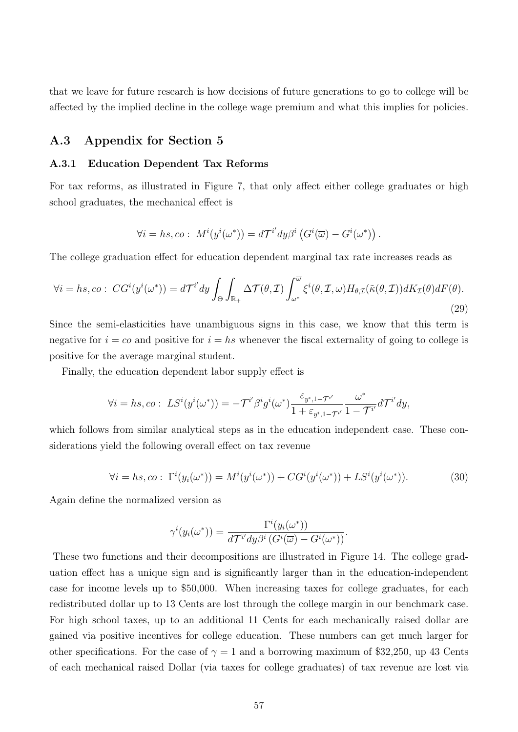that we leave for future research is how decisions of future generations to go to college will be affected by the implied decline in the college wage premium and what this implies for policies.

## A.3 Appendix for Section 5

### A.3.1 Education Dependent Tax Reforms

For tax reforms, as illustrated in Figure 7, that only affect either college graduates or high school graduates, the mechanical effect is

$$\forall i = hs, co: \; M^i(y^i(\omega^*)) = d\mathcal{T}^{i'} dy \beta^i \left( G^i(\overline{\omega}) - G^i(\omega^*) \right).$$

The college graduation effect for education dependent marginal tax rate increases reads as

$$\forall i = hs, co: \; CG^i(y^i(\omega^*)) = d\mathcal{T}^{i'} dy \int_\Theta \int_{\mathbb{R}_+} \Delta\mathcal{T}(\theta, \mathcal{I}) \int_{\omega^*}^{\overline{\omega}} \xi^i(\theta, \mathcal{I}, \omega) H_{\theta,\mathcal{I}}(\tilde{\kappa}(\theta, \mathcal{I})) dK_{\mathcal{I}}(\theta) dF(\theta). \tag{29}$$

Since the semi-elasticities have unambiguous signs in this case, we know that this term is negative for $i = co$ and positive for $i = hs$ whenever the fiscal externality of going to college is positive for the average marginal student.

Finally, the education dependent labor supply effect is

$$\forall i = hs, co: \; LS^i(y^i(\omega^*)) = -\mathcal{T}^{i'} \beta^i g^i(\omega^*) \frac{\varepsilon_{y^i, 1-\mathcal{T}^{i'}}}{1 + \varepsilon_{y^i, 1-\mathcal{T}^{i'}}} \frac{\omega^*}{1 - \mathcal{T}^{i'}} d\mathcal{T}^{i'} dy,$$

which follows from similar analytical steps as in the education independent case. These considerations yield the following overall effect on tax revenue

$$\forall i = hs, co: \; \Gamma^i(y_i(\omega^*)) = M^i(y^i(\omega^*)) + CG^i(y^i(\omega^*)) + LS^i(y^i(\omega^*)). \tag{30}$$

Again define the normalized version as

$$\gamma^i(y_i(\omega^*)) = \frac{\Gamma^i(y_i(\omega^*))}{d\mathcal{T}^{i'} dy \beta^i \left( G^i(\overline{\omega}) - G^i(\omega^*) \right)}.$$

These two functions and their decompositions are illustrated in Figure 14. The college graduation effect has a unique sign and is significantly larger than in the education-independent case for income levels up to \$50,000. When increasing taxes for college graduates, for each redistributed dollar up to 13 Cents are lost through the college margin in our benchmark case. For high school taxes, up to an additional 11 Cents for each mechanically raised dollar are gained via positive incentives for college education. These numbers can get much larger for other specifications. For the case of $\gamma = 1$ and a borrowing maximum of \$32,250, up 43 Cents of each mechanical raised Dollar (via taxes for college graduates) of tax revenue are lost via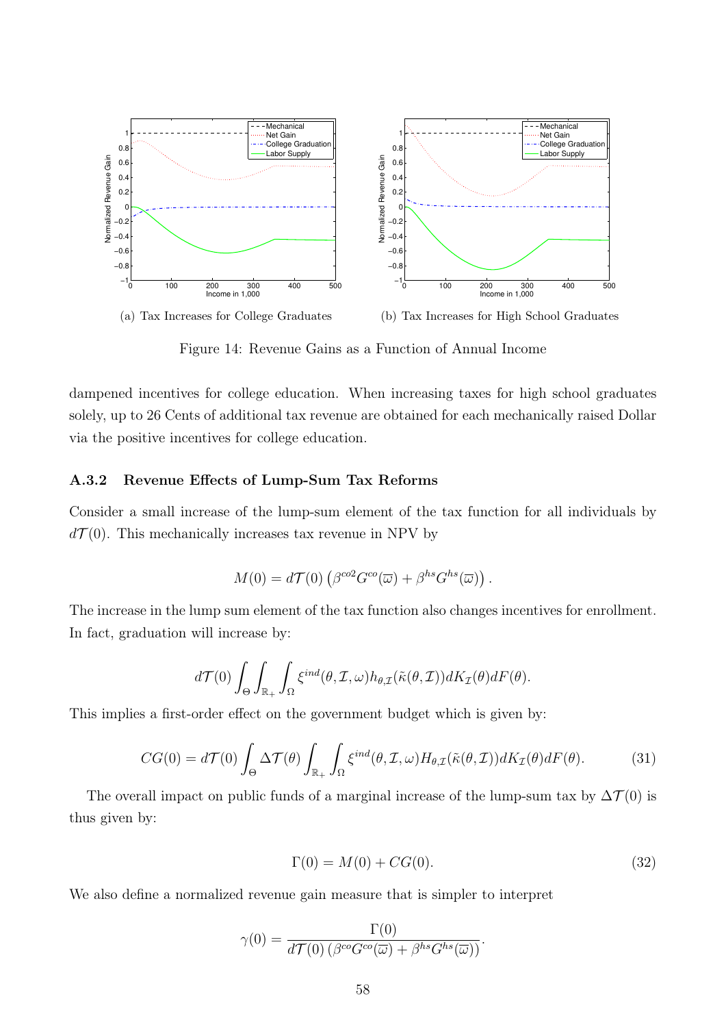(a) Tax Increases for College Graduates

(b) Tax Increases for High School Graduates

Figure 14: Revenue Gains as a Function of Annual Income

dampened incentives for college education. When increasing taxes for high school graduates solely, up to 26 Cents of additional tax revenue are obtained for each mechanically raised Dollar via the positive incentives for college education.

### A.3.2 Revenue Effects of Lump-Sum Tax Reforms

Consider a small increase of the lump-sum element of the tax function for all individuals by $d\mathcal{T}(0)$. This mechanically increases tax revenue in NPV by

$$M(0) = d\mathcal{T}(0)\left(\beta^{co2}G^{co}(\overline{\omega}) + \beta^{hs}G^{hs}(\overline{\omega})\right).$$

The increase in the lump sum element of the tax function also changes incentives for enrollment. In fact, graduation will increase by:

$$d\mathcal{T}(0)\int_{\Theta}\int_{\mathbb{R}_+}\int_{\Omega}\xi^{ind}(\theta,\mathcal{I},\omega)h_{\theta,\mathcal{I}}(\tilde{\kappa}(\theta,\mathcal{I}))dK_{\mathcal{I}}(\theta)dF(\theta).$$

This implies a first-order effect on the government budget which is given by:

$$CG(0) = d\mathcal{T}(0)\int_{\Theta}\Delta\mathcal{T}(\theta)\int_{\mathbb{R}_+}\int_{\Omega}\xi^{ind}(\theta,\mathcal{I},\omega)H_{\theta,\mathcal{I}}(\tilde{\kappa}(\theta,\mathcal{I}))dK_{\mathcal{I}}(\theta)dF(\theta). \tag{31}$$

The overall impact on public funds of a marginal increase of the lump-sum tax by $\Delta\mathcal{T}(0)$ is thus given by:

$$\Gamma(0) = M(0) + CG(0). \tag{32}$$

We also define a normalized revenue gain measure that is simpler to interpret

$$\gamma(0) = \frac{\Gamma(0)}{d\mathcal{T}(0)\left(\beta^{co}G^{co}(\overline{\omega}) + \beta^{hs}G^{hs}(\overline{\omega})\right)}.$$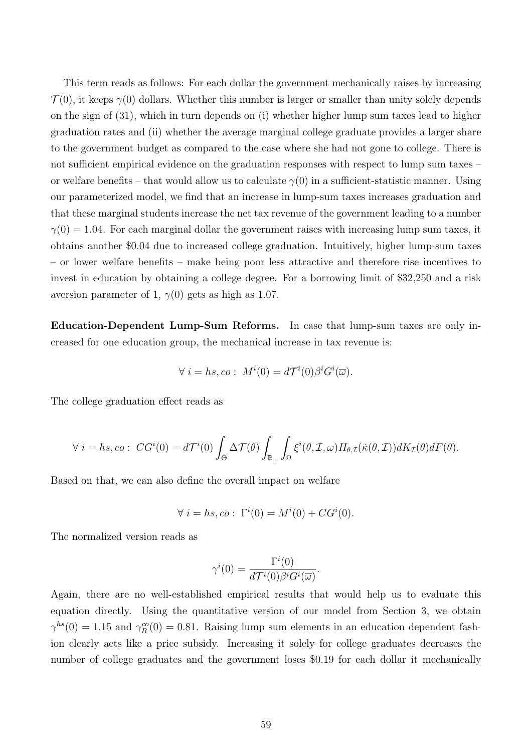This term reads as follows: For each dollar the government mechanically raises by increasing $\mathcal{T}(0)$, it keeps $\gamma(0)$ dollars. Whether this number is larger or smaller than unity solely depends on the sign of (31), which in turn depends on (i) whether higher lump sum taxes lead to higher graduation rates and (ii) whether the average marginal college graduate provides a larger share to the government budget as compared to the case where she had not gone to college. There is not sufficient empirical evidence on the graduation responses with respect to lump sum taxes – or welfare benefits – that would allow us to calculate $\gamma(0)$ in a sufficient-statistic manner. Using our parameterized model, we find that an increase in lump-sum taxes increases graduation and that these marginal students increase the net tax revenue of the government leading to a number $\gamma(0) = 1.04$. For each marginal dollar the government raises with increasing lump sum taxes, it obtains another \$0.04 due to increased college graduation. Intuitively, higher lump-sum taxes – or lower welfare benefits – make being poor less attractive and therefore rise incentives to invest in education by obtaining a college degree. For a borrowing limit of \$32,250 and a risk aversion parameter of 1, $\gamma(0)$ gets as high as 1.07.

**Education-Dependent Lump-Sum Reforms.** In case that lump-sum taxes are only increased for one education group, the mechanical increase in tax revenue is:

$$\forall\ i = hs, co:\ M^i(0) = d\mathcal{T}^i(0)\beta^i G^i(\overline{\omega}).$$

The college graduation effect reads as

$$\forall\ i = hs, co:\ CG^i(0) = d\mathcal{T}^i(0) \int_{\Theta} \Delta\mathcal{T}(\theta) \int_{\mathbb{R}_+} \int_{\Omega} \xi^i(\theta, \mathcal{I}, \omega) H_{\theta,\mathcal{I}}(\tilde{\kappa}(\theta, \mathcal{I})) dK_{\mathcal{I}}(\theta) dF(\theta).$$

Based on that, we can also define the overall impact on welfare

$$\forall\ i = hs, co:\ \Gamma^i(0) = M^i(0) + CG^i(0).$$

The normalized version reads as

$$\gamma^i(0) = \frac{\Gamma^i(0)}{d\mathcal{T}^i(0)\beta^i G^i(\overline{\omega})}.$$

Again, there are no well-established empirical results that would help us to evaluate this equation directly. Using the quantitative version of our model from Section 3, we obtain $\gamma^{hs}(0) = 1.15$ and $\gamma^{co}_R(0) = 0.81$. Raising lump sum elements in an education dependent fashion clearly acts like a price subsidy. Increasing it solely for college graduates decreases the number of college graduates and the government loses \$0.19 for each dollar it mechanically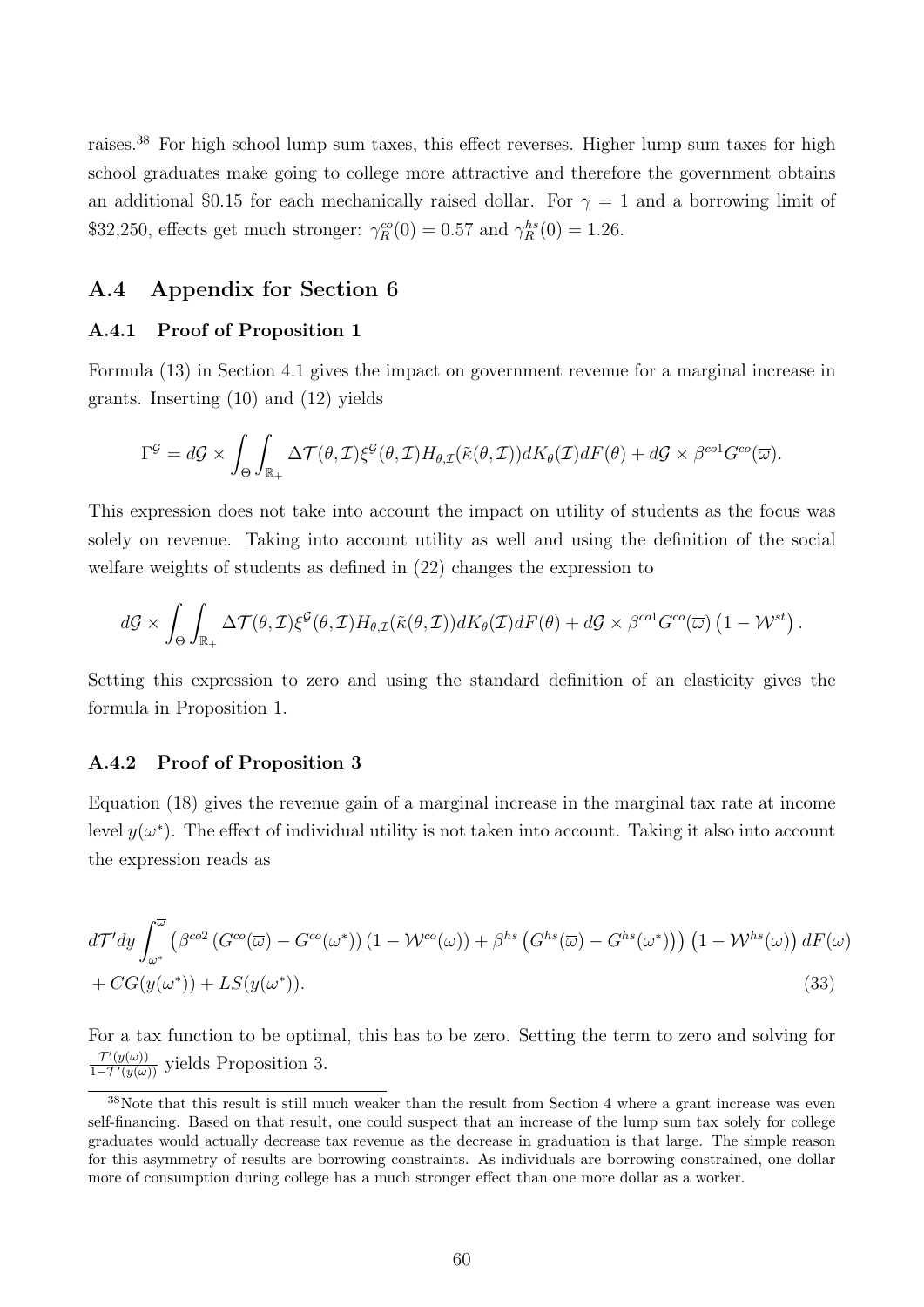raises.[38] For high school lump sum taxes, this effect reverses. Higher lump sum taxes for high school graduates make going to college more attractive and therefore the government obtains an additional \$0.15 for each mechanically raised dollar. For $\gamma = 1$ and a borrowing limit of \$32,250, effects get much stronger: $\gamma_R^{co}(0) = 0.57$ and $\gamma_R^{hs}(0) = 1.26$.

## A.4 Appendix for Section 6

### A.4.1 Proof of Proposition 1

Formula (13) in Section 4.1 gives the impact on government revenue for a marginal increase in grants. Inserting (10) and (12) yields

$$\Gamma^{\mathcal{G}} = d\mathcal{G} \times \int_{\Theta} \int_{\mathbb{R}_+} \Delta\mathcal{T}(\theta, \mathcal{I}) \xi^{\mathcal{G}}(\theta, \mathcal{I}) H_{\theta,\mathcal{I}}(\tilde{\kappa}(\theta, \mathcal{I})) dK_{\theta}(\mathcal{I}) dF(\theta) + d\mathcal{G} \times \beta^{co1} G^{co}(\overline{\omega}).$$

This expression does not take into account the impact on utility of students as the focus was solely on revenue. Taking into account utility as well and using the definition of the social welfare weights of students as defined in (22) changes the expression to

$$d\mathcal{G} \times \int_{\Theta} \int_{\mathbb{R}_+} \Delta\mathcal{T}(\theta, \mathcal{I}) \xi^{\mathcal{G}}(\theta, \mathcal{I}) H_{\theta,\mathcal{I}}(\tilde{\kappa}(\theta, \mathcal{I})) dK_{\theta}(\mathcal{I}) dF(\theta) + d\mathcal{G} \times \beta^{co1} G^{co}(\overline{\omega}) \left(1 - \mathcal{W}^{st}\right).$$

Setting this expression to zero and using the standard definition of an elasticity gives the formula in Proposition 1.

### A.4.2 Proof of Proposition 3

Equation (18) gives the revenue gain of a marginal increase in the marginal tax rate at income level $y(\omega^*)$. The effect of individual utility is not taken into account. Taking it also into account the expression reads as

$$\begin{aligned} &d\mathcal{T}' dy \int_{\omega^*}^{\overline{\omega}} \left(\beta^{co2} \left(G^{co}(\overline{\omega}) - G^{co}(\omega^*)\right) \left(1 - \mathcal{W}^{co}(\omega)\right) + \beta^{hs} \left(G^{hs}(\overline{\omega}) - G^{hs}(\omega^*)\right)\right) \left(1 - \mathcal{W}^{hs}(\omega)\right) dF(\omega) \\ &+ CG(y(\omega^*)) + LS(y(\omega^*)). \end{aligned} \tag{33}$$

For a tax function to be optimal, this has to be zero. Setting the term to zero and solving for $\frac{\mathcal{T}'(y(\omega))}{1-\mathcal{T}'(y(\omega))}$ yields Proposition 3.

[38]Note that this result is still much weaker than the result from Section 4 where a grant increase was even self-financing. Based on that result, one could suspect that an increase of the lump sum tax solely for college graduates would actually decrease tax revenue as the decrease in graduation is that large. The simple reason for this asymmetry of results are borrowing constraints. As individuals are borrowing constrained, one dollar more of consumption during college has a much stronger effect than one more dollar as a worker.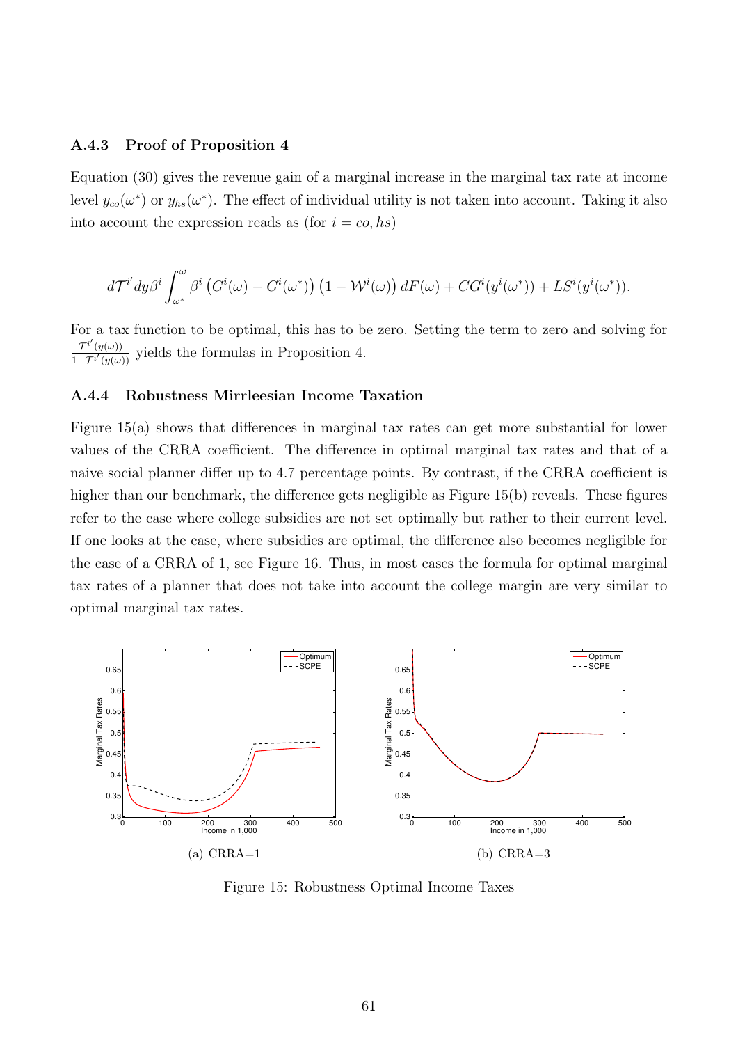### A.4.3 Proof of Proposition 4

Equation (30) gives the revenue gain of a marginal increase in the marginal tax rate at income level $y_{co}(\omega^*)$ or $y_{hs}(\omega^*)$. The effect of individual utility is not taken into account. Taking it also into account the expression reads as (for $i = co, hs$)

$$d\mathcal{T}^{i'} dy \beta^i \int_{\omega^*}^{\omega} \beta^i \left( G^i(\overline{\omega}) - G^i(\omega^*) \right) \left( 1 - \mathcal{W}^i(\omega) \right) dF(\omega) + CG^i(y^i(\omega^*)) + LS^i(y^i(\omega^*)).$$

For a tax function to be optimal, this has to be zero. Setting the term to zero and solving for $\frac{\mathcal{T}^{i'}(y(\omega))}{1-\mathcal{T}^{i'}(y(\omega))}$ yields the formulas in Proposition 4.

### A.4.4 Robustness Mirrleesian Income Taxation

Figure 15(a) shows that differences in marginal tax rates can get more substantial for lower values of the CRRA coefficient. The difference in optimal marginal tax rates and that of a naive social planner differ up to 4.7 percentage points. By contrast, if the CRRA coefficient is higher than our benchmark, the difference gets negligible as Figure 15(b) reveals. These figures refer to the case where college subsidies are not set optimally but rather to their current level. If one looks at the case, where subsidies are optimal, the difference also becomes negligible for the case of a CRRA of 1, see Figure 16. Thus, in most cases the formula for optimal marginal tax rates of a planner that does not take into account the college margin are very similar to optimal marginal tax rates.

(a) CRRA=1

(b) CRRA=3

Figure 15: Robustness Optimal Income Taxes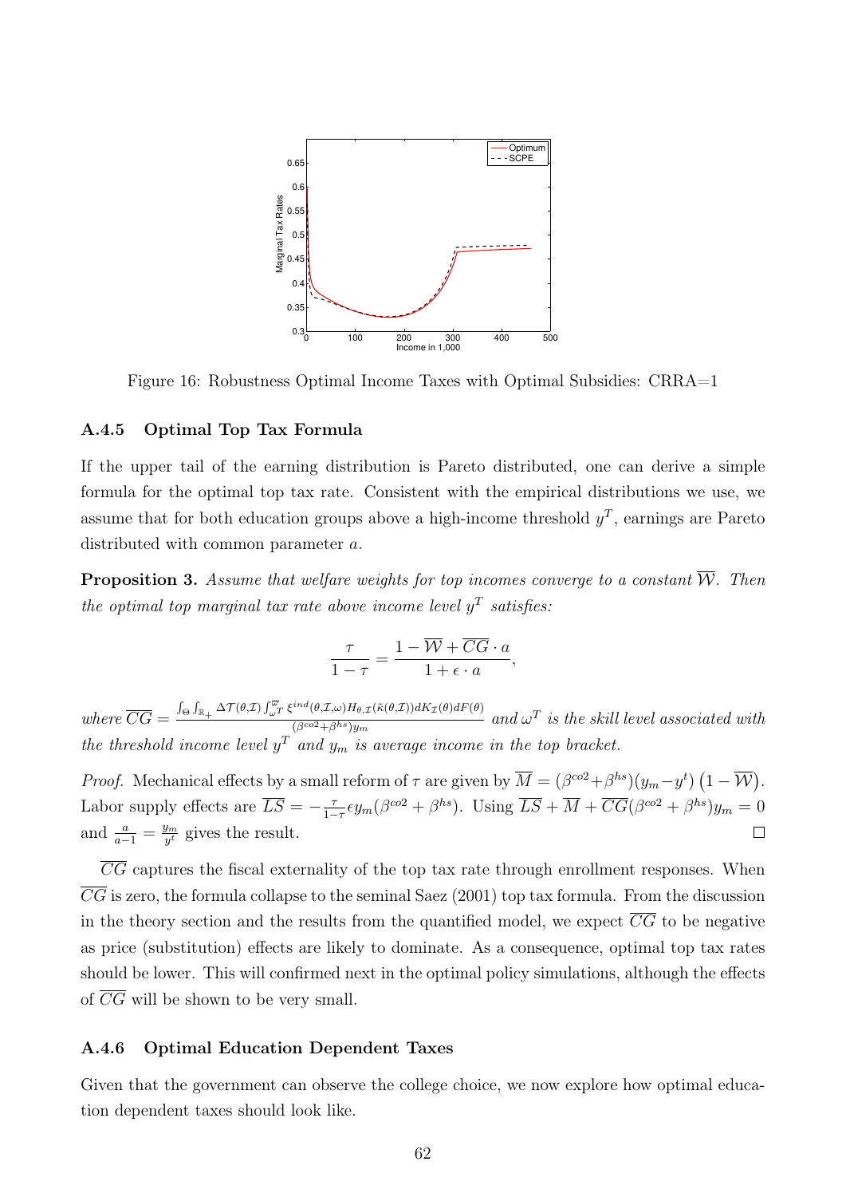Figure 16: Robustness Optimal Income Taxes with Optimal Subsidies: CRRA=1

### A.4.5 Optimal Top Tax Formula

If the upper tail of the earning distribution is Pareto distributed, one can derive a simple formula for the optimal top tax rate. Consistent with the empirical distributions we use, we assume that for both education groups above a high-income threshold $y^T$, earnings are Pareto distributed with common parameter $a$.

**Proposition 3.** *Assume that welfare weights for top incomes converge to a constant $\overline{\mathcal{W}}$. Then the optimal top marginal tax rate above income level $y^T$ satisfies:*

$$\frac{\tau}{1-\tau} = \frac{1 - \overline{\mathcal{W}} + \overline{CG} \cdot a}{1 + \epsilon \cdot a},$$

*where* $\overline{CG} = \frac{\int_\Theta \int_{\mathbb{R}_+} \Delta \mathcal{T}(\theta, \mathcal{I}) \int_{\omega^T}^{\overline{\omega}} \xi^{ind}(\theta, \mathcal{I}, \omega) H_{\theta, \mathcal{I}}(\tilde{\kappa}(\theta, \mathcal{I})) dK_{\mathcal{I}}(\theta) dF(\theta)}{(\beta^{co2} + \beta^{hs}) y_m}$ *and $\omega^T$ is the skill level associated with the threshold income level $y^T$ and $y_m$ is average income in the top bracket.*

*Proof.* Mechanical effects by a small reform of $\tau$ are given by $\overline{M} = (\beta^{co2} + \beta^{hs})(y_m - y^t)\left(1 - \overline{\mathcal{W}}\right)$. Labor supply effects are $\overline{LS} = -\frac{\tau}{1-\tau} \epsilon y_m (\beta^{co2} + \beta^{hs})$. Using $\overline{LS} + \overline{M} + \overline{CG}(\beta^{co2} + \beta^{hs}) y_m = 0$ and $\frac{a}{a-1} = \frac{y_m}{y^t}$ gives the result. □

$\overline{CG}$ captures the fiscal externality of the top tax rate through enrollment responses. When $\overline{CG}$ is zero, the formula collapse to the seminal Saez (2001) top tax formula. From the discussion in the theory section and the results from the quantified model, we expect $\overline{CG}$ to be negative as price (substitution) effects are likely to dominate. As a consequence, optimal top tax rates should be lower. This will confirmed next in the optimal policy simulations, although the effects of $\overline{CG}$ will be shown to be very small.

### A.4.6 Optimal Education Dependent Taxes

Given that the government can observe the college choice, we now explore how optimal education dependent taxes should look like.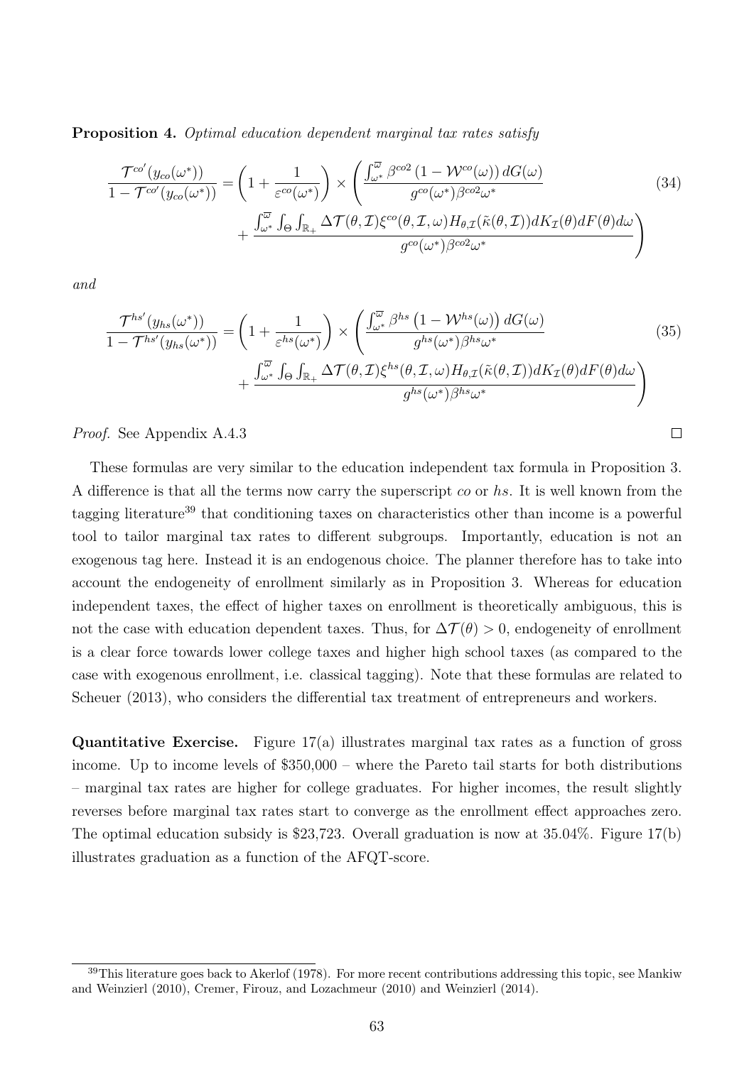**Proposition 4.** *Optimal education dependent marginal tax rates satisfy*

$$
\begin{aligned}
\frac{\mathcal{T}^{co\prime}(y_{co}(\omega^*))}{1-\mathcal{T}^{co\prime}(y_{co}(\omega^*))} = \left(1+\frac{1}{\varepsilon^{co}(\omega^*)}\right) \times \Bigg( &\frac{\int_{\omega^*}^{\overline{\omega}} \beta^{co2}\left(1-\mathcal{W}^{co}(\omega)\right) dG(\omega)}{g^{co}(\omega^*)\beta^{co2}\omega^*} \\
&+ \frac{\int_{\omega^*}^{\overline{\omega}} \int_{\Theta}\int_{\mathbb{R}_+} \Delta\mathcal{T}(\theta,\mathcal{I})\xi^{co}(\theta,\mathcal{I},\omega) H_{\theta,\mathcal{I}}(\tilde{\kappa}(\theta,\mathcal{I})) dK_{\mathcal{I}}(\theta) dF(\theta) d\omega}{g^{co}(\omega^*)\beta^{co2}\omega^*}\Bigg)
\end{aligned}
\tag{34}
$$

*and*

$$
\begin{aligned}
\frac{\mathcal{T}^{hs\prime}(y_{hs}(\omega^*))}{1-\mathcal{T}^{hs\prime}(y_{hs}(\omega^*))} = \left(1+\frac{1}{\varepsilon^{hs}(\omega^*)}\right) \times \Bigg( &\frac{\int_{\omega^*}^{\overline{\omega}} \beta^{hs}\left(1-\mathcal{W}^{hs}(\omega)\right) dG(\omega)}{g^{hs}(\omega^*)\beta^{hs}\omega^*} \\
&+ \frac{\int_{\omega^*}^{\overline{\omega}} \int_{\Theta}\int_{\mathbb{R}_+} \Delta\mathcal{T}(\theta,\mathcal{I})\xi^{hs}(\theta,\mathcal{I},\omega) H_{\theta,\mathcal{I}}(\tilde{\kappa}(\theta,\mathcal{I})) dK_{\mathcal{I}}(\theta) dF(\theta) d\omega}{g^{hs}(\omega^*)\beta^{hs}\omega^*}\Bigg)
\end{aligned}
\tag{35}
$$

*Proof.* See Appendix A.4.3 □

These formulas are very similar to the education independent tax formula in Proposition 3. A difference is that all the terms now carry the superscript *co* or *hs*. It is well known from the tagging literature[39] that conditioning taxes on characteristics other than income is a powerful tool to tailor marginal tax rates to different subgroups. Importantly, education is not an exogenous tag here. Instead it is an endogenous choice. The planner therefore has to take into account the endogeneity of enrollment similarly as in Proposition 3. Whereas for education independent taxes, the effect of higher taxes on enrollment is theoretically ambiguous, this is not the case with education dependent taxes. Thus, for $\Delta\mathcal{T}(\theta) > 0$, endogeneity of enrollment is a clear force towards lower college taxes and higher high school taxes (as compared to the case with exogenous enrollment, i.e. classical tagging). Note that these formulas are related to Scheuer (2013), who considers the differential tax treatment of entrepreneurs and workers.

**Quantitative Exercise.** Figure 17(a) illustrates marginal tax rates as a function of gross income. Up to income levels of \$350,000 – where the Pareto tail starts for both distributions – marginal tax rates are higher for college graduates. For higher incomes, the result slightly reverses before marginal tax rates start to converge as the enrollment effect approaches zero. The optimal education subsidy is \$23,723. Overall graduation is now at 35.04%. Figure 17(b) illustrates graduation as a function of the AFQT-score.

[39] This literature goes back to Akerlof (1978). For more recent contributions addressing this topic, see Mankiw and Weinzierl (2010), Cremer, Firouz, and Lozachmeur (2010) and Weinzierl (2014).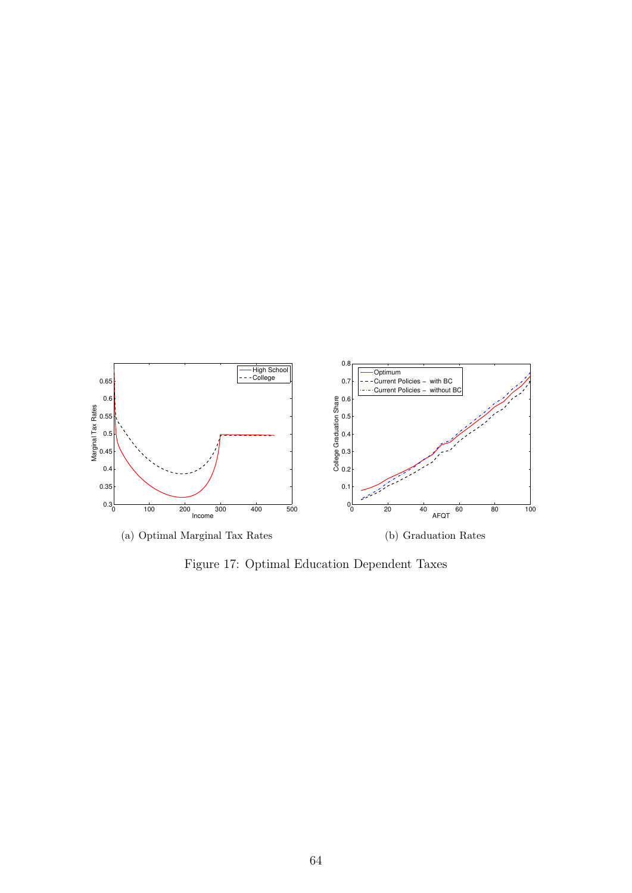Marginal Tax Rates

0.65
0.6
0.55
0.5
0.45
0.4
0.35
0.3

0
100
200
300
400
500

Income

High School
College

(a) Optimal Marginal Tax Rates

College Graduation Share

0.8
0.7
0.6
0.5
0.4
0.3
0.2
0.1
0

0
20
40
60
80
100

AFQT

Optimum
Current Policies – with BC
Current Policies – without BC

(b) Graduation Rates

Figure 17: Optimal Education Dependent Taxes